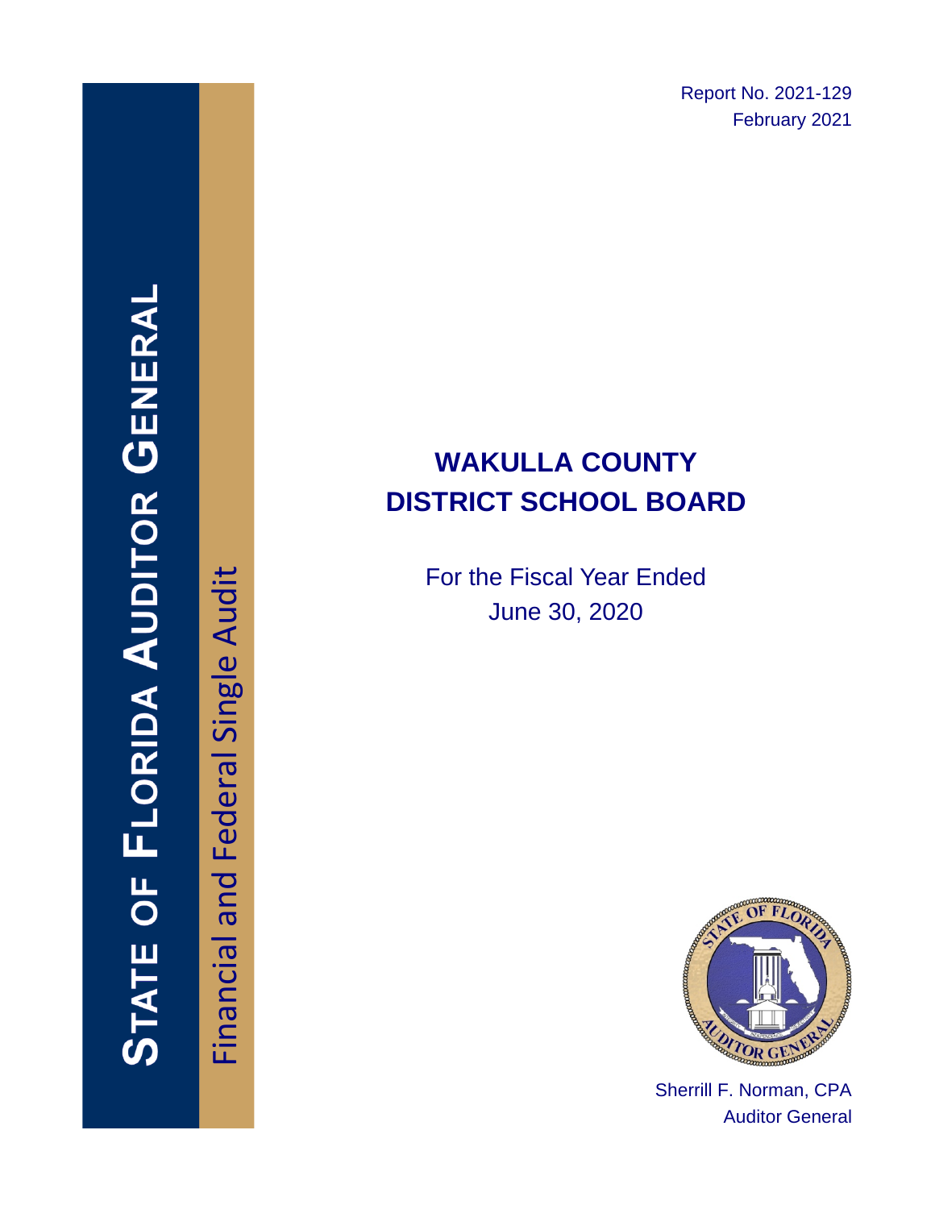Report No. 2021-129
February 2021

# STATE OF FLORIDA AUDITOR GENERAL

Financial and Federal Single Audit

# WAKULLA COUNTY DISTRICT SCHOOL BOARD

For the Fiscal Year Ended
June 30, 2020

Sherrill F. Norman, CPA
Auditor General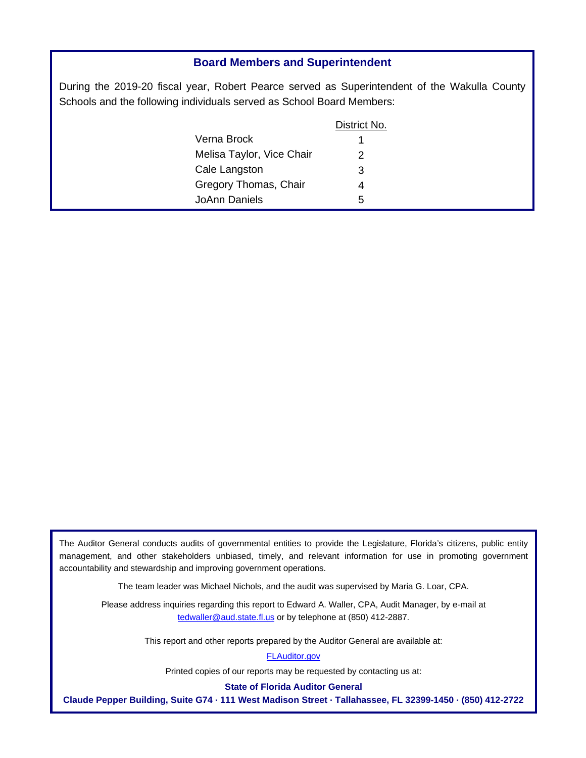## Board Members and Superintendent

During the 2019-20 fiscal year, Robert Pearce served as Superintendent of the Wakulla County Schools and the following individuals served as School Board Members:

| | District No. |
|---|---|
| Verna Brock | 1 |
| Melisa Taylor, Vice Chair | 2 |
| Cale Langston | 3 |
| Gregory Thomas, Chair | 4 |
| JoAnn Daniels | 5 |

The Auditor General conducts audits of governmental entities to provide the Legislature, Florida's citizens, public entity management, and other stakeholders unbiased, timely, and relevant information for use in promoting government accountability and stewardship and improving government operations.

The team leader was Michael Nichols, and the audit was supervised by Maria G. Loar, CPA.

Please address inquiries regarding this report to Edward A. Waller, CPA, Audit Manager, by e-mail at tedwaller@aud.state.fl.us or by telephone at (850) 412-2887.

This report and other reports prepared by the Auditor General are available at:

FLAuditor.gov

Printed copies of our reports may be requested by contacting us at:

**State of Florida Auditor General**

**Claude Pepper Building, Suite G74 · 111 West Madison Street · Tallahassee, FL 32399-1450 · (850) 412-2722**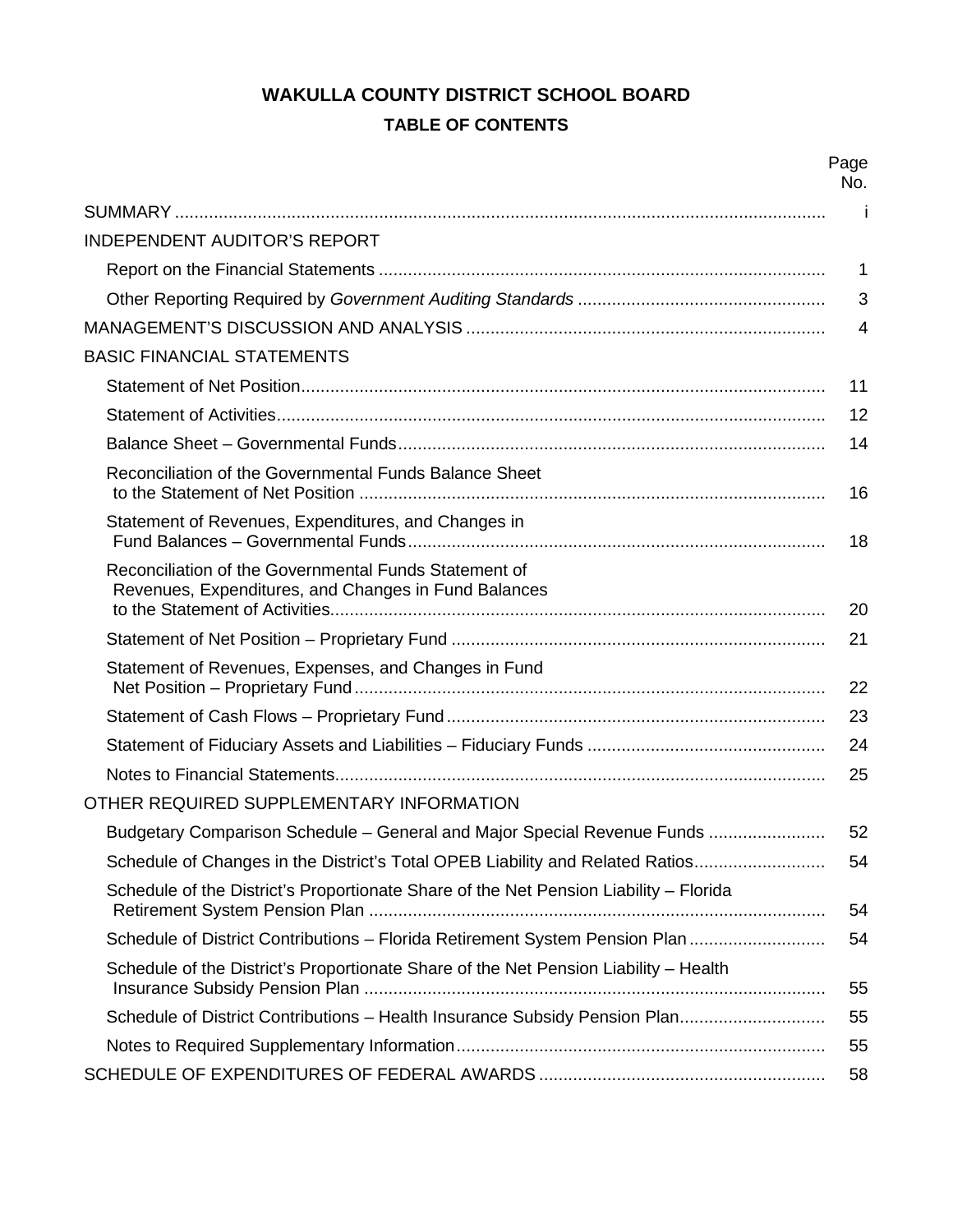# WAKULLA COUNTY DISTRICT SCHOOL BOARD

## TABLE OF CONTENTS

| | Page No. |
|---|---|
| SUMMARY | i |
| INDEPENDENT AUDITOR'S REPORT | |
| Report on the Financial Statements | 1 |
| Other Reporting Required by *Government Auditing Standards* | 3 |
| MANAGEMENT'S DISCUSSION AND ANALYSIS | 4 |
| BASIC FINANCIAL STATEMENTS | |
| Statement of Net Position | 11 |
| Statement of Activities | 12 |
| Balance Sheet – Governmental Funds | 14 |
| Reconciliation of the Governmental Funds Balance Sheet to the Statement of Net Position | 16 |
| Statement of Revenues, Expenditures, and Changes in Fund Balances – Governmental Funds | 18 |
| Reconciliation of the Governmental Funds Statement of Revenues, Expenditures, and Changes in Fund Balances to the Statement of Activities | 20 |
| Statement of Net Position – Proprietary Fund | 21 |
| Statement of Revenues, Expenses, and Changes in Fund Net Position – Proprietary Fund | 22 |
| Statement of Cash Flows – Proprietary Fund | 23 |
| Statement of Fiduciary Assets and Liabilities – Fiduciary Funds | 24 |
| Notes to Financial Statements | 25 |
| OTHER REQUIRED SUPPLEMENTARY INFORMATION | |
| Budgetary Comparison Schedule – General and Major Special Revenue Funds | 52 |
| Schedule of Changes in the District's Total OPEB Liability and Related Ratios | 54 |
| Schedule of the District's Proportionate Share of the Net Pension Liability – Florida Retirement System Pension Plan | 54 |
| Schedule of District Contributions – Florida Retirement System Pension Plan | 54 |
| Schedule of the District's Proportionate Share of the Net Pension Liability – Health Insurance Subsidy Pension Plan | 55 |
| Schedule of District Contributions – Health Insurance Subsidy Pension Plan | 55 |
| Notes to Required Supplementary Information | 55 |
| SCHEDULE OF EXPENDITURES OF FEDERAL AWARDS | 58 |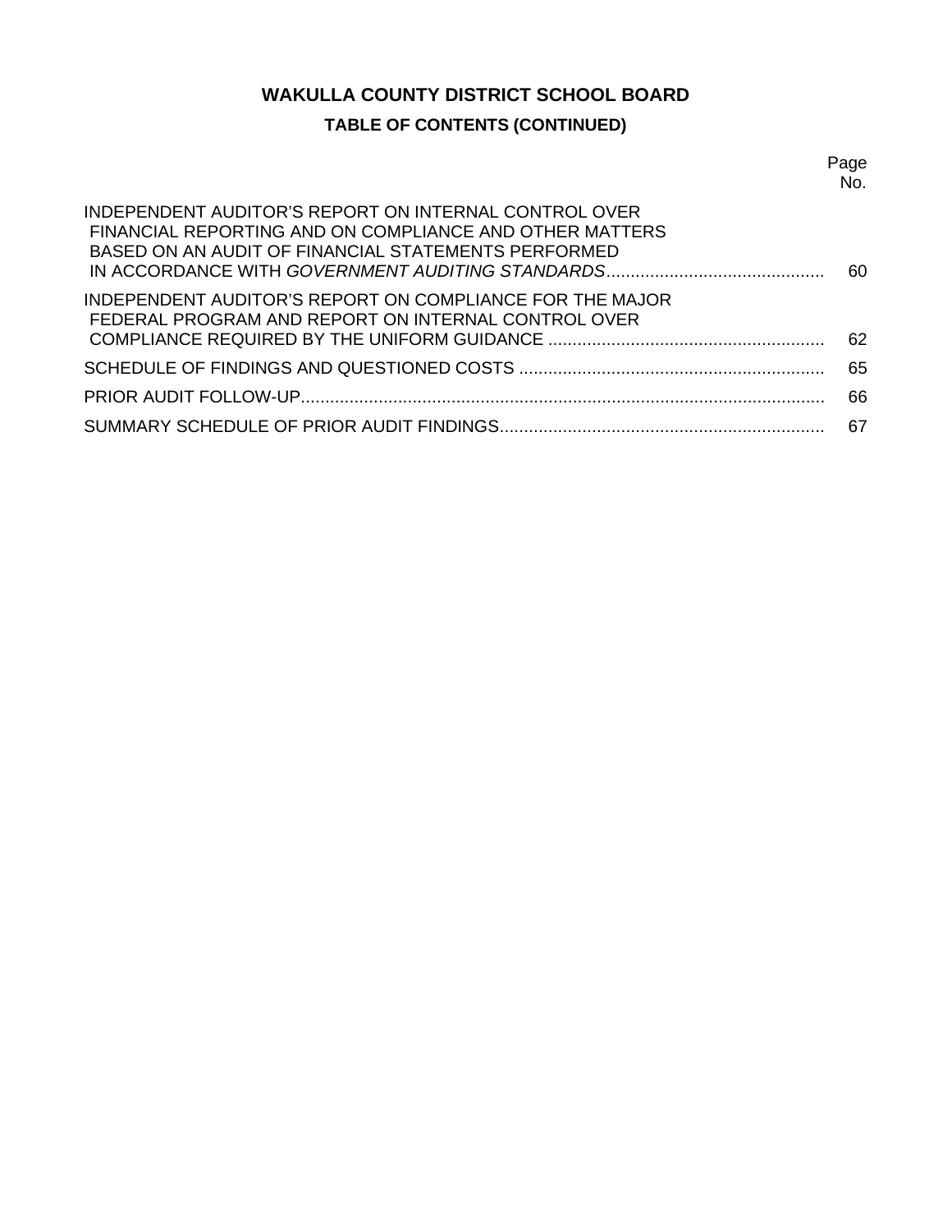# WAKULLA COUNTY DISTRICT SCHOOL BOARD

## TABLE OF CONTENTS (CONTINUED)

| | Page No. |
|---|---|
| INDEPENDENT AUDITOR'S REPORT ON INTERNAL CONTROL OVER FINANCIAL REPORTING AND ON COMPLIANCE AND OTHER MATTERS BASED ON AN AUDIT OF FINANCIAL STATEMENTS PERFORMED IN ACCORDANCE WITH *GOVERNMENT AUDITING STANDARDS* | 60 |
| INDEPENDENT AUDITOR'S REPORT ON COMPLIANCE FOR THE MAJOR FEDERAL PROGRAM AND REPORT ON INTERNAL CONTROL OVER COMPLIANCE REQUIRED BY THE UNIFORM GUIDANCE | 62 |
| SCHEDULE OF FINDINGS AND QUESTIONED COSTS | 65 |
| PRIOR AUDIT FOLLOW-UP | 66 |
| SUMMARY SCHEDULE OF PRIOR AUDIT FINDINGS | 67 |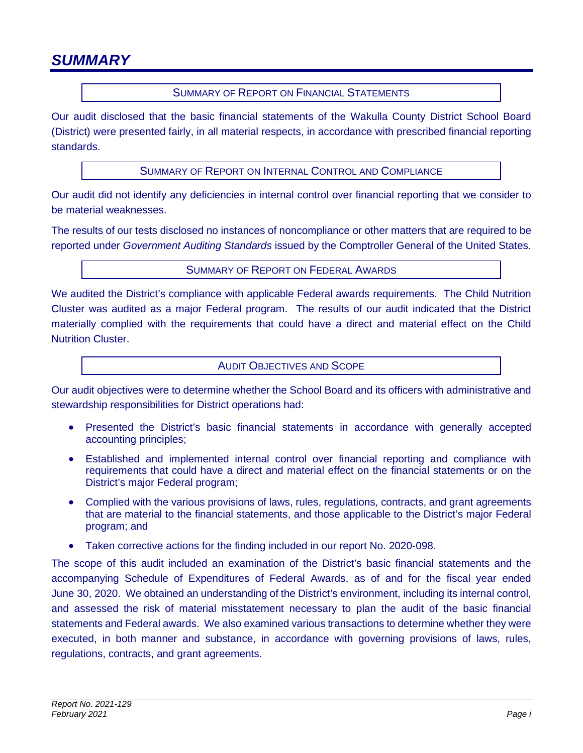# *SUMMARY*

### SUMMARY OF REPORT ON FINANCIAL STATEMENTS

Our audit disclosed that the basic financial statements of the Wakulla County District School Board (District) were presented fairly, in all material respects, in accordance with prescribed financial reporting standards.

### SUMMARY OF REPORT ON INTERNAL CONTROL AND COMPLIANCE

Our audit did not identify any deficiencies in internal control over financial reporting that we consider to be material weaknesses.

The results of our tests disclosed no instances of noncompliance or other matters that are required to be reported under *Government Auditing Standards* issued by the Comptroller General of the United States.

### SUMMARY OF REPORT ON FEDERAL AWARDS

We audited the District's compliance with applicable Federal awards requirements. The Child Nutrition Cluster was audited as a major Federal program. The results of our audit indicated that the District materially complied with the requirements that could have a direct and material effect on the Child Nutrition Cluster.

### AUDIT OBJECTIVES AND SCOPE

Our audit objectives were to determine whether the School Board and its officers with administrative and stewardship responsibilities for District operations had:

- Presented the District's basic financial statements in accordance with generally accepted accounting principles;
- Established and implemented internal control over financial reporting and compliance with requirements that could have a direct and material effect on the financial statements or on the District's major Federal program;
- Complied with the various provisions of laws, rules, regulations, contracts, and grant agreements that are material to the financial statements, and those applicable to the District's major Federal program; and
- Taken corrective actions for the finding included in our report No. 2020-098.

The scope of this audit included an examination of the District's basic financial statements and the accompanying Schedule of Expenditures of Federal Awards, as of and for the fiscal year ended June 30, 2020. We obtained an understanding of the District's environment, including its internal control, and assessed the risk of material misstatement necessary to plan the audit of the basic financial statements and Federal awards. We also examined various transactions to determine whether they were executed, in both manner and substance, in accordance with governing provisions of laws, rules, regulations, contracts, and grant agreements.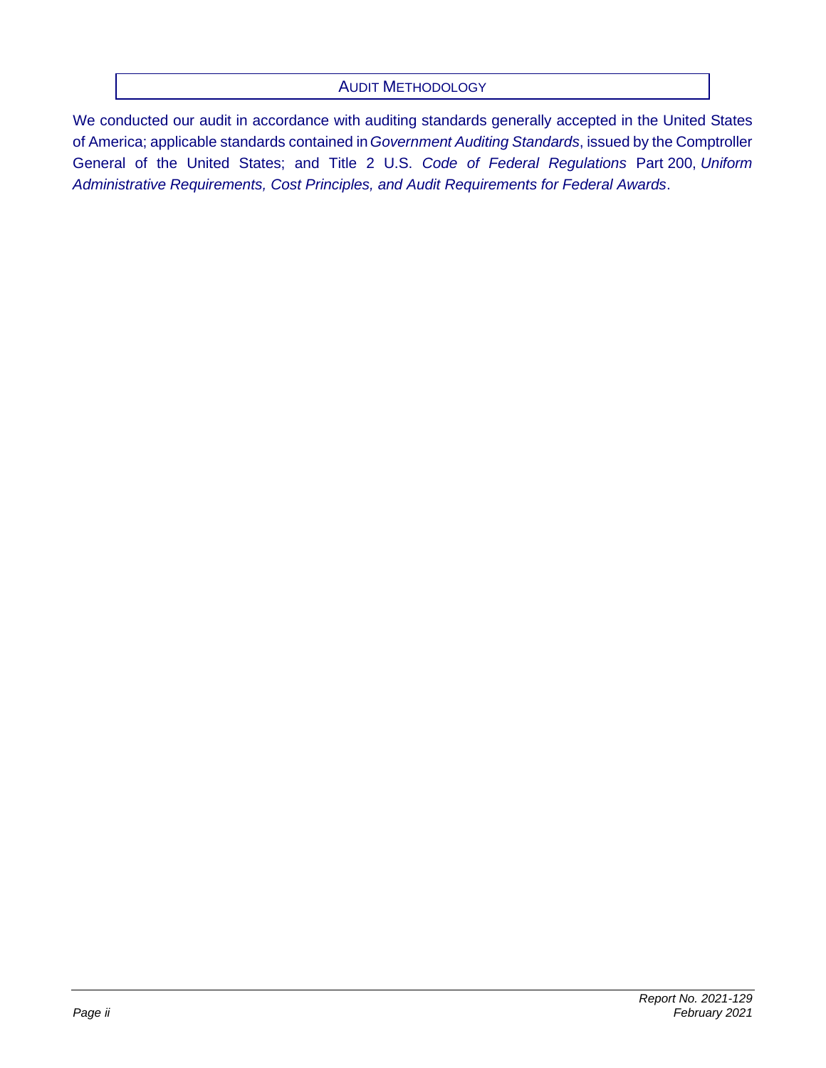## AUDIT METHODOLOGY

We conducted our audit in accordance with auditing standards generally accepted in the United States of America; applicable standards contained in *Government Auditing Standards*, issued by the Comptroller General of the United States; and Title 2 U.S. *Code of Federal Regulations* Part 200, *Uniform Administrative Requirements, Cost Principles, and Audit Requirements for Federal Awards*.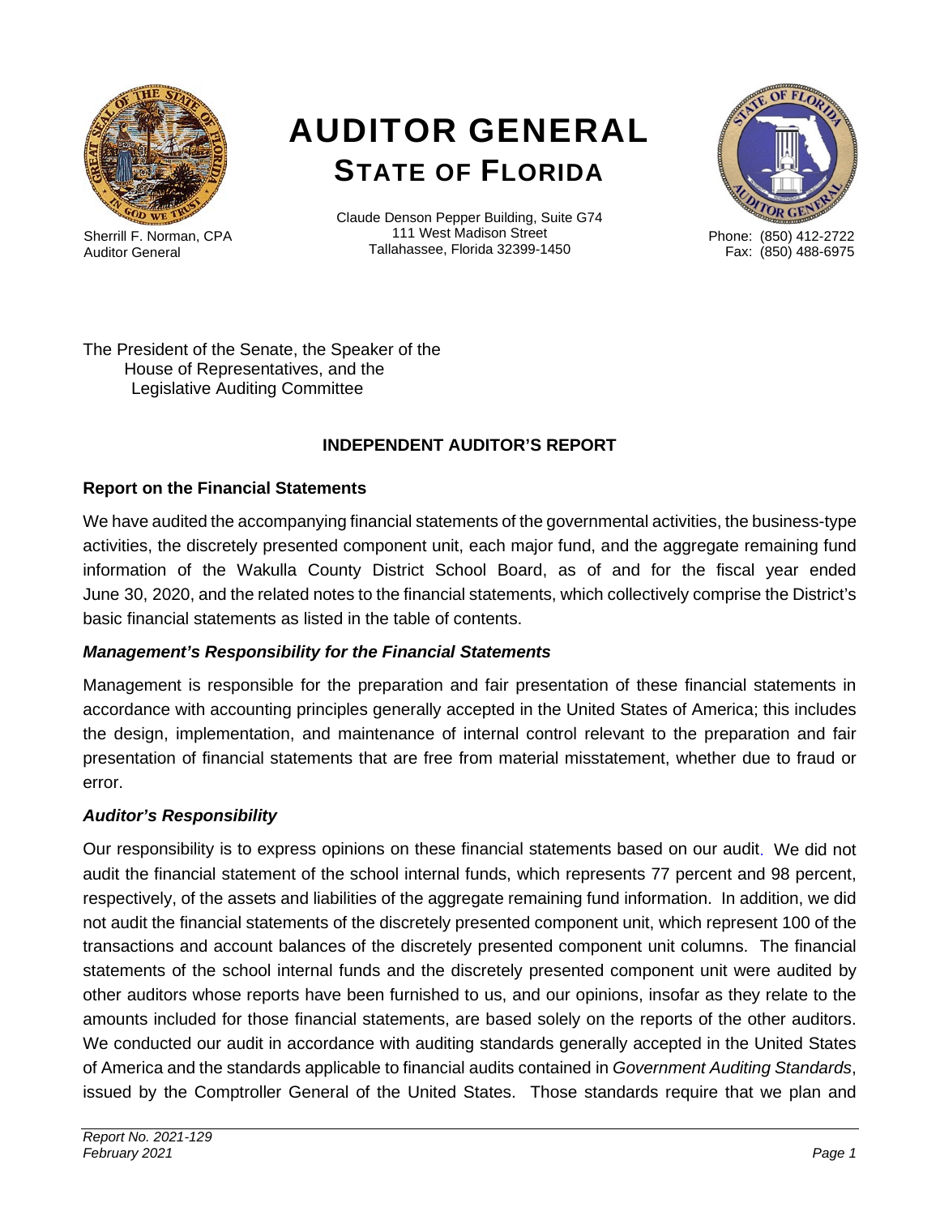# AUDITOR GENERAL
## STATE OF FLORIDA

Sherrill F. Norman, CPA
Auditor General

Claude Denson Pepper Building, Suite G74
111 West Madison Street
Tallahassee, Florida 32399-1450

Phone: (850) 412-2722
Fax: (850) 488-6975

The President of the Senate, the Speaker of the
House of Representatives, and the
Legislative Auditing Committee

### INDEPENDENT AUDITOR'S REPORT

### Report on the Financial Statements

We have audited the accompanying financial statements of the governmental activities, the business-type activities, the discretely presented component unit, each major fund, and the aggregate remaining fund information of the Wakulla County District School Board, as of and for the fiscal year ended June 30, 2020, and the related notes to the financial statements, which collectively comprise the District's basic financial statements as listed in the table of contents.

#### *Management's Responsibility for the Financial Statements*

Management is responsible for the preparation and fair presentation of these financial statements in accordance with accounting principles generally accepted in the United States of America; this includes the design, implementation, and maintenance of internal control relevant to the preparation and fair presentation of financial statements that are free from material misstatement, whether due to fraud or error.

#### *Auditor's Responsibility*

Our responsibility is to express opinions on these financial statements based on our audit. We did not audit the financial statement of the school internal funds, which represents 77 percent and 98 percent, respectively, of the assets and liabilities of the aggregate remaining fund information. In addition, we did not audit the financial statements of the discretely presented component unit, which represent 100 of the transactions and account balances of the discretely presented component unit columns. The financial statements of the school internal funds and the discretely presented component unit were audited by other auditors whose reports have been furnished to us, and our opinions, insofar as they relate to the amounts included for those financial statements, are based solely on the reports of the other auditors. We conducted our audit in accordance with auditing standards generally accepted in the United States of America and the standards applicable to financial audits contained in *Government Auditing Standards*, issued by the Comptroller General of the United States. Those standards require that we plan and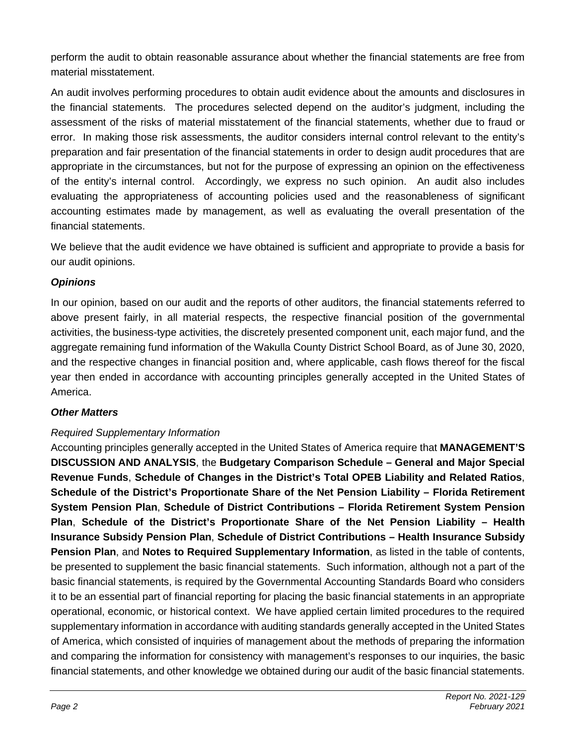perform the audit to obtain reasonable assurance about whether the financial statements are free from material misstatement.

An audit involves performing procedures to obtain audit evidence about the amounts and disclosures in the financial statements. The procedures selected depend on the auditor's judgment, including the assessment of the risks of material misstatement of the financial statements, whether due to fraud or error. In making those risk assessments, the auditor considers internal control relevant to the entity's preparation and fair presentation of the financial statements in order to design audit procedures that are appropriate in the circumstances, but not for the purpose of expressing an opinion on the effectiveness of the entity's internal control. Accordingly, we express no such opinion. An audit also includes evaluating the appropriateness of accounting policies used and the reasonableness of significant accounting estimates made by management, as well as evaluating the overall presentation of the financial statements.

We believe that the audit evidence we have obtained is sufficient and appropriate to provide a basis for our audit opinions.

***Opinions***

In our opinion, based on our audit and the reports of other auditors, the financial statements referred to above present fairly, in all material respects, the respective financial position of the governmental activities, the business-type activities, the discretely presented component unit, each major fund, and the aggregate remaining fund information of the Wakulla County District School Board, as of June 30, 2020, and the respective changes in financial position and, where applicable, cash flows thereof for the fiscal year then ended in accordance with accounting principles generally accepted in the United States of America.

***Other Matters***

*Required Supplementary Information*

Accounting principles generally accepted in the United States of America require that **MANAGEMENT'S DISCUSSION AND ANALYSIS**, the **Budgetary Comparison Schedule – General and Major Special Revenue Funds**, **Schedule of Changes in the District's Total OPEB Liability and Related Ratios**, **Schedule of the District's Proportionate Share of the Net Pension Liability – Florida Retirement System Pension Plan**, **Schedule of District Contributions – Florida Retirement System Pension Plan**, **Schedule of the District's Proportionate Share of the Net Pension Liability – Health Insurance Subsidy Pension Plan**, **Schedule of District Contributions – Health Insurance Subsidy Pension Plan**, and **Notes to Required Supplementary Information**, as listed in the table of contents, be presented to supplement the basic financial statements. Such information, although not a part of the basic financial statements, is required by the Governmental Accounting Standards Board who considers it to be an essential part of financial reporting for placing the basic financial statements in an appropriate operational, economic, or historical context. We have applied certain limited procedures to the required supplementary information in accordance with auditing standards generally accepted in the United States of America, which consisted of inquiries of management about the methods of preparing the information and comparing the information for consistency with management's responses to our inquiries, the basic financial statements, and other knowledge we obtained during our audit of the basic financial statements.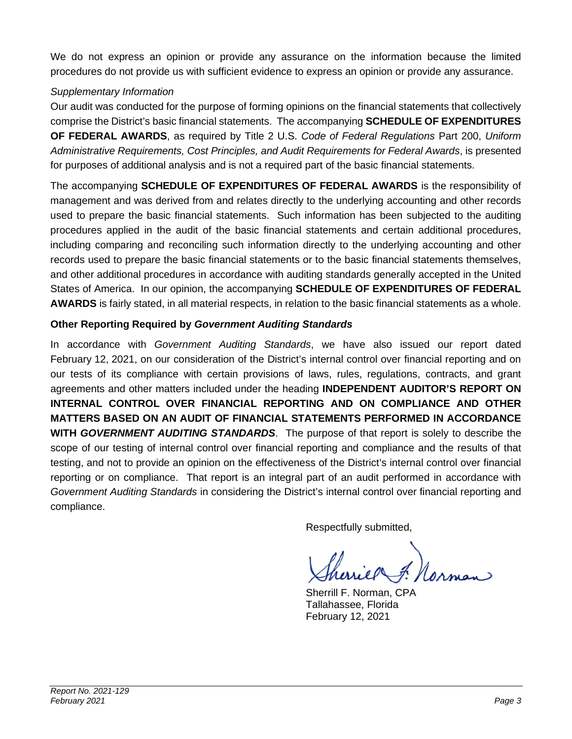We do not express an opinion or provide any assurance on the information because the limited procedures do not provide us with sufficient evidence to express an opinion or provide any assurance.

*Supplementary Information*

Our audit was conducted for the purpose of forming opinions on the financial statements that collectively comprise the District's basic financial statements. The accompanying **SCHEDULE OF EXPENDITURES OF FEDERAL AWARDS**, as required by Title 2 U.S. *Code of Federal Regulations* Part 200, *Uniform Administrative Requirements, Cost Principles, and Audit Requirements for Federal Awards*, is presented for purposes of additional analysis and is not a required part of the basic financial statements.

The accompanying **SCHEDULE OF EXPENDITURES OF FEDERAL AWARDS** is the responsibility of management and was derived from and relates directly to the underlying accounting and other records used to prepare the basic financial statements. Such information has been subjected to the auditing procedures applied in the audit of the basic financial statements and certain additional procedures, including comparing and reconciling such information directly to the underlying accounting and other records used to prepare the basic financial statements or to the basic financial statements themselves, and other additional procedures in accordance with auditing standards generally accepted in the United States of America. In our opinion, the accompanying **SCHEDULE OF EXPENDITURES OF FEDERAL AWARDS** is fairly stated, in all material respects, in relation to the basic financial statements as a whole.

**Other Reporting Required by *Government Auditing Standards***

In accordance with *Government Auditing Standards*, we have also issued our report dated February 12, 2021, on our consideration of the District's internal control over financial reporting and on our tests of its compliance with certain provisions of laws, rules, regulations, contracts, and grant agreements and other matters included under the heading **INDEPENDENT AUDITOR'S REPORT ON INTERNAL CONTROL OVER FINANCIAL REPORTING AND ON COMPLIANCE AND OTHER MATTERS BASED ON AN AUDIT OF FINANCIAL STATEMENTS PERFORMED IN ACCORDANCE WITH *GOVERNMENT AUDITING STANDARDS***. The purpose of that report is solely to describe the scope of our testing of internal control over financial reporting and compliance and the results of that testing, and not to provide an opinion on the effectiveness of the District's internal control over financial reporting or on compliance. That report is an integral part of an audit performed in accordance with *Government Auditing Standards* in considering the District's internal control over financial reporting and compliance.

Respectfully submitted,

Sherrill F. Norman, CPA
Tallahassee, Florida
February 12, 2021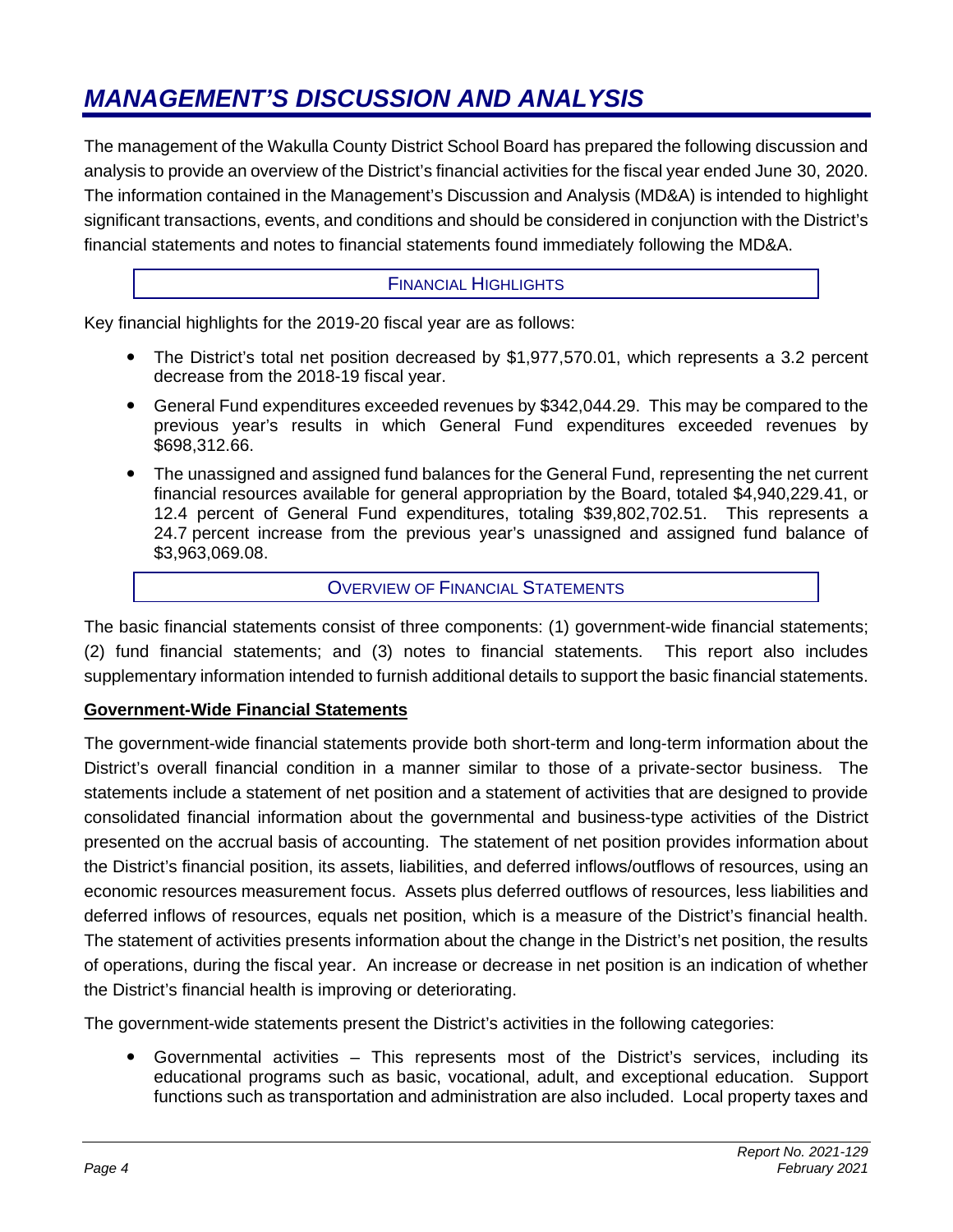# MANAGEMENT'S DISCUSSION AND ANALYSIS

The management of the Wakulla County District School Board has prepared the following discussion and analysis to provide an overview of the District's financial activities for the fiscal year ended June 30, 2020. The information contained in the Management's Discussion and Analysis (MD&A) is intended to highlight significant transactions, events, and conditions and should be considered in conjunction with the District's financial statements and notes to financial statements found immediately following the MD&A.

## FINANCIAL HIGHLIGHTS

Key financial highlights for the 2019-20 fiscal year are as follows:

- The District's total net position decreased by $1,977,570.01, which represents a 3.2 percent decrease from the 2018-19 fiscal year.
- General Fund expenditures exceeded revenues by $342,044.29. This may be compared to the previous year's results in which General Fund expenditures exceeded revenues by $698,312.66.
- The unassigned and assigned fund balances for the General Fund, representing the net current financial resources available for general appropriation by the Board, totaled $4,940,229.41, or 12.4 percent of General Fund expenditures, totaling $39,802,702.51. This represents a 24.7 percent increase from the previous year's unassigned and assigned fund balance of $3,963,069.08.

## OVERVIEW OF FINANCIAL STATEMENTS

The basic financial statements consist of three components: (1) government-wide financial statements; (2) fund financial statements; and (3) notes to financial statements. This report also includes supplementary information intended to furnish additional details to support the basic financial statements.

### Government-Wide Financial Statements

The government-wide financial statements provide both short-term and long-term information about the District's overall financial condition in a manner similar to those of a private-sector business. The statements include a statement of net position and a statement of activities that are designed to provide consolidated financial information about the governmental and business-type activities of the District presented on the accrual basis of accounting. The statement of net position provides information about the District's financial position, its assets, liabilities, and deferred inflows/outflows of resources, using an economic resources measurement focus. Assets plus deferred outflows of resources, less liabilities and deferred inflows of resources, equals net position, which is a measure of the District's financial health. The statement of activities presents information about the change in the District's net position, the results of operations, during the fiscal year. An increase or decrease in net position is an indication of whether the District's financial health is improving or deteriorating.

The government-wide statements present the District's activities in the following categories:

- Governmental activities – This represents most of the District's services, including its educational programs such as basic, vocational, adult, and exceptional education. Support functions such as transportation and administration are also included. Local property taxes and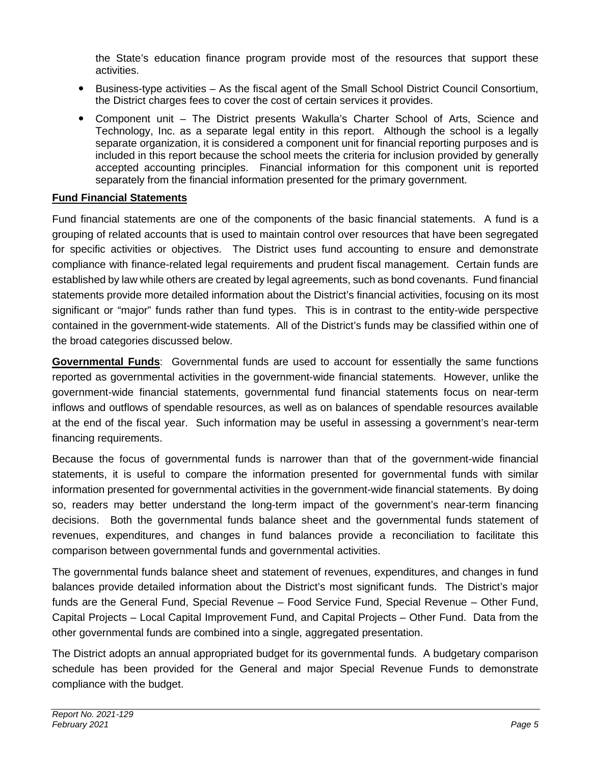the State's education finance program provide most of the resources that support these activities.

- Business-type activities – As the fiscal agent of the Small School District Council Consortium, the District charges fees to cover the cost of certain services it provides.
- Component unit – The District presents Wakulla's Charter School of Arts, Science and Technology, Inc. as a separate legal entity in this report. Although the school is a legally separate organization, it is considered a component unit for financial reporting purposes and is included in this report because the school meets the criteria for inclusion provided by generally accepted accounting principles. Financial information for this component unit is reported separately from the financial information presented for the primary government.

**Fund Financial Statements**

Fund financial statements are one of the components of the basic financial statements. A fund is a grouping of related accounts that is used to maintain control over resources that have been segregated for specific activities or objectives. The District uses fund accounting to ensure and demonstrate compliance with finance-related legal requirements and prudent fiscal management. Certain funds are established by law while others are created by legal agreements, such as bond covenants. Fund financial statements provide more detailed information about the District's financial activities, focusing on its most significant or "major" funds rather than fund types. This is in contrast to the entity-wide perspective contained in the government-wide statements. All of the District's funds may be classified within one of the broad categories discussed below.

**Governmental Funds**: Governmental funds are used to account for essentially the same functions reported as governmental activities in the government-wide financial statements. However, unlike the government-wide financial statements, governmental fund financial statements focus on near-term inflows and outflows of spendable resources, as well as on balances of spendable resources available at the end of the fiscal year. Such information may be useful in assessing a government's near-term financing requirements.

Because the focus of governmental funds is narrower than that of the government-wide financial statements, it is useful to compare the information presented for governmental funds with similar information presented for governmental activities in the government-wide financial statements. By doing so, readers may better understand the long-term impact of the government's near-term financing decisions. Both the governmental funds balance sheet and the governmental funds statement of revenues, expenditures, and changes in fund balances provide a reconciliation to facilitate this comparison between governmental funds and governmental activities.

The governmental funds balance sheet and statement of revenues, expenditures, and changes in fund balances provide detailed information about the District's most significant funds. The District's major funds are the General Fund, Special Revenue – Food Service Fund, Special Revenue – Other Fund, Capital Projects – Local Capital Improvement Fund, and Capital Projects – Other Fund. Data from the other governmental funds are combined into a single, aggregated presentation.

The District adopts an annual appropriated budget for its governmental funds. A budgetary comparison schedule has been provided for the General and major Special Revenue Funds to demonstrate compliance with the budget.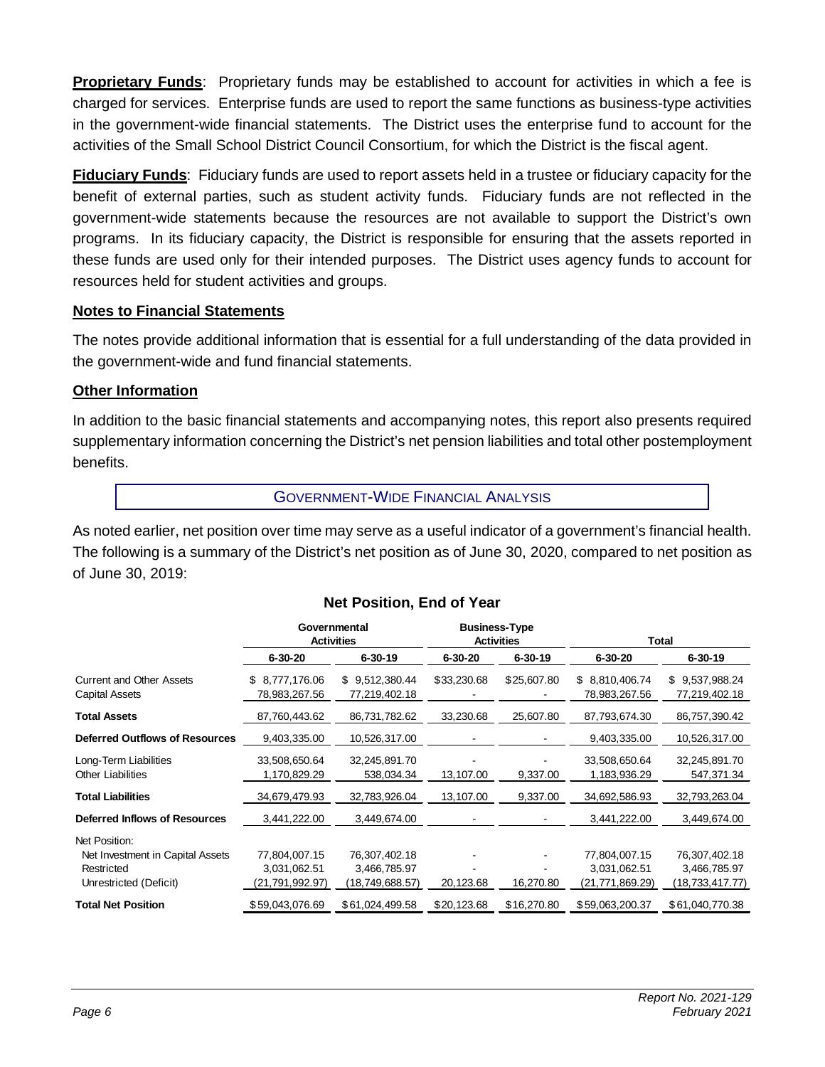**Proprietary Funds**: Proprietary funds may be established to account for activities in which a fee is charged for services. Enterprise funds are used to report the same functions as business-type activities in the government-wide financial statements. The District uses the enterprise fund to account for the activities of the Small School District Council Consortium, for which the District is the fiscal agent.

**Fiduciary Funds**: Fiduciary funds are used to report assets held in a trustee or fiduciary capacity for the benefit of external parties, such as student activity funds. Fiduciary funds are not reflected in the government-wide statements because the resources are not available to support the District's own programs. In its fiduciary capacity, the District is responsible for ensuring that the assets reported in these funds are used only for their intended purposes. The District uses agency funds to account for resources held for student activities and groups.

**Notes to Financial Statements**

The notes provide additional information that is essential for a full understanding of the data provided in the government-wide and fund financial statements.

**Other Information**

In addition to the basic financial statements and accompanying notes, this report also presents required supplementary information concerning the District's net pension liabilities and total other postemployment benefits.

## GOVERNMENT-WIDE FINANCIAL ANALYSIS

As noted earlier, net position over time may serve as a useful indicator of a government's financial health. The following is a summary of the District's net position as of June 30, 2020, compared to net position as of June 30, 2019:

### Net Position, End of Year

| | Governmental Activities | | Business-Type Activities | | Total | |
|---|---|---|---|---|---|---|
| | 6-30-20 | 6-30-19 | 6-30-20 | 6-30-19 | 6-30-20 | 6-30-19 |
| Current and Other Assets | $ 8,777,176.06 | $ 9,512,380.44 | $33,230.68 | $25,607.80 | $ 8,810,406.74 | $ 9,537,988.24 |
| Capital Assets | 78,983,267.56 | 77,219,402.18 | - | - | 78,983,267.56 | 77,219,402.18 |
| **Total Assets** | 87,760,443.62 | 86,731,782.62 | 33,230.68 | 25,607.80 | 87,793,674.30 | 86,757,390.42 |
| **Deferred Outflows of Resources** | 9,403,335.00 | 10,526,317.00 | - | - | 9,403,335.00 | 10,526,317.00 |
| Long-Term Liabilities | 33,508,650.64 | 32,245,891.70 | - | - | 33,508,650.64 | 32,245,891.70 |
| Other Liabilities | 1,170,829.29 | 538,034.34 | 13,107.00 | 9,337.00 | 1,183,936.29 | 547,371.34 |
| **Total Liabilities** | 34,679,479.93 | 32,783,926.04 | 13,107.00 | 9,337.00 | 34,692,586.93 | 32,793,263.04 |
| **Deferred Inflows of Resources** | 3,441,222.00 | 3,449,674.00 | - | - | 3,441,222.00 | 3,449,674.00 |
| Net Position: | | | | | | |
| Net Investment in Capital Assets | 77,804,007.15 | 76,307,402.18 | - | - | 77,804,007.15 | 76,307,402.18 |
| Restricted | 3,031,062.51 | 3,466,785.97 | - | - | 3,031,062.51 | 3,466,785.97 |
| Unrestricted (Deficit) | (21,791,992.97) | (18,749,688.57) | 20,123.68 | 16,270.80 | (21,771,869.29) | (18,733,417.77) |
| **Total Net Position** | $59,043,076.69 | $61,024,499.58 | $20,123.68 | $16,270.80 | $59,063,200.37 | $61,040,770.38 |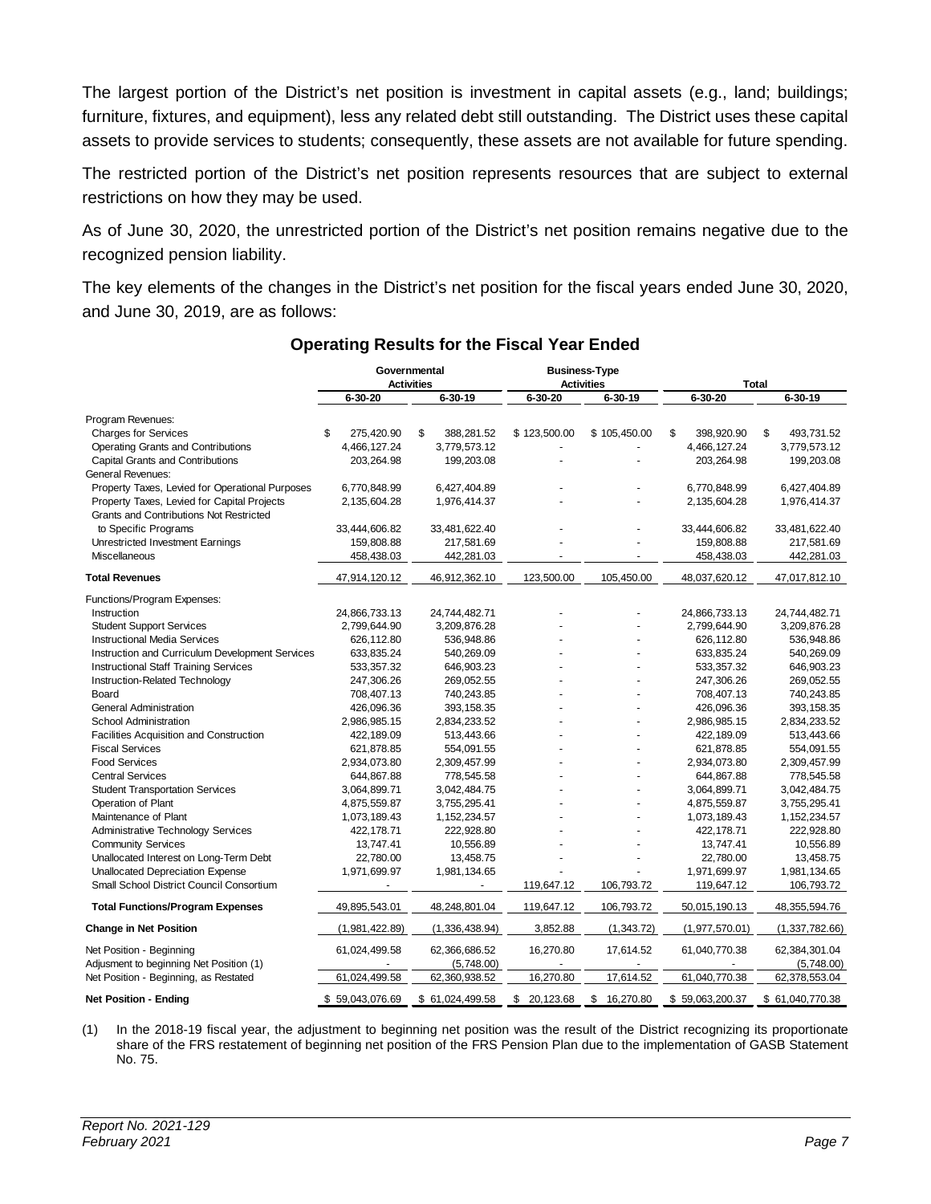The largest portion of the District's net position is investment in capital assets (e.g., land; buildings; furniture, fixtures, and equipment), less any related debt still outstanding. The District uses these capital assets to provide services to students; consequently, these assets are not available for future spending.

The restricted portion of the District's net position represents resources that are subject to external restrictions on how they may be used.

As of June 30, 2020, the unrestricted portion of the District's net position remains negative due to the recognized pension liability.

The key elements of the changes in the District's net position for the fiscal years ended June 30, 2020, and June 30, 2019, are as follows:

## Operating Results for the Fiscal Year Ended

| | Governmental Activities | | Business-Type Activities | | Total | |
|---|---|---|---|---|---|---|
| | 6-30-20 | 6-30-19 | 6-30-20 | 6-30-19 | 6-30-20 | 6-30-19 |
| Program Revenues: | | | | | | |
| Charges for Services | $ 275,420.90 | $ 388,281.52 | $ 123,500.00 | $ 105,450.00 | $ 398,920.90 | $ 493,731.52 |
| Operating Grants and Contributions | 4,466,127.24 | 3,779,573.12 | - | - | 4,466,127.24 | 3,779,573.12 |
| Capital Grants and Contributions | 203,264.98 | 199,203.08 | - | - | 203,264.98 | 199,203.08 |
| General Revenues: | | | | | | |
| Property Taxes, Levied for Operational Purposes | 6,770,848.99 | 6,427,404.89 | - | - | 6,770,848.99 | 6,427,404.89 |
| Property Taxes, Levied for Capital Projects | 2,135,604.28 | 1,976,414.37 | - | - | 2,135,604.28 | 1,976,414.37 |
| Grants and Contributions Not Restricted to Specific Programs | 33,444,606.82 | 33,481,622.40 | - | - | 33,444,606.82 | 33,481,622.40 |
| Unrestricted Investment Earnings | 159,808.88 | 217,581.69 | - | - | 159,808.88 | 217,581.69 |
| Miscellaneous | 458,438.03 | 442,281.03 | - | - | 458,438.03 | 442,281.03 |
| **Total Revenues** | 47,914,120.12 | 46,912,362.10 | 123,500.00 | 105,450.00 | 48,037,620.12 | 47,017,812.10 |
| Functions/Program Expenses: | | | | | | |
| Instruction | 24,866,733.13 | 24,744,482.71 | - | - | 24,866,733.13 | 24,744,482.71 |
| Student Support Services | 2,799,644.90 | 3,209,876.28 | - | - | 2,799,644.90 | 3,209,876.28 |
| Instructional Media Services | 626,112.80 | 536,948.86 | - | - | 626,112.80 | 536,948.86 |
| Instruction and Curriculum Development Services | 633,835.24 | 540,269.09 | - | - | 633,835.24 | 540,269.09 |
| Instructional Staff Training Services | 533,357.32 | 646,903.23 | - | - | 533,357.32 | 646,903.23 |
| Instruction-Related Technology | 247,306.26 | 269,052.55 | - | - | 247,306.26 | 269,052.55 |
| Board | 708,407.13 | 740,243.85 | - | - | 708,407.13 | 740,243.85 |
| General Administration | 426,096.36 | 393,158.35 | - | - | 426,096.36 | 393,158.35 |
| School Administration | 2,986,985.15 | 2,834,233.52 | - | - | 2,986,985.15 | 2,834,233.52 |
| Facilities Acquisition and Construction | 422,189.09 | 513,443.66 | - | - | 422,189.09 | 513,443.66 |
| Fiscal Services | 621,878.85 | 554,091.55 | - | - | 621,878.85 | 554,091.55 |
| Food Services | 2,934,073.80 | 2,309,457.99 | - | - | 2,934,073.80 | 2,309,457.99 |
| Central Services | 644,867.88 | 778,545.58 | - | - | 644,867.88 | 778,545.58 |
| Student Transportation Services | 3,064,899.71 | 3,042,484.75 | - | - | 3,064,899.71 | 3,042,484.75 |
| Operation of Plant | 4,875,559.87 | 3,755,295.41 | - | - | 4,875,559.87 | 3,755,295.41 |
| Maintenance of Plant | 1,073,189.43 | 1,152,234.57 | - | - | 1,073,189.43 | 1,152,234.57 |
| Administrative Technology Services | 422,178.71 | 222,928.80 | - | - | 422,178.71 | 222,928.80 |
| Community Services | 13,747.41 | 10,556.89 | - | - | 13,747.41 | 10,556.89 |
| Unallocated Interest on Long-Term Debt | 22,780.00 | 13,458.75 | - | - | 22,780.00 | 13,458.75 |
| Unallocated Depreciation Expense | 1,971,699.97 | 1,981,134.65 | - | - | 1,971,699.97 | 1,981,134.65 |
| Small School District Council Consortium | - | - | 119,647.12 | 106,793.72 | 119,647.12 | 106,793.72 |
| **Total Functions/Program Expenses** | 49,895,543.01 | 48,248,801.04 | 119,647.12 | 106,793.72 | 50,015,190.13 | 48,355,594.76 |
| **Change in Net Position** | (1,981,422.89) | (1,336,438.94) | 3,852.88 | (1,343.72) | (1,977,570.01) | (1,337,782.66) |
| Net Position - Beginning | 61,024,499.58 | 62,366,686.52 | 16,270.80 | 17,614.52 | 61,040,770.38 | 62,384,301.04 |
| Adjusment to beginning Net Position (1) | - | (5,748.00) | - | - | - | (5,748.00) |
| Net Position - Beginning, as Restated | 61,024,499.58 | 62,360,938.52 | 16,270.80 | 17,614.52 | 61,040,770.38 | 62,378,553.04 |
| **Net Position - Ending** | $ 59,043,076.69 | $ 61,024,499.58 | $ 20,123.68 | $ 16,270.80 | $ 59,063,200.37 | $ 61,040,770.38 |

(1) In the 2018-19 fiscal year, the adjustment to beginning net position was the result of the District recognizing its proportionate share of the FRS restatement of beginning net position of the FRS Pension Plan due to the implementation of GASB Statement No. 75.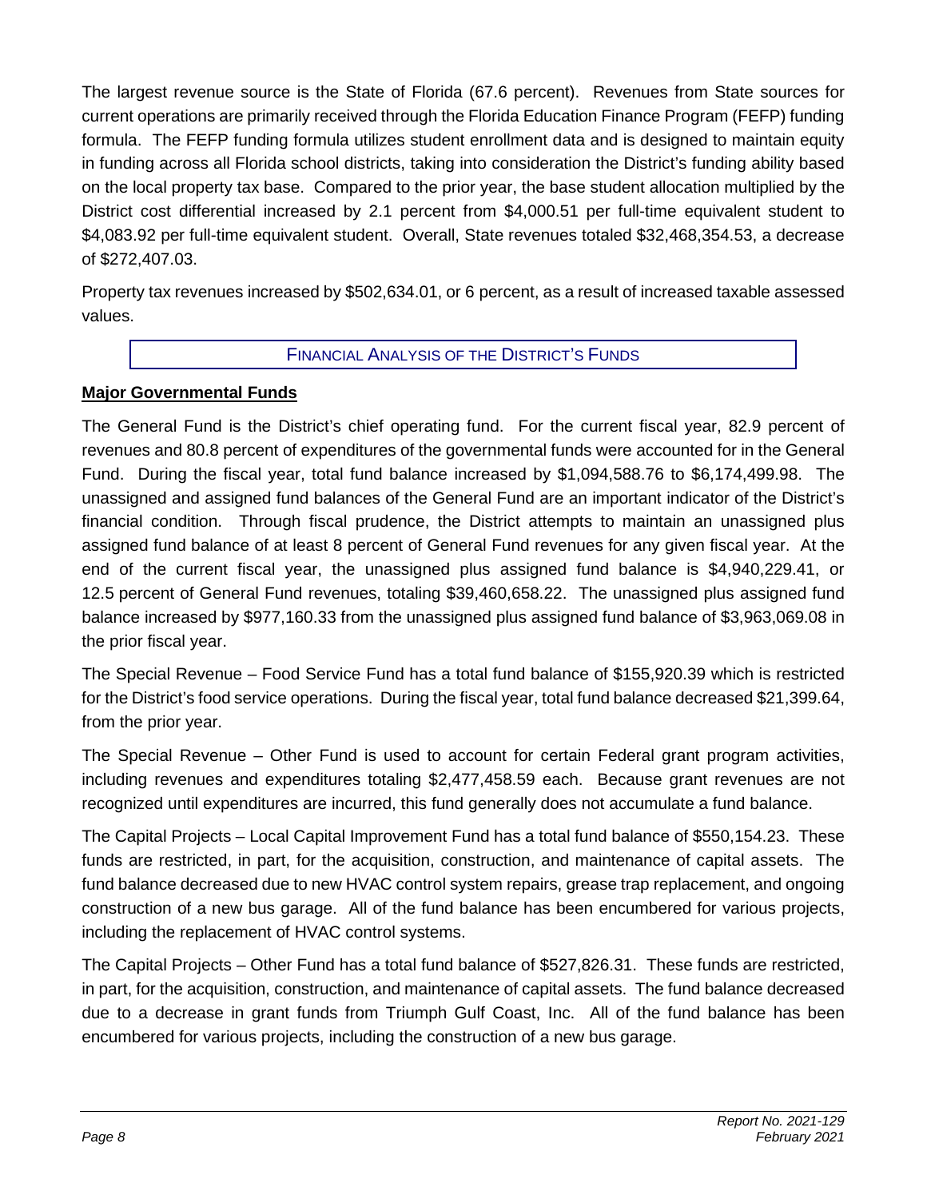The largest revenue source is the State of Florida (67.6 percent). Revenues from State sources for current operations are primarily received through the Florida Education Finance Program (FEFP) funding formula. The FEFP funding formula utilizes student enrollment data and is designed to maintain equity in funding across all Florida school districts, taking into consideration the District's funding ability based on the local property tax base. Compared to the prior year, the base student allocation multiplied by the District cost differential increased by 2.1 percent from $4,000.51 per full-time equivalent student to $4,083.92 per full-time equivalent student. Overall, State revenues totaled $32,468,354.53, a decrease of $272,407.03.

Property tax revenues increased by $502,634.01, or 6 percent, as a result of increased taxable assessed values.

## Financial Analysis of the District's Funds

**Major Governmental Funds**

The General Fund is the District's chief operating fund. For the current fiscal year, 82.9 percent of revenues and 80.8 percent of expenditures of the governmental funds were accounted for in the General Fund. During the fiscal year, total fund balance increased by $1,094,588.76 to $6,174,499.98. The unassigned and assigned fund balances of the General Fund are an important indicator of the District's financial condition. Through fiscal prudence, the District attempts to maintain an unassigned plus assigned fund balance of at least 8 percent of General Fund revenues for any given fiscal year. At the end of the current fiscal year, the unassigned plus assigned fund balance is $4,940,229.41, or 12.5 percent of General Fund revenues, totaling $39,460,658.22. The unassigned plus assigned fund balance increased by $977,160.33 from the unassigned plus assigned fund balance of $3,963,069.08 in the prior fiscal year.

The Special Revenue – Food Service Fund has a total fund balance of $155,920.39 which is restricted for the District's food service operations. During the fiscal year, total fund balance decreased $21,399.64, from the prior year.

The Special Revenue – Other Fund is used to account for certain Federal grant program activities, including revenues and expenditures totaling $2,477,458.59 each. Because grant revenues are not recognized until expenditures are incurred, this fund generally does not accumulate a fund balance.

The Capital Projects – Local Capital Improvement Fund has a total fund balance of $550,154.23. These funds are restricted, in part, for the acquisition, construction, and maintenance of capital assets. The fund balance decreased due to new HVAC control system repairs, grease trap replacement, and ongoing construction of a new bus garage. All of the fund balance has been encumbered for various projects, including the replacement of HVAC control systems.

The Capital Projects – Other Fund has a total fund balance of $527,826.31. These funds are restricted, in part, for the acquisition, construction, and maintenance of capital assets. The fund balance decreased due to a decrease in grant funds from Triumph Gulf Coast, Inc. All of the fund balance has been encumbered for various projects, including the construction of a new bus garage.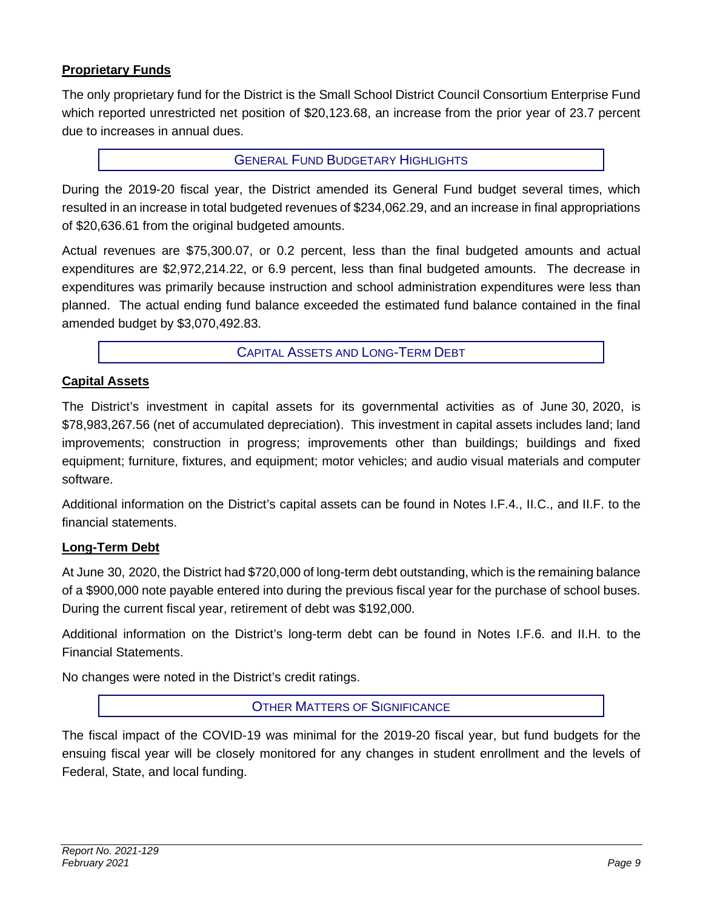**Proprietary Funds**

The only proprietary fund for the District is the Small School District Council Consortium Enterprise Fund which reported unrestricted net position of $20,123.68, an increase from the prior year of 23.7 percent due to increases in annual dues.

## General Fund Budgetary Highlights

During the 2019-20 fiscal year, the District amended its General Fund budget several times, which resulted in an increase in total budgeted revenues of $234,062.29, and an increase in final appropriations of $20,636.61 from the original budgeted amounts.

Actual revenues are $75,300.07, or 0.2 percent, less than the final budgeted amounts and actual expenditures are $2,972,214.22, or 6.9 percent, less than final budgeted amounts. The decrease in expenditures was primarily because instruction and school administration expenditures were less than planned. The actual ending fund balance exceeded the estimated fund balance contained in the final amended budget by $3,070,492.83.

## Capital Assets and Long-Term Debt

**Capital Assets**

The District's investment in capital assets for its governmental activities as of June 30, 2020, is $78,983,267.56 (net of accumulated depreciation). This investment in capital assets includes land; land improvements; construction in progress; improvements other than buildings; buildings and fixed equipment; furniture, fixtures, and equipment; motor vehicles; and audio visual materials and computer software.

Additional information on the District's capital assets can be found in Notes I.F.4., II.C., and II.F. to the financial statements.

**Long-Term Debt**

At June 30, 2020, the District had $720,000 of long-term debt outstanding, which is the remaining balance of a $900,000 note payable entered into during the previous fiscal year for the purchase of school buses. During the current fiscal year, retirement of debt was $192,000.

Additional information on the District's long-term debt can be found in Notes I.F.6. and II.H. to the Financial Statements.

No changes were noted in the District's credit ratings.

## Other Matters of Significance

The fiscal impact of the COVID-19 was minimal for the 2019-20 fiscal year, but fund budgets for the ensuing fiscal year will be closely monitored for any changes in student enrollment and the levels of Federal, State, and local funding.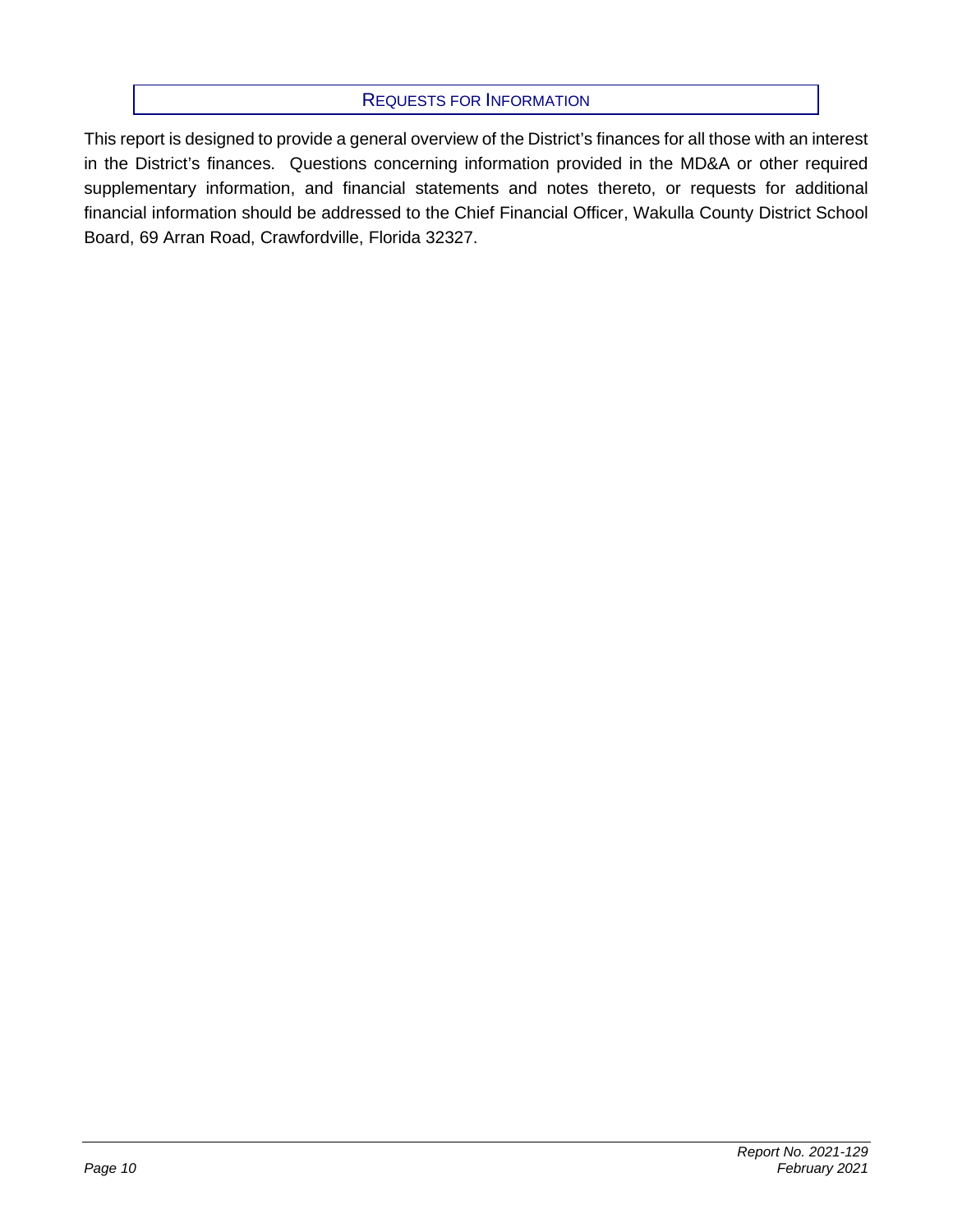## Requests for Information

This report is designed to provide a general overview of the District's finances for all those with an interest in the District's finances. Questions concerning information provided in the MD&A or other required supplementary information, and financial statements and notes thereto, or requests for additional financial information should be addressed to the Chief Financial Officer, Wakulla County District School Board, 69 Arran Road, Crawfordville, Florida 32327.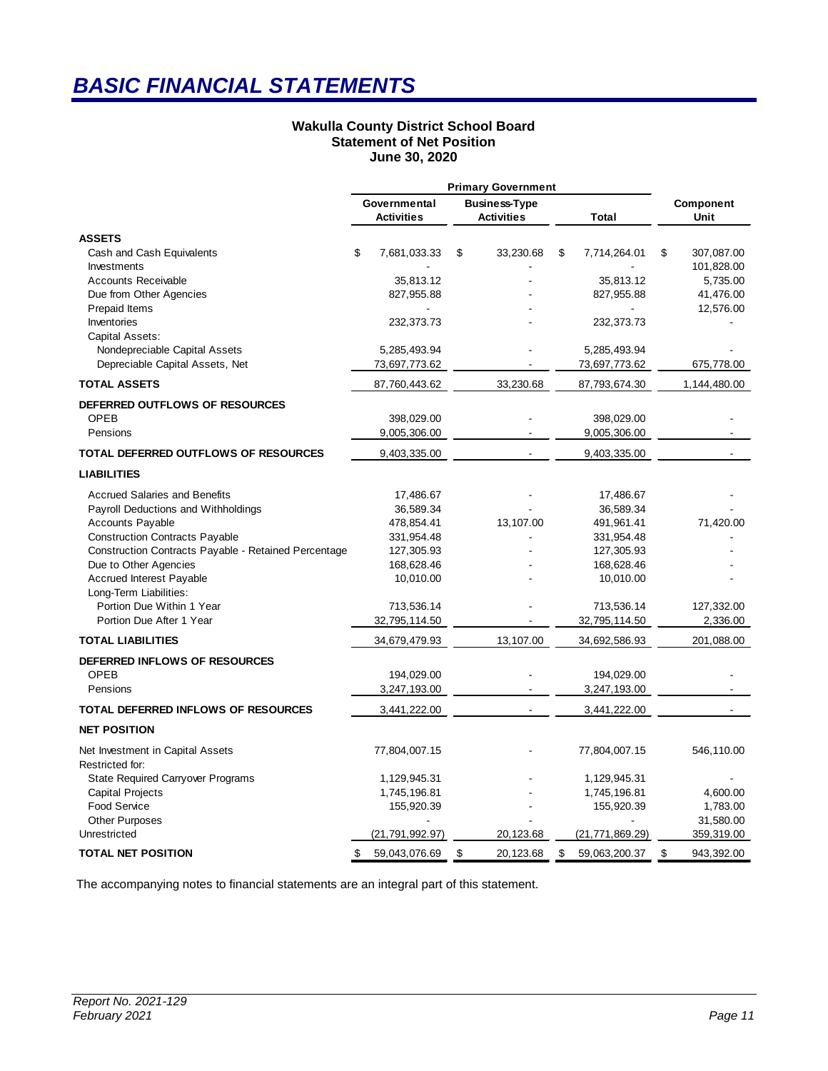# BASIC FINANCIAL STATEMENTS

**Wakulla County District School Board**
**Statement of Net Position**
**June 30, 2020**

| | Primary Government | | | |
|---|---|---|---|---|
| | Governmental Activities | Business-Type Activities | Total | Component Unit |
| **ASSETS** | | | | |
| Cash and Cash Equivalents | $ 7,681,033.33 | $ 33,230.68 | $ 7,714,264.01 | $ 307,087.00 |
| Investments | - | - | - | 101,828.00 |
| Accounts Receivable | 35,813.12 | - | 35,813.12 | 5,735.00 |
| Due from Other Agencies | 827,955.88 | - | 827,955.88 | 41,476.00 |
| Prepaid Items | - | - | - | 12,576.00 |
| Inventories | 232,373.73 | - | 232,373.73 | - |
| Capital Assets: | | | | |
| Nondepreciable Capital Assets | 5,285,493.94 | - | 5,285,493.94 | - |
| Depreciable Capital Assets, Net | 73,697,773.62 | - | 73,697,773.62 | 675,778.00 |
| **TOTAL ASSETS** | 87,760,443.62 | 33,230.68 | 87,793,674.30 | 1,144,480.00 |
| **DEFERRED OUTFLOWS OF RESOURCES** | | | | |
| OPEB | 398,029.00 | - | 398,029.00 | - |
| Pensions | 9,005,306.00 | - | 9,005,306.00 | - |
| **TOTAL DEFERRED OUTFLOWS OF RESOURCES** | 9,403,335.00 | - | 9,403,335.00 | - |
| **LIABILITIES** | | | | |
| Accrued Salaries and Benefits | 17,486.67 | - | 17,486.67 | - |
| Payroll Deductions and Withholdings | 36,589.34 | - | 36,589.34 | - |
| Accounts Payable | 478,854.41 | 13,107.00 | 491,961.41 | 71,420.00 |
| Construction Contracts Payable | 331,954.48 | - | 331,954.48 | - |
| Construction Contracts Payable - Retained Percentage | 127,305.93 | - | 127,305.93 | - |
| Due to Other Agencies | 168,628.46 | - | 168,628.46 | - |
| Accrued Interest Payable | 10,010.00 | - | 10,010.00 | - |
| Long-Term Liabilities: | | | | |
| Portion Due Within 1 Year | 713,536.14 | - | 713,536.14 | 127,332.00 |
| Portion Due After 1 Year | 32,795,114.50 | - | 32,795,114.50 | 2,336.00 |
| **TOTAL LIABILITIES** | 34,679,479.93 | 13,107.00 | 34,692,586.93 | 201,088.00 |
| **DEFERRED INFLOWS OF RESOURCES** | | | | |
| OPEB | 194,029.00 | - | 194,029.00 | - |
| Pensions | 3,247,193.00 | - | 3,247,193.00 | - |
| **TOTAL DEFERRED INFLOWS OF RESOURCES** | 3,441,222.00 | - | 3,441,222.00 | - |
| **NET POSITION** | | | | |
| Net Investment in Capital Assets | 77,804,007.15 | - | 77,804,007.15 | 546,110.00 |
| Restricted for: | | | | |
| State Required Carryover Programs | 1,129,945.31 | - | 1,129,945.31 | - |
| Capital Projects | 1,745,196.81 | - | 1,745,196.81 | 4,600.00 |
| Food Service | 155,920.39 | - | 155,920.39 | 1,783.00 |
| Other Purposes | - | - | - | 31,580.00 |
| Unrestricted | (21,791,992.97) | 20,123.68 | (21,771,869.29) | 359,319.00 |
| **TOTAL NET POSITION** | $ 59,043,076.69 | $ 20,123.68 | $ 59,063,200.37 | $ 943,392.00 |

The accompanying notes to financial statements are an integral part of this statement.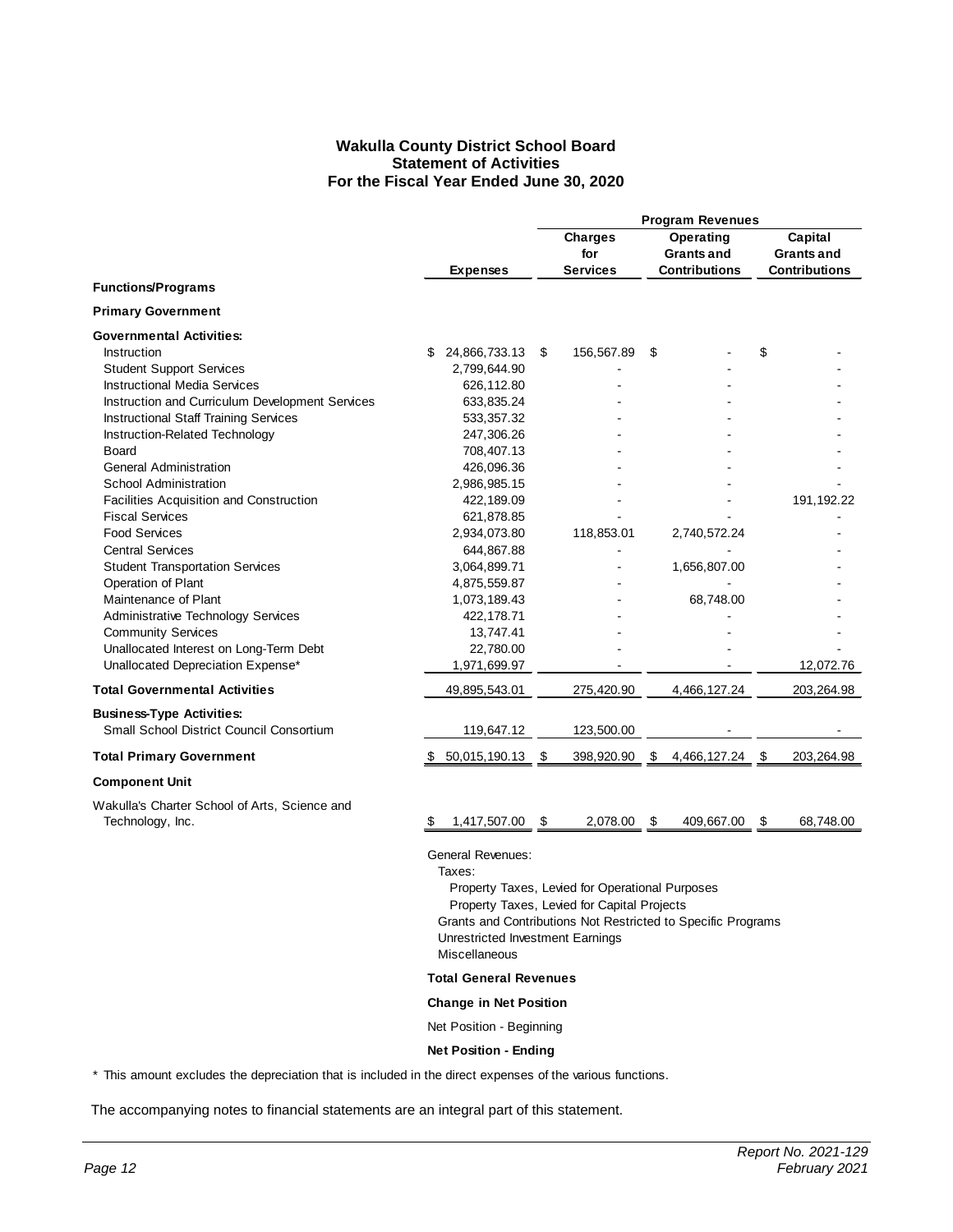# Wakulla County District School Board
## Statement of Activities
### For the Fiscal Year Ended June 30, 2020

| | | Program Revenues | | |
|---|---|---|---|---|
| | Expenses | Charges for Services | Operating Grants and Contributions | Capital Grants and Contributions |
| **Functions/Programs** | | | | |
| **Primary Government** | | | | |
| **Governmental Activities:** | | | | |
| Instruction | $ 24,866,733.13 | $ 156,567.89 | $ - | $ - |
| Student Support Services | 2,799,644.90 | - | - | - |
| Instructional Media Services | 626,112.80 | - | - | - |
| Instruction and Curriculum Development Services | 633,835.24 | - | - | - |
| Instructional Staff Training Services | 533,357.32 | - | - | - |
| Instruction-Related Technology | 247,306.26 | - | - | - |
| Board | 708,407.13 | - | - | - |
| General Administration | 426,096.36 | - | - | - |
| School Administration | 2,986,985.15 | - | - | - |
| Facilities Acquisition and Construction | 422,189.09 | - | - | 191,192.22 |
| Fiscal Services | 621,878.85 | - | - | - |
| Food Services | 2,934,073.80 | 118,853.01 | 2,740,572.24 | - |
| Central Services | 644,867.88 | - | - | - |
| Student Transportation Services | 3,064,899.71 | - | 1,656,807.00 | - |
| Operation of Plant | 4,875,559.87 | - | - | - |
| Maintenance of Plant | 1,073,189.43 | - | 68,748.00 | - |
| Administrative Technology Services | 422,178.71 | - | - | - |
| Community Services | 13,747.41 | - | - | - |
| Unallocated Interest on Long-Term Debt | 22,780.00 | - | - | - |
| Unallocated Depreciation Expense* | 1,971,699.97 | - | - | 12,072.76 |
| **Total Governmental Activities** | 49,895,543.01 | 275,420.90 | 4,466,127.24 | 203,264.98 |
| **Business-Type Activities:** | | | | |
| Small School District Council Consortium | 119,647.12 | 123,500.00 | - | - |
| **Total Primary Government** | $ 50,015,190.13 | $ 398,920.90 | $ 4,466,127.24 | $ 203,264.98 |
| **Component Unit** | | | | |
| Wakulla's Charter School of Arts, Science and Technology, Inc. | $ 1,417,507.00 | $ 2,078.00 | $ 409,667.00 | $ 68,748.00 |

General Revenues:
- Taxes:
  - Property Taxes, Levied for Operational Purposes
  - Property Taxes, Levied for Capital Projects
- Grants and Contributions Not Restricted to Specific Programs
- Unrestricted Investment Earnings
- Miscellaneous

**Total General Revenues**

**Change in Net Position**

Net Position - Beginning

**Net Position - Ending**

\* This amount excludes the depreciation that is included in the direct expenses of the various functions.

The accompanying notes to financial statements are an integral part of this statement.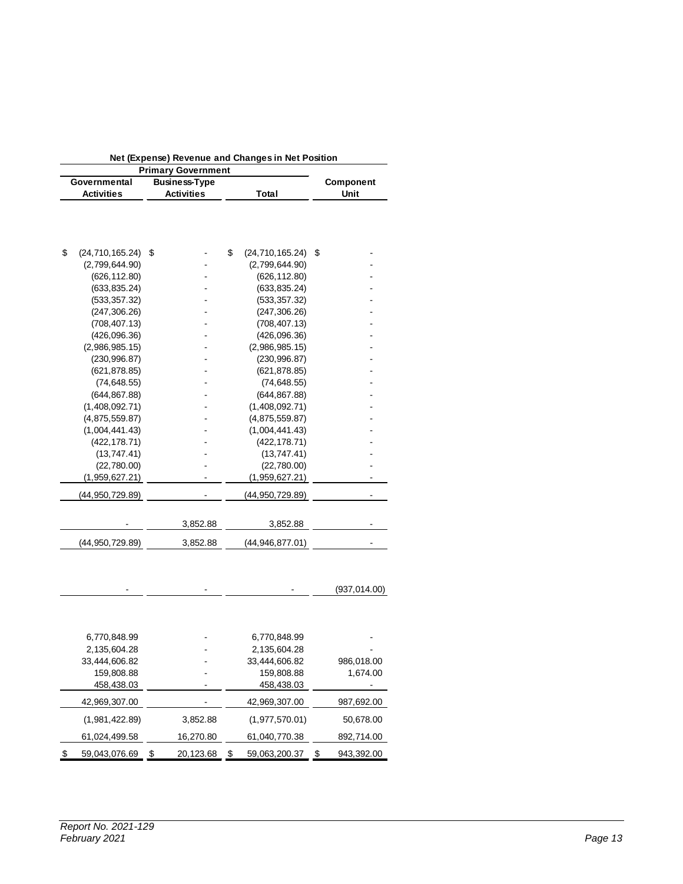| Net (Expense) Revenue and Changes in Net Position | | | |
|---|---|---|---|
| Primary Government | | | |
| Governmental Activities | Business-Type Activities | Total | Component Unit |
| | | | |
| $ (24,710,165.24) | $ - | $ (24,710,165.24) | $ - |
| (2,799,644.90) | - | (2,799,644.90) | - |
| (626,112.80) | - | (626,112.80) | - |
| (633,835.24) | - | (633,835.24) | - |
| (533,357.32) | - | (533,357.32) | - |
| (247,306.26) | - | (247,306.26) | - |
| (708,407.13) | - | (708,407.13) | - |
| (426,096.36) | - | (426,096.36) | - |
| (2,986,985.15) | - | (2,986,985.15) | - |
| (230,996.87) | - | (230,996.87) | - |
| (621,878.85) | - | (621,878.85) | - |
| (74,648.55) | - | (74,648.55) | - |
| (644,867.88) | - | (644,867.88) | - |
| (1,408,092.71) | - | (1,408,092.71) | - |
| (4,875,559.87) | - | (4,875,559.87) | - |
| (1,004,441.43) | - | (1,004,441.43) | - |
| (422,178.71) | - | (422,178.71) | - |
| (13,747.41) | - | (13,747.41) | - |
| (22,780.00) | - | (22,780.00) | - |
| (1,959,627.21) | - | (1,959,627.21) | - |
| (44,950,729.89) | - | (44,950,729.89) | - |
| | | | |
| - | 3,852.88 | 3,852.88 | - |
| (44,950,729.89) | 3,852.88 | (44,946,877.01) | - |
| | | | |
| - | - | - | (937,014.00) |
| | | | |
| 6,770,848.99 | - | 6,770,848.99 | - |
| 2,135,604.28 | - | 2,135,604.28 | - |
| 33,444,606.82 | - | 33,444,606.82 | 986,018.00 |
| 159,808.88 | - | 159,808.88 | 1,674.00 |
| 458,438.03 | - | 458,438.03 | - |
| 42,969,307.00 | - | 42,969,307.00 | 987,692.00 |
| (1,981,422.89) | 3,852.88 | (1,977,570.01) | 50,678.00 |
| 61,024,499.58 | 16,270.80 | 61,040,770.38 | 892,714.00 |
| $ 59,043,076.69 | $ 20,123.68 | $ 59,063,200.37 | $ 943,392.00 |

*Report No. 2021-129*
*February 2021*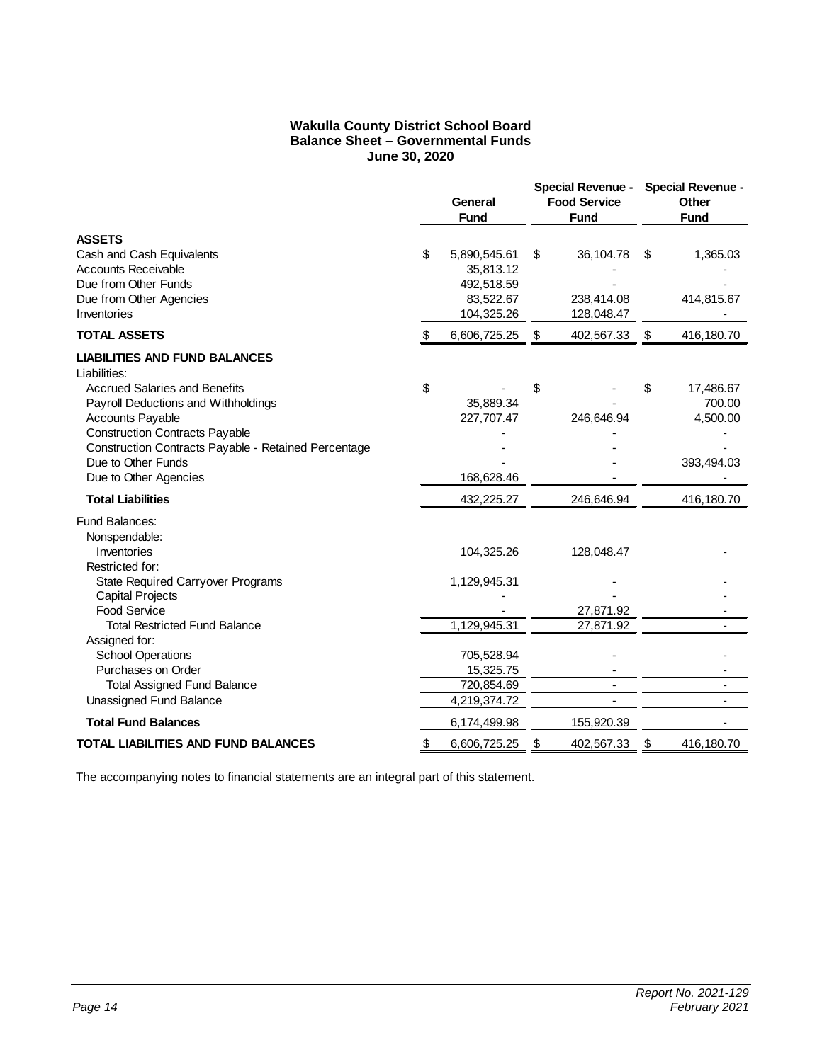**Wakulla County District School Board**
**Balance Sheet – Governmental Funds**
**June 30, 2020**

| | General Fund | Special Revenue - Food Service Fund | Special Revenue - Other Fund |
|---|---|---|---|
| **ASSETS** | | | |
| Cash and Cash Equivalents | $ 5,890,545.61 | $ 36,104.78 | $ 1,365.03 |
| Accounts Receivable | 35,813.12 | - | - |
| Due from Other Funds | 492,518.59 | - | - |
| Due from Other Agencies | 83,522.67 | 238,414.08 | 414,815.67 |
| Inventories | 104,325.26 | 128,048.47 | - |
| **TOTAL ASSETS** | $ 6,606,725.25 | $ 402,567.33 | $ 416,180.70 |
| **LIABILITIES AND FUND BALANCES** | | | |
| Liabilities: | | | |
| Accrued Salaries and Benefits | $ - | $ - | $ 17,486.67 |
| Payroll Deductions and Withholdings | 35,889.34 | - | 700.00 |
| Accounts Payable | 227,707.47 | 246,646.94 | 4,500.00 |
| Construction Contracts Payable | - | - | - |
| Construction Contracts Payable - Retained Percentage | - | - | - |
| Due to Other Funds | - | - | 393,494.03 |
| Due to Other Agencies | 168,628.46 | - | - |
| **Total Liabilities** | 432,225.27 | 246,646.94 | 416,180.70 |
| Fund Balances: | | | |
| Nonspendable: | | | |
| Inventories | 104,325.26 | 128,048.47 | - |
| Restricted for: | | | |
| State Required Carryover Programs | 1,129,945.31 | - | - |
| Capital Projects | - | - | - |
| Food Service | - | 27,871.92 | - |
| Total Restricted Fund Balance | 1,129,945.31 | 27,871.92 | - |
| Assigned for: | | | |
| School Operations | 705,528.94 | - | - |
| Purchases on Order | 15,325.75 | - | - |
| Total Assigned Fund Balance | 720,854.69 | - | - |
| Unassigned Fund Balance | 4,219,374.72 | - | - |
| **Total Fund Balances** | 6,174,499.98 | 155,920.39 | - |
| **TOTAL LIABILITIES AND FUND BALANCES** | $ 6,606,725.25 | $ 402,567.33 | $ 416,180.70 |

The accompanying notes to financial statements are an integral part of this statement.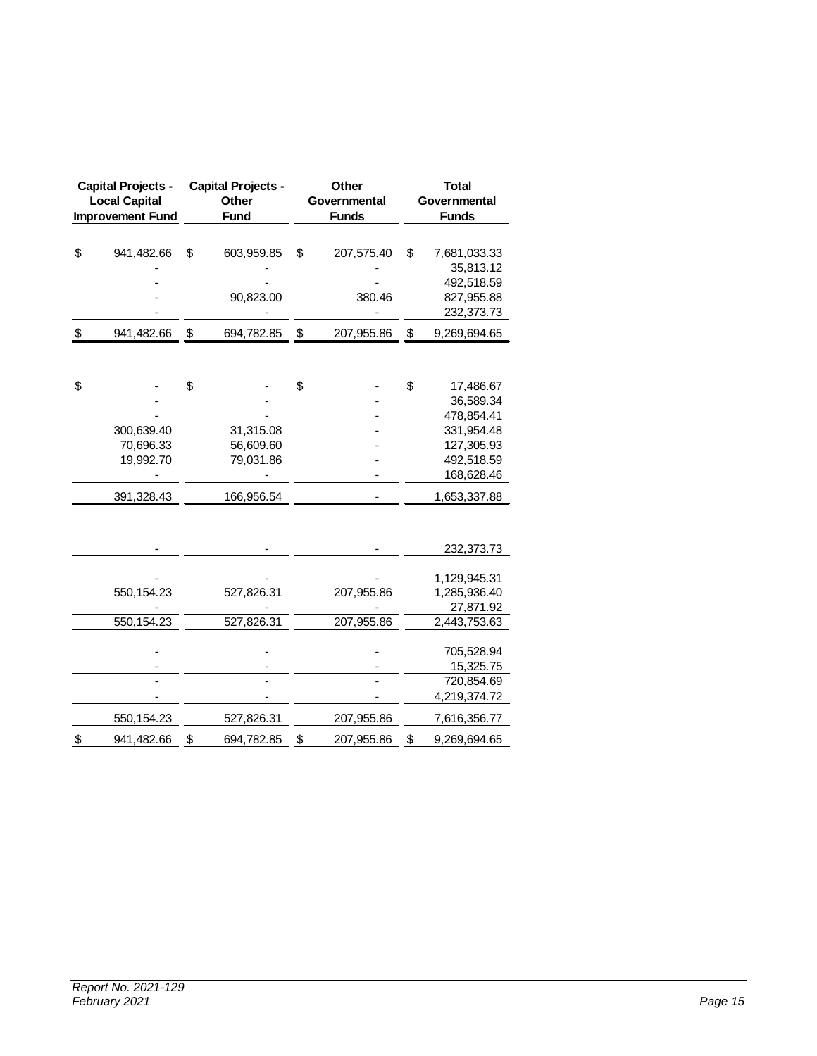| Capital Projects - Local Capital Improvement Fund | Capital Projects - Other Fund | Other Governmental Funds | Total Governmental Funds |
|---|---|---|---|
| | | | |
| $ 941,482.66 | $ 603,959.85 | $ 207,575.40 | $ 7,681,033.33 |
| - | - | - | 35,813.12 |
| - | - | - | 492,518.59 |
| - | 90,823.00 | 380.46 | 827,955.88 |
| - | - | - | 232,373.73 |
| $ 941,482.66 | $ 694,782.85 | $ 207,955.86 | $ 9,269,694.65 |
| | | | |
| $ - | $ - | $ - | $ 17,486.67 |
| - | - | - | 36,589.34 |
| - | - | - | 478,854.41 |
| 300,639.40 | 31,315.08 | - | 331,954.48 |
| 70,696.33 | 56,609.60 | - | 127,305.93 |
| 19,992.70 | 79,031.86 | - | 492,518.59 |
| - | - | - | 168,628.46 |
| 391,328.43 | 166,956.54 | - | 1,653,337.88 |
| | | | |
| - | - | - | 232,373.73 |
| | | | |
| - | - | - | 1,129,945.31 |
| 550,154.23 | 527,826.31 | 207,955.86 | 1,285,936.40 |
| - | - | - | 27,871.92 |
| 550,154.23 | 527,826.31 | 207,955.86 | 2,443,753.63 |
| | | | |
| - | - | - | 705,528.94 |
| - | - | - | 15,325.75 |
| - | - | - | 720,854.69 |
| - | - | - | 4,219,374.72 |
| 550,154.23 | 527,826.31 | 207,955.86 | 7,616,356.77 |
| $ 941,482.66 | $ 694,782.85 | $ 207,955.86 | $ 9,269,694.65 |

*Report No. 2021-129*
*February 2021*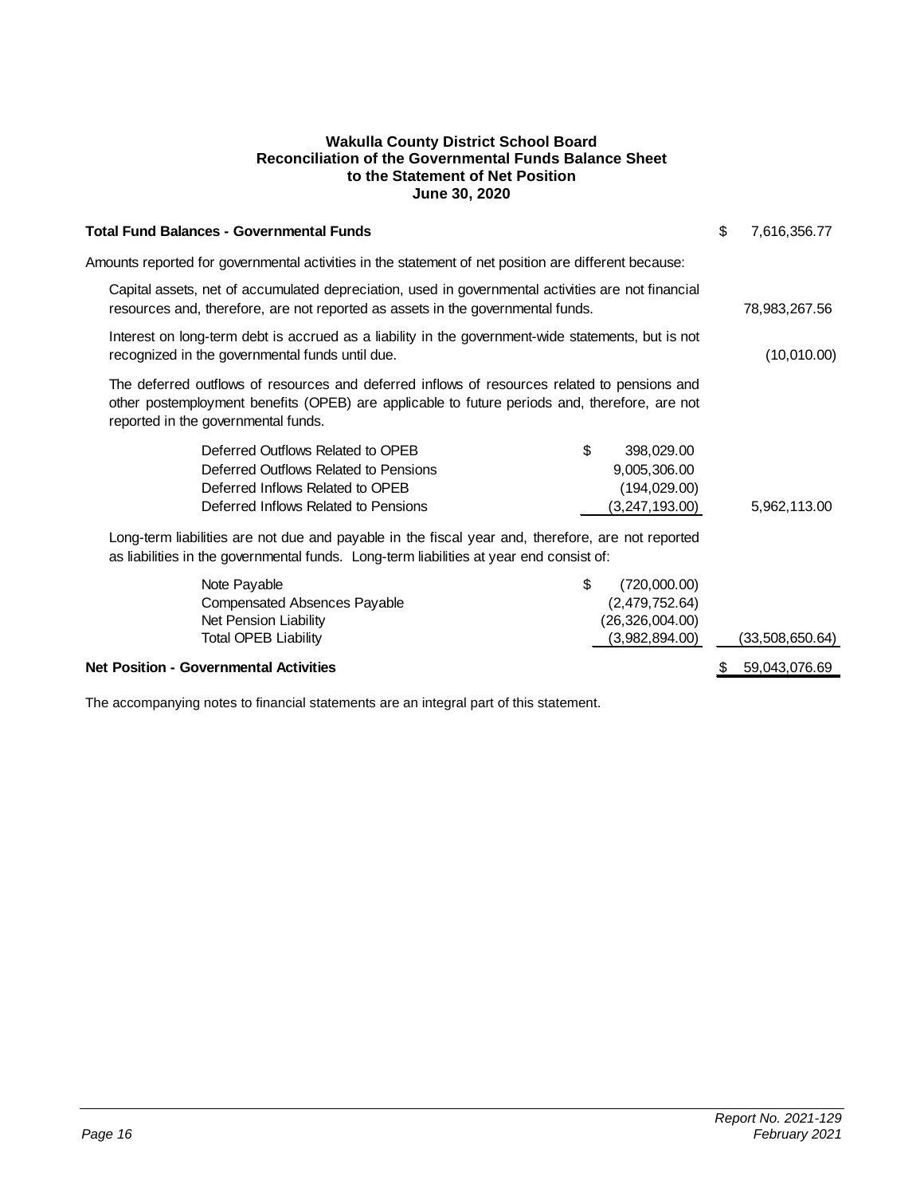**Wakulla County District School Board**
**Reconciliation of the Governmental Funds Balance Sheet**
**to the Statement of Net Position**
**June 30, 2020**

| | | |
|---|---|---|
| **Total Fund Balances - Governmental Funds** | | $ 7,616,356.77 |
| Amounts reported for governmental activities in the statement of net position are different because: | | |
| Capital assets, net of accumulated depreciation, used in governmental activities are not financial resources and, therefore, are not reported as assets in the governmental funds. | | 78,983,267.56 |
| Interest on long-term debt is accrued as a liability in the government-wide statements, but is not recognized in the governmental funds until due. | | (10,010.00) |
| The deferred outflows of resources and deferred inflows of resources related to pensions and other postemployment benefits (OPEB) are applicable to future periods and, therefore, are not reported in the governmental funds. | | |
| Deferred Outflows Related to OPEB | $ 398,029.00 | |
| Deferred Outflows Related to Pensions | 9,005,306.00 | |
| Deferred Inflows Related to OPEB | (194,029.00) | |
| Deferred Inflows Related to Pensions | (3,247,193.00) | 5,962,113.00 |
| Long-term liabilities are not due and payable in the fiscal year and, therefore, are not reported as liabilities in the governmental funds. Long-term liabilities at year end consist of: | | |
| Note Payable | $ (720,000.00) | |
| Compensated Absences Payable | (2,479,752.64) | |
| Net Pension Liability | (26,326,004.00) | |
| Total OPEB Liability | (3,982,894.00) | (33,508,650.64) |
| **Net Position - Governmental Activities** | | $ 59,043,076.69 |

The accompanying notes to financial statements are an integral part of this statement.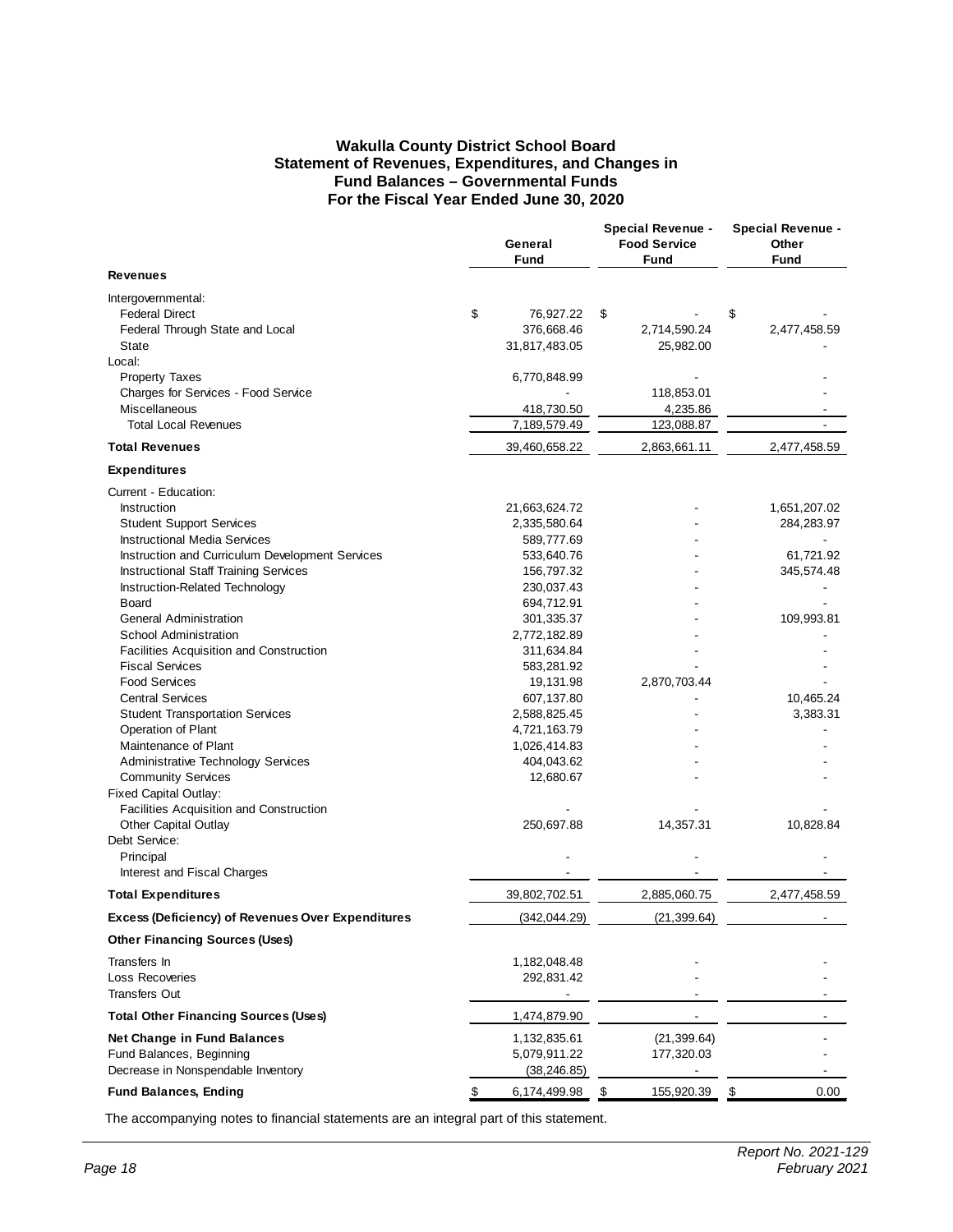# Wakulla County District School Board
## Statement of Revenues, Expenditures, and Changes in Fund Balances – Governmental Funds
### For the Fiscal Year Ended June 30, 2020

| | General Fund | Special Revenue - Food Service Fund | Special Revenue - Other Fund |
|---|---|---|---|
| **Revenues** | | | |
| Intergovernmental: | | | |
| Federal Direct | $ 76,927.22 | $ - | $ - |
| Federal Through State and Local | 376,668.46 | 2,714,590.24 | 2,477,458.59 |
| State | 31,817,483.05 | 25,982.00 | - |
| Local: | | | |
| Property Taxes | 6,770,848.99 | - | - |
| Charges for Services - Food Service | - | 118,853.01 | - |
| Miscellaneous | 418,730.50 | 4,235.86 | - |
| Total Local Revenues | 7,189,579.49 | 123,088.87 | - |
| **Total Revenues** | 39,460,658.22 | 2,863,661.11 | 2,477,458.59 |
| **Expenditures** | | | |
| Current - Education: | | | |
| Instruction | 21,663,624.72 | - | 1,651,207.02 |
| Student Support Services | 2,335,580.64 | - | 284,283.97 |
| Instructional Media Services | 589,777.69 | - | - |
| Instruction and Curriculum Development Services | 533,640.76 | - | 61,721.92 |
| Instructional Staff Training Services | 156,797.32 | - | 345,574.48 |
| Instruction-Related Technology | 230,037.43 | - | - |
| Board | 694,712.91 | - | - |
| General Administration | 301,335.37 | - | 109,993.81 |
| School Administration | 2,772,182.89 | - | - |
| Facilities Acquisition and Construction | 311,634.84 | - | - |
| Fiscal Services | 583,281.92 | - | - |
| Food Services | 19,131.98 | 2,870,703.44 | - |
| Central Services | 607,137.80 | - | 10,465.24 |
| Student Transportation Services | 2,588,825.45 | - | 3,383.31 |
| Operation of Plant | 4,721,163.79 | - | - |
| Maintenance of Plant | 1,026,414.83 | - | - |
| Administrative Technology Services | 404,043.62 | - | - |
| Community Services | 12,680.67 | - | - |
| Fixed Capital Outlay: | | | |
| Facilities Acquisition and Construction | - | - | - |
| Other Capital Outlay | 250,697.88 | 14,357.31 | 10,828.84 |
| Debt Service: | | | |
| Principal | - | - | - |
| Interest and Fiscal Charges | - | - | - |
| **Total Expenditures** | 39,802,702.51 | 2,885,060.75 | 2,477,458.59 |
| **Excess (Deficiency) of Revenues Over Expenditures** | (342,044.29) | (21,399.64) | - |
| **Other Financing Sources (Uses)** | | | |
| Transfers In | 1,182,048.48 | - | - |
| Loss Recoveries | 292,831.42 | - | - |
| Transfers Out | - | - | - |
| **Total Other Financing Sources (Uses)** | 1,474,879.90 | - | - |
| **Net Change in Fund Balances** | 1,132,835.61 | (21,399.64) | - |
| Fund Balances, Beginning | 5,079,911.22 | 177,320.03 | - |
| Decrease in Nonspendable Inventory | (38,246.85) | - | - |
| **Fund Balances, Ending** | $ 6,174,499.98 | $ 155,920.39 | $ 0.00 |

The accompanying notes to financial statements are an integral part of this statement.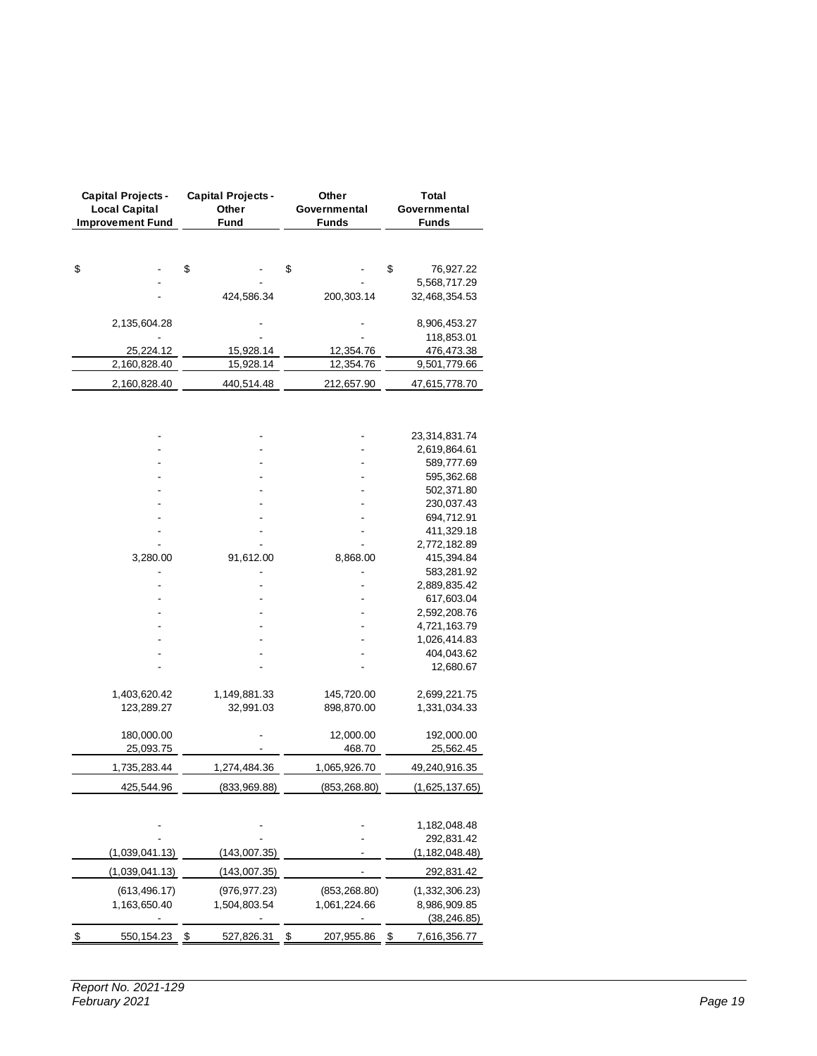| Capital Projects - Local Capital Improvement Fund | Capital Projects - Other Fund | Other Governmental Funds | Total Governmental Funds |
|---|---|---|---|
| | | | |
| $ - | $ - | $ - | $ 76,927.22 |
| - | - | - | 5,568,717.29 |
| - | 424,586.34 | 200,303.14 | 32,468,354.53 |
| | | | |
| 2,135,604.28 | - | - | 8,906,453.27 |
| - | - | - | 118,853.01 |
| 25,224.12 | 15,928.14 | 12,354.76 | 476,473.38 |
| 2,160,828.40 | 15,928.14 | 12,354.76 | 9,501,779.66 |
| 2,160,828.40 | 440,514.48 | 212,657.90 | 47,615,778.70 |
| | | | |
| - | - | - | 23,314,831.74 |
| - | - | - | 2,619,864.61 |
| - | - | - | 589,777.69 |
| - | - | - | 595,362.68 |
| - | - | - | 502,371.80 |
| - | - | - | 230,037.43 |
| - | - | - | 694,712.91 |
| - | - | - | 411,329.18 |
| - | - | - | 2,772,182.89 |
| 3,280.00 | 91,612.00 | 8,868.00 | 415,394.84 |
| - | - | - | 583,281.92 |
| - | - | - | 2,889,835.42 |
| - | - | - | 617,603.04 |
| - | - | - | 2,592,208.76 |
| - | - | - | 4,721,163.79 |
| - | - | - | 1,026,414.83 |
| - | - | - | 404,043.62 |
| - | - | - | 12,680.67 |
| | | | |
| 1,403,620.42 | 1,149,881.33 | 145,720.00 | 2,699,221.75 |
| 123,289.27 | 32,991.03 | 898,870.00 | 1,331,034.33 |
| | | | |
| 180,000.00 | - | 12,000.00 | 192,000.00 |
| 25,093.75 | - | 468.70 | 25,562.45 |
| 1,735,283.44 | 1,274,484.36 | 1,065,926.70 | 49,240,916.35 |
| 425,544.96 | (833,969.88) | (853,268.80) | (1,625,137.65) |
| | | | |
| - | - | - | 1,182,048.48 |
| - | - | - | 292,831.42 |
| (1,039,041.13) | (143,007.35) | - | (1,182,048.48) |
| (1,039,041.13) | (143,007.35) | - | 292,831.42 |
| (613,496.17) | (976,977.23) | (853,268.80) | (1,332,306.23) |
| 1,163,650.40 | 1,504,803.54 | 1,061,224.66 | 8,986,909.85 |
| - | - | - | (38,246.85) |
| $ 550,154.23 | $ 527,826.31 | $ 207,955.86 | $ 7,616,356.77 |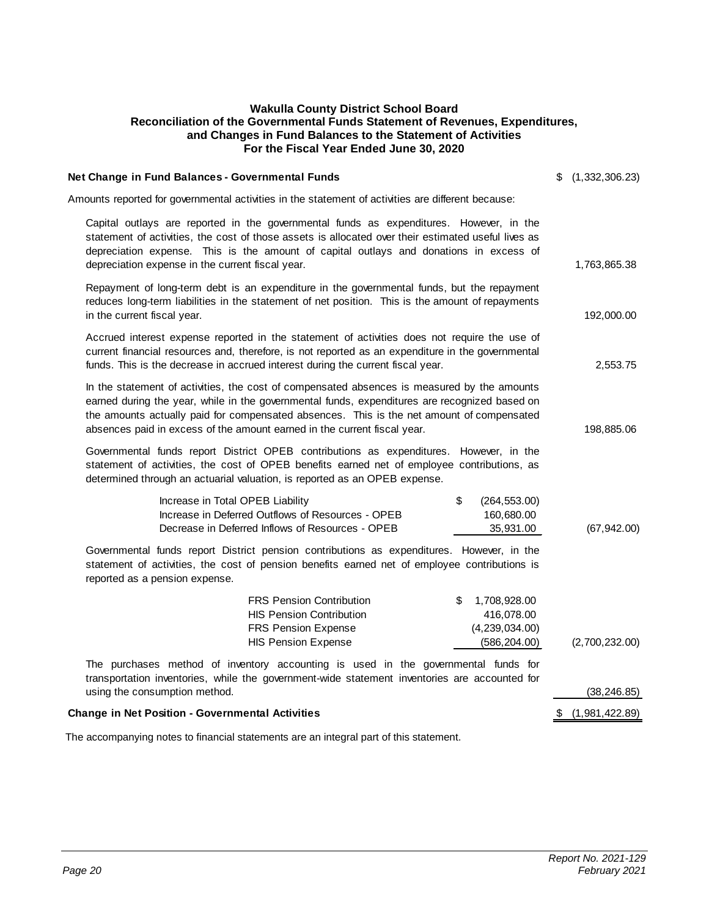# Wakulla County District School Board
## Reconciliation of the Governmental Funds Statement of Revenues, Expenditures, and Changes in Fund Balances to the Statement of Activities
### For the Fiscal Year Ended June 30, 2020

| | | |
|---|---|---|
| **Net Change in Fund Balances - Governmental Funds** | | $ (1,332,306.23) |
| Amounts reported for governmental activities in the statement of activities are different because: | | |
| Capital outlays are reported in the governmental funds as expenditures. However, in the statement of activities, the cost of those assets is allocated over their estimated useful lives as depreciation expense. This is the amount of capital outlays and donations in excess of depreciation expense in the current fiscal year. | | 1,763,865.38 |
| Repayment of long-term debt is an expenditure in the governmental funds, but the repayment reduces long-term liabilities in the statement of net position. This is the amount of repayments in the current fiscal year. | | 192,000.00 |
| Accrued interest expense reported in the statement of activities does not require the use of current financial resources and, therefore, is not reported as an expenditure in the governmental funds. This is the decrease in accrued interest during the current fiscal year. | | 2,553.75 |
| In the statement of activities, the cost of compensated absences is measured by the amounts earned during the year, while in the governmental funds, expenditures are recognized based on the amounts actually paid for compensated absences. This is the net amount of compensated absences paid in excess of the amount earned in the current fiscal year. | | 198,885.06 |
| Governmental funds report District OPEB contributions as expenditures. However, in the statement of activities, the cost of OPEB benefits earned net of employee contributions, as determined through an actuarial valuation, is reported as an OPEB expense. | | |
| Increase in Total OPEB Liability | $ (264,553.00) | |
| Increase in Deferred Outflows of Resources - OPEB | 160,680.00 | |
| Decrease in Deferred Inflows of Resources - OPEB | 35,931.00 | (67,942.00) |
| Governmental funds report District pension contributions as expenditures. However, in the statement of activities, the cost of pension benefits earned net of employee contributions is reported as a pension expense. | | |
| FRS Pension Contribution | $ 1,708,928.00 | |
| HIS Pension Contribution | 416,078.00 | |
| FRS Pension Expense | (4,239,034.00) | |
| HIS Pension Expense | (586,204.00) | (2,700,232.00) |
| The purchases method of inventory accounting is used in the governmental funds for transportation inventories, while the government-wide statement inventories are accounted for using the consumption method. | | (38,246.85) |
| **Change in Net Position - Governmental Activities** | | $ (1,981,422.89) |

The accompanying notes to financial statements are an integral part of this statement.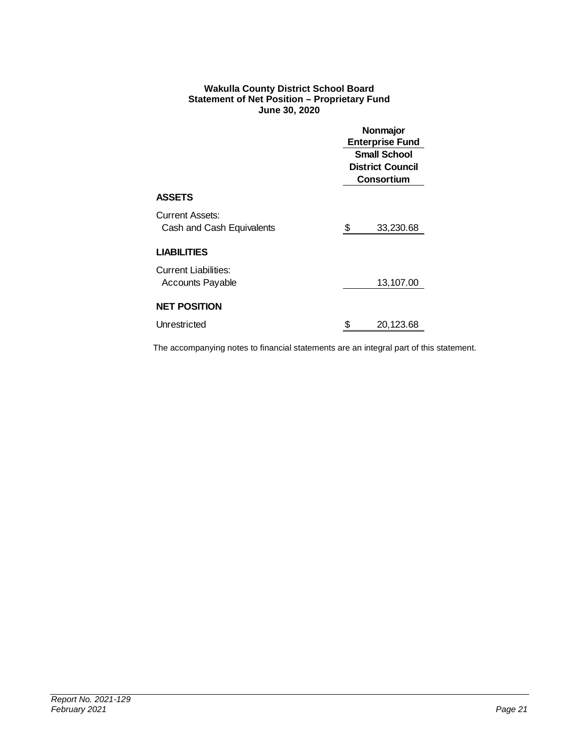**Wakulla County District School Board**
**Statement of Net Position – Proprietary Fund**
**June 30, 2020**

| | Nonmajor Enterprise Fund |
|---|---|
| | **Small School District Council Consortium** |
| **ASSETS** | |
| Current Assets: | |
| Cash and Cash Equivalents | $ 33,230.68 |
| **LIABILITIES** | |
| Current Liabilities: | |
| Accounts Payable | 13,107.00 |
| **NET POSITION** | |
| Unrestricted | $ 20,123.68 |

The accompanying notes to financial statements are an integral part of this statement.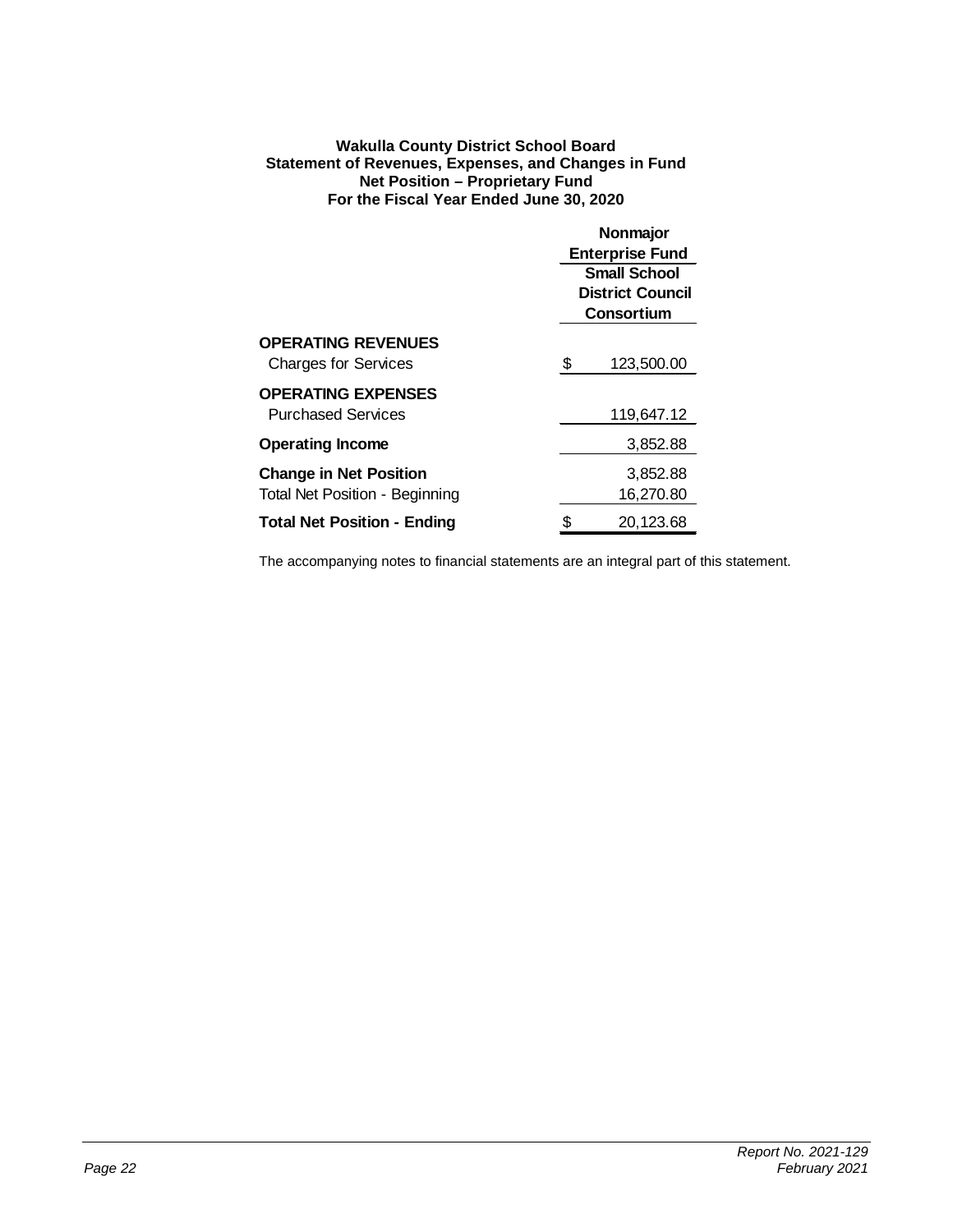**Wakulla County District School Board**
**Statement of Revenues, Expenses, and Changes in Fund Net Position – Proprietary Fund**
**For the Fiscal Year Ended June 30, 2020**

| | Nonmajor Enterprise Fund |
|---|---|
| | Small School District Council Consortium |
| **OPERATING REVENUES** | |
| Charges for Services | $ 123,500.00 |
| **OPERATING EXPENSES** | |
| Purchased Services | 119,647.12 |
| **Operating Income** | 3,852.88 |
| **Change in Net Position** | 3,852.88 |
| Total Net Position - Beginning | 16,270.80 |
| **Total Net Position - Ending** | $ 20,123.68 |

The accompanying notes to financial statements are an integral part of this statement.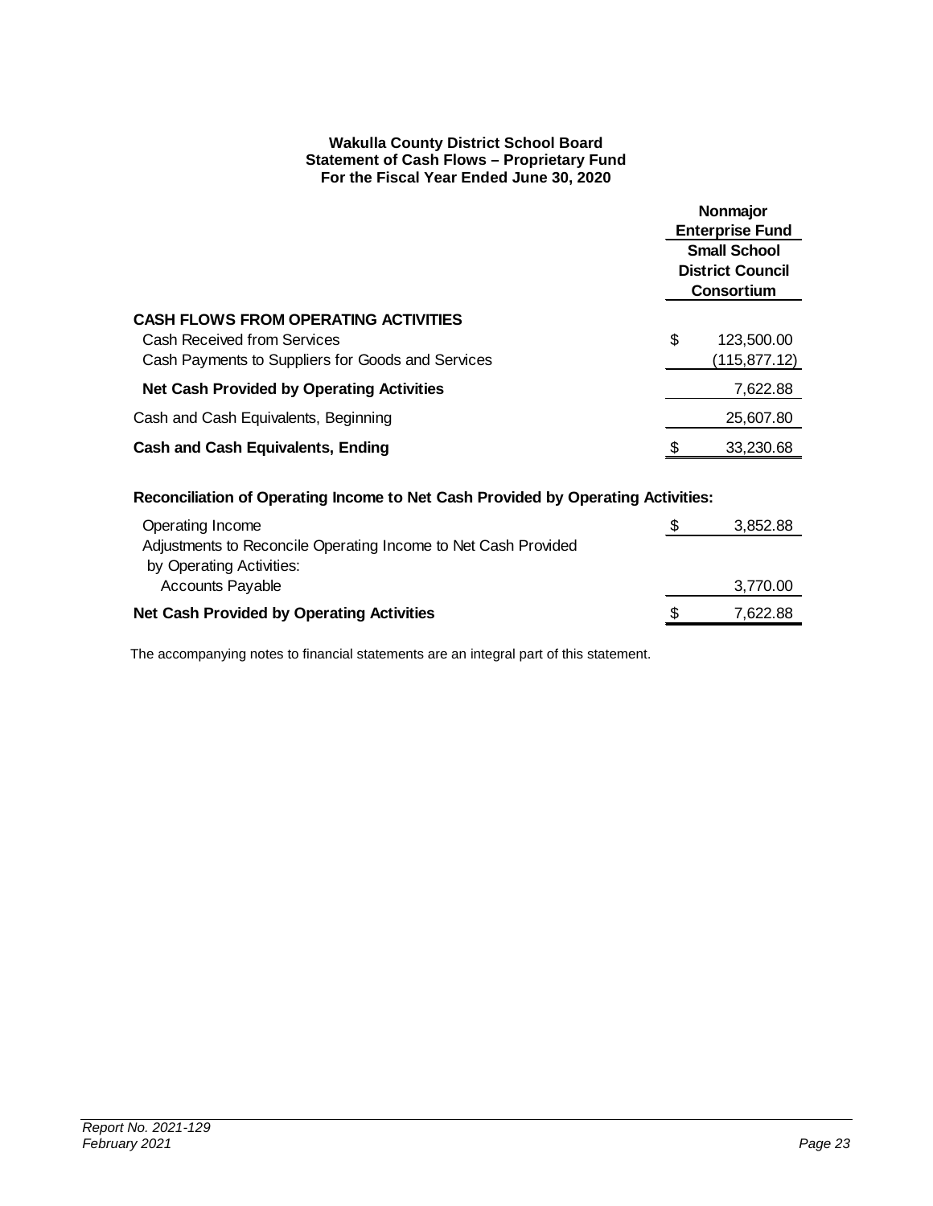**Wakulla County District School Board**
**Statement of Cash Flows – Proprietary Fund**
**For the Fiscal Year Ended June 30, 2020**

| | **Nonmajor Enterprise Fund** |
|---|---|
| | **Small School District Council Consortium** |
| **CASH FLOWS FROM OPERATING ACTIVITIES** | |
| Cash Received from Services | $ 123,500.00 |
| Cash Payments to Suppliers for Goods and Services | (115,877.12) |
| **Net Cash Provided by Operating Activities** | 7,622.88 |
| Cash and Cash Equivalents, Beginning | 25,607.80 |
| **Cash and Cash Equivalents, Ending** | $ 33,230.68 |

**Reconciliation of Operating Income to Net Cash Provided by Operating Activities:**

| | |
|---|---|
| Operating Income | $ 3,852.88 |
| Adjustments to Reconcile Operating Income to Net Cash Provided by Operating Activities: | |
| Accounts Payable | 3,770.00 |
| **Net Cash Provided by Operating Activities** | $ 7,622.88 |

The accompanying notes to financial statements are an integral part of this statement.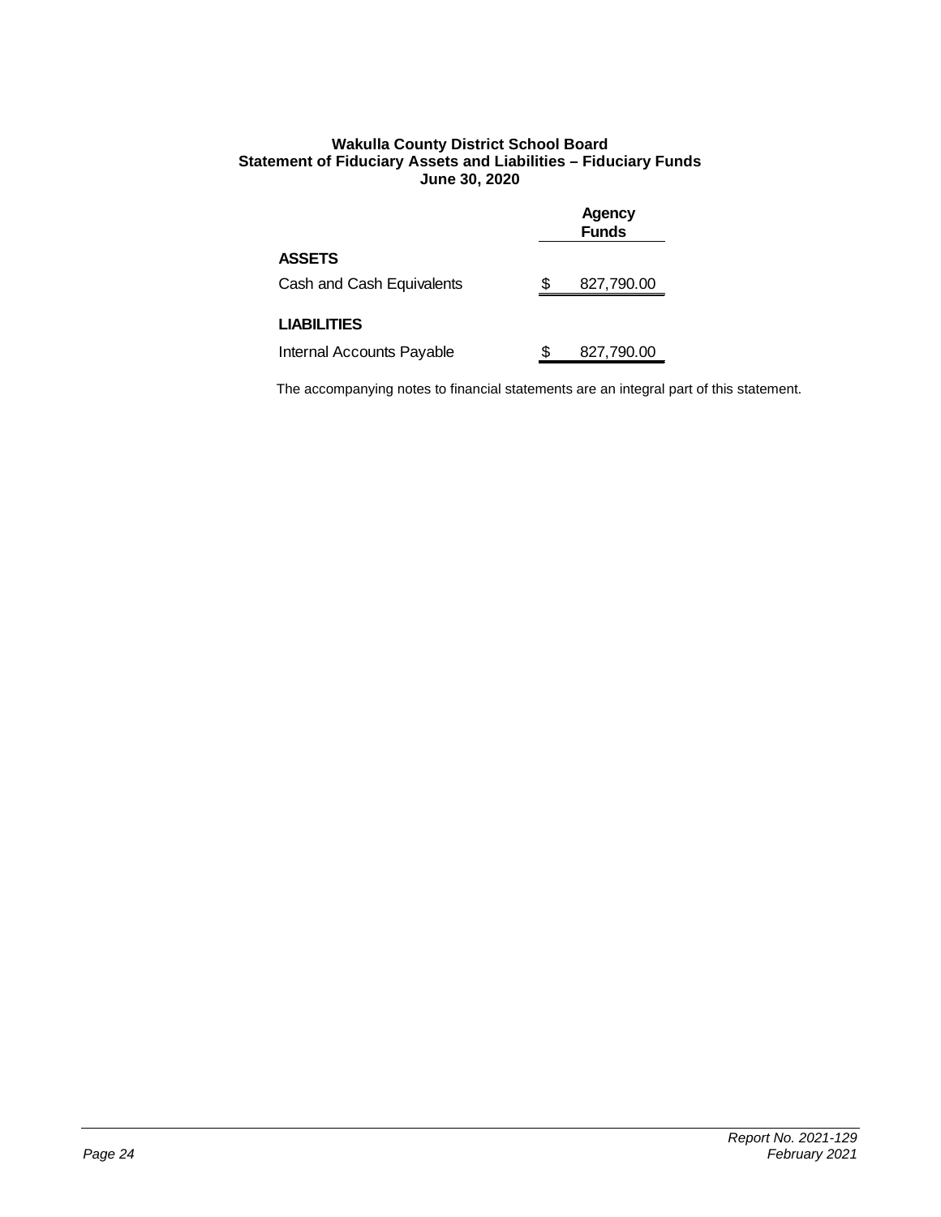**Wakulla County District School Board**
**Statement of Fiduciary Assets and Liabilities – Fiduciary Funds**
**June 30, 2020**

| | Agency Funds |
|---|---|
| **ASSETS** | |
| Cash and Cash Equivalents | $ 827,790.00 |
| **LIABILITIES** | |
| Internal Accounts Payable | $ 827,790.00 |

The accompanying notes to financial statements are an integral part of this statement.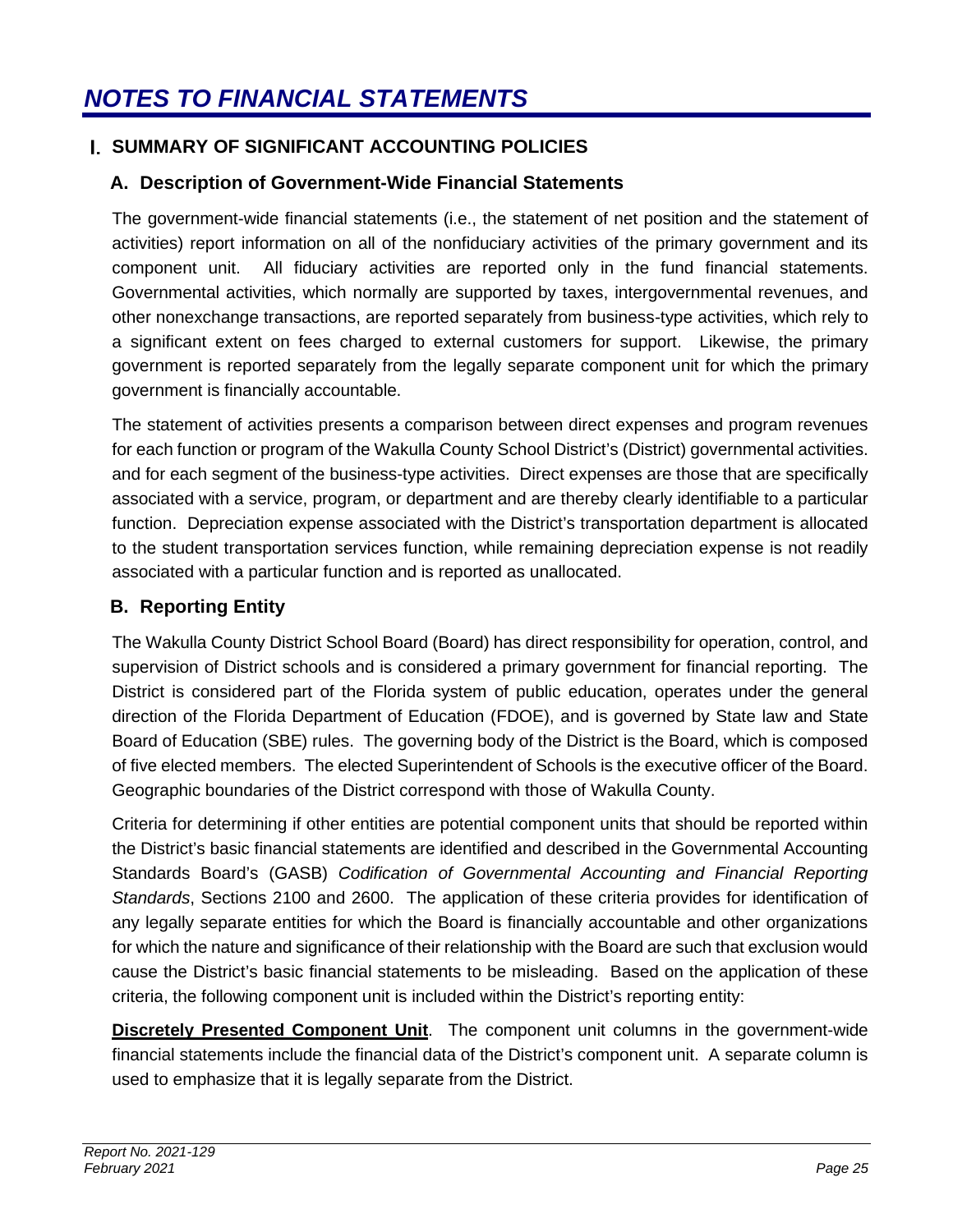# *NOTES TO FINANCIAL STATEMENTS*

## I. SUMMARY OF SIGNIFICANT ACCOUNTING POLICIES

### A. Description of Government-Wide Financial Statements

The government-wide financial statements (i.e., the statement of net position and the statement of activities) report information on all of the nonfiduciary activities of the primary government and its component unit. All fiduciary activities are reported only in the fund financial statements. Governmental activities, which normally are supported by taxes, intergovernmental revenues, and other nonexchange transactions, are reported separately from business-type activities, which rely to a significant extent on fees charged to external customers for support. Likewise, the primary government is reported separately from the legally separate component unit for which the primary government is financially accountable.

The statement of activities presents a comparison between direct expenses and program revenues for each function or program of the Wakulla County School District's (District) governmental activities. and for each segment of the business-type activities. Direct expenses are those that are specifically associated with a service, program, or department and are thereby clearly identifiable to a particular function. Depreciation expense associated with the District's transportation department is allocated to the student transportation services function, while remaining depreciation expense is not readily associated with a particular function and is reported as unallocated.

### B. Reporting Entity

The Wakulla County District School Board (Board) has direct responsibility for operation, control, and supervision of District schools and is considered a primary government for financial reporting. The District is considered part of the Florida system of public education, operates under the general direction of the Florida Department of Education (FDOE), and is governed by State law and State Board of Education (SBE) rules. The governing body of the District is the Board, which is composed of five elected members. The elected Superintendent of Schools is the executive officer of the Board. Geographic boundaries of the District correspond with those of Wakulla County.

Criteria for determining if other entities are potential component units that should be reported within the District's basic financial statements are identified and described in the Governmental Accounting Standards Board's (GASB) *Codification of Governmental Accounting and Financial Reporting Standards*, Sections 2100 and 2600. The application of these criteria provides for identification of any legally separate entities for which the Board is financially accountable and other organizations for which the nature and significance of their relationship with the Board are such that exclusion would cause the District's basic financial statements to be misleading. Based on the application of these criteria, the following component unit is included within the District's reporting entity:

**Discretely Presented Component Unit**. The component unit columns in the government-wide financial statements include the financial data of the District's component unit. A separate column is used to emphasize that it is legally separate from the District.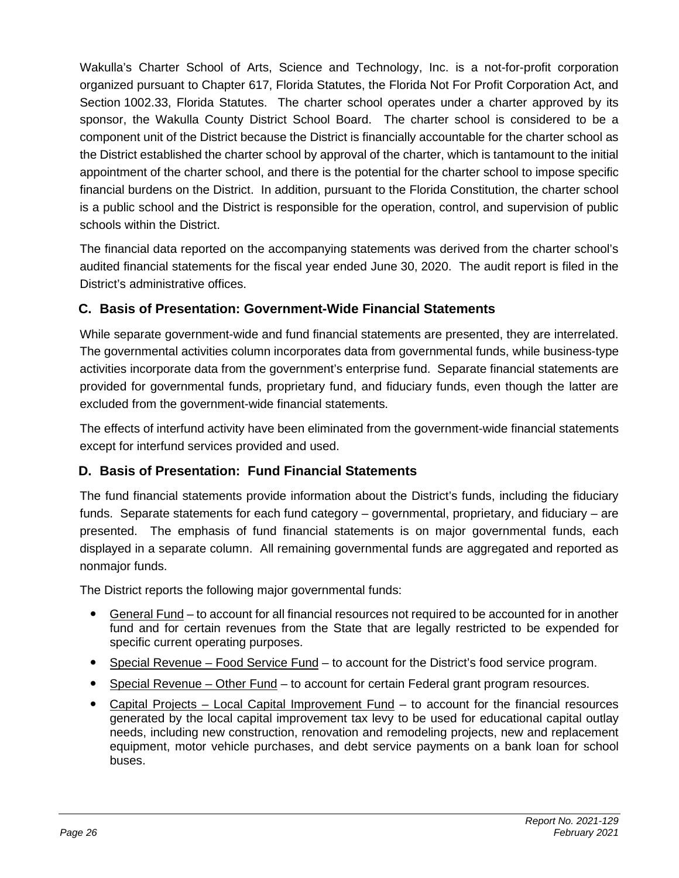Wakulla's Charter School of Arts, Science and Technology, Inc. is a not-for-profit corporation organized pursuant to Chapter 617, Florida Statutes, the Florida Not For Profit Corporation Act, and Section 1002.33, Florida Statutes. The charter school operates under a charter approved by its sponsor, the Wakulla County District School Board. The charter school is considered to be a component unit of the District because the District is financially accountable for the charter school as the District established the charter school by approval of the charter, which is tantamount to the initial appointment of the charter school, and there is the potential for the charter school to impose specific financial burdens on the District. In addition, pursuant to the Florida Constitution, the charter school is a public school and the District is responsible for the operation, control, and supervision of public schools within the District.

The financial data reported on the accompanying statements was derived from the charter school's audited financial statements for the fiscal year ended June 30, 2020. The audit report is filed in the District's administrative offices.

## C. Basis of Presentation: Government-Wide Financial Statements

While separate government-wide and fund financial statements are presented, they are interrelated. The governmental activities column incorporates data from governmental funds, while business-type activities incorporate data from the government's enterprise fund. Separate financial statements are provided for governmental funds, proprietary fund, and fiduciary funds, even though the latter are excluded from the government-wide financial statements.

The effects of interfund activity have been eliminated from the government-wide financial statements except for interfund services provided and used.

## D. Basis of Presentation: Fund Financial Statements

The fund financial statements provide information about the District's funds, including the fiduciary funds. Separate statements for each fund category – governmental, proprietary, and fiduciary – are presented. The emphasis of fund financial statements is on major governmental funds, each displayed in a separate column. All remaining governmental funds are aggregated and reported as nonmajor funds.

The District reports the following major governmental funds:

- General Fund – to account for all financial resources not required to be accounted for in another fund and for certain revenues from the State that are legally restricted to be expended for specific current operating purposes.
- Special Revenue – Food Service Fund – to account for the District's food service program.
- Special Revenue – Other Fund – to account for certain Federal grant program resources.
- Capital Projects – Local Capital Improvement Fund – to account for the financial resources generated by the local capital improvement tax levy to be used for educational capital outlay needs, including new construction, renovation and remodeling projects, new and replacement equipment, motor vehicle purchases, and debt service payments on a bank loan for school buses.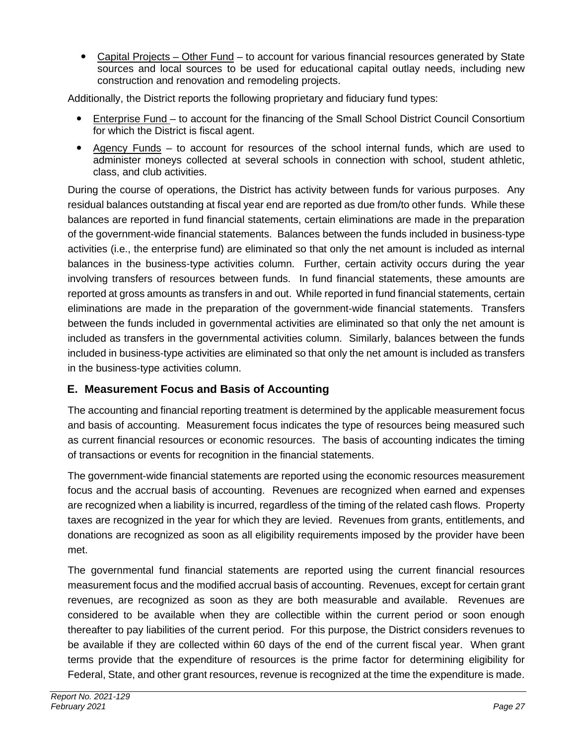- Capital Projects – Other Fund – to account for various financial resources generated by State sources and local sources to be used for educational capital outlay needs, including new construction and renovation and remodeling projects.

Additionally, the District reports the following proprietary and fiduciary fund types:

- Enterprise Fund – to account for the financing of the Small School District Council Consortium for which the District is fiscal agent.
- Agency Funds – to account for resources of the school internal funds, which are used to administer moneys collected at several schools in connection with school, student athletic, class, and club activities.

During the course of operations, the District has activity between funds for various purposes. Any residual balances outstanding at fiscal year end are reported as due from/to other funds. While these balances are reported in fund financial statements, certain eliminations are made in the preparation of the government-wide financial statements. Balances between the funds included in business-type activities (i.e., the enterprise fund) are eliminated so that only the net amount is included as internal balances in the business-type activities column. Further, certain activity occurs during the year involving transfers of resources between funds. In fund financial statements, these amounts are reported at gross amounts as transfers in and out. While reported in fund financial statements, certain eliminations are made in the preparation of the government-wide financial statements. Transfers between the funds included in governmental activities are eliminated so that only the net amount is included as transfers in the governmental activities column. Similarly, balances between the funds included in business-type activities are eliminated so that only the net amount is included as transfers in the business-type activities column.

## E. Measurement Focus and Basis of Accounting

The accounting and financial reporting treatment is determined by the applicable measurement focus and basis of accounting. Measurement focus indicates the type of resources being measured such as current financial resources or economic resources. The basis of accounting indicates the timing of transactions or events for recognition in the financial statements.

The government-wide financial statements are reported using the economic resources measurement focus and the accrual basis of accounting. Revenues are recognized when earned and expenses are recognized when a liability is incurred, regardless of the timing of the related cash flows. Property taxes are recognized in the year for which they are levied. Revenues from grants, entitlements, and donations are recognized as soon as all eligibility requirements imposed by the provider have been met.

The governmental fund financial statements are reported using the current financial resources measurement focus and the modified accrual basis of accounting. Revenues, except for certain grant revenues, are recognized as soon as they are both measurable and available. Revenues are considered to be available when they are collectible within the current period or soon enough thereafter to pay liabilities of the current period. For this purpose, the District considers revenues to be available if they are collected within 60 days of the end of the current fiscal year. When grant terms provide that the expenditure of resources is the prime factor for determining eligibility for Federal, State, and other grant resources, revenue is recognized at the time the expenditure is made.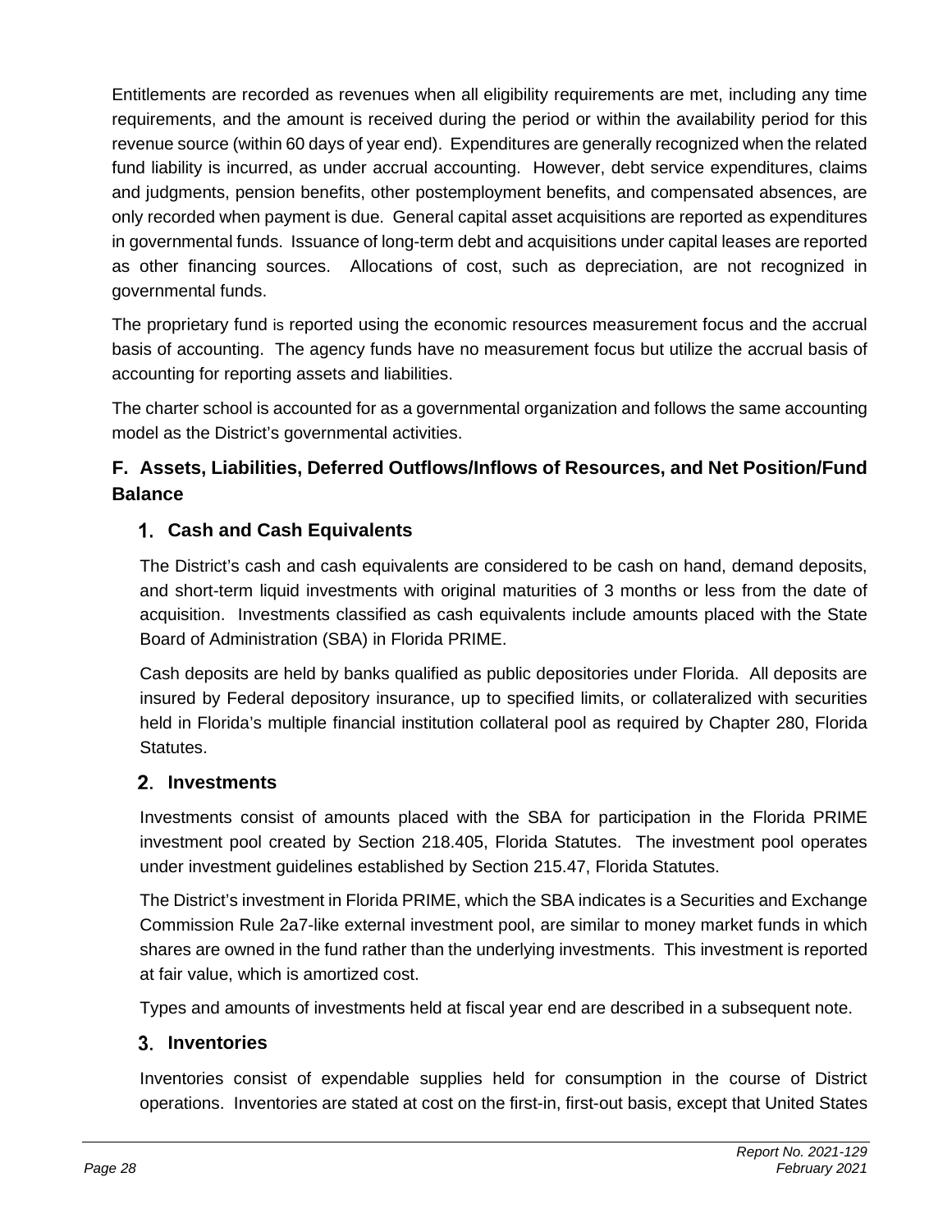Entitlements are recorded as revenues when all eligibility requirements are met, including any time requirements, and the amount is received during the period or within the availability period for this revenue source (within 60 days of year end). Expenditures are generally recognized when the related fund liability is incurred, as under accrual accounting. However, debt service expenditures, claims and judgments, pension benefits, other postemployment benefits, and compensated absences, are only recorded when payment is due. General capital asset acquisitions are reported as expenditures in governmental funds. Issuance of long-term debt and acquisitions under capital leases are reported as other financing sources. Allocations of cost, such as depreciation, are not recognized in governmental funds.

The proprietary fund is reported using the economic resources measurement focus and the accrual basis of accounting. The agency funds have no measurement focus but utilize the accrual basis of accounting for reporting assets and liabilities.

The charter school is accounted for as a governmental organization and follows the same accounting model as the District's governmental activities.

## F. Assets, Liabilities, Deferred Outflows/Inflows of Resources, and Net Position/Fund Balance

### 1. Cash and Cash Equivalents

The District's cash and cash equivalents are considered to be cash on hand, demand deposits, and short-term liquid investments with original maturities of 3 months or less from the date of acquisition. Investments classified as cash equivalents include amounts placed with the State Board of Administration (SBA) in Florida PRIME.

Cash deposits are held by banks qualified as public depositories under Florida. All deposits are insured by Federal depository insurance, up to specified limits, or collateralized with securities held in Florida's multiple financial institution collateral pool as required by Chapter 280, Florida Statutes.

### 2. Investments

Investments consist of amounts placed with the SBA for participation in the Florida PRIME investment pool created by Section 218.405, Florida Statutes. The investment pool operates under investment guidelines established by Section 215.47, Florida Statutes.

The District's investment in Florida PRIME, which the SBA indicates is a Securities and Exchange Commission Rule 2a7-like external investment pool, are similar to money market funds in which shares are owned in the fund rather than the underlying investments. This investment is reported at fair value, which is amortized cost.

Types and amounts of investments held at fiscal year end are described in a subsequent note.

### 3. Inventories

Inventories consist of expendable supplies held for consumption in the course of District operations. Inventories are stated at cost on the first-in, first-out basis, except that United States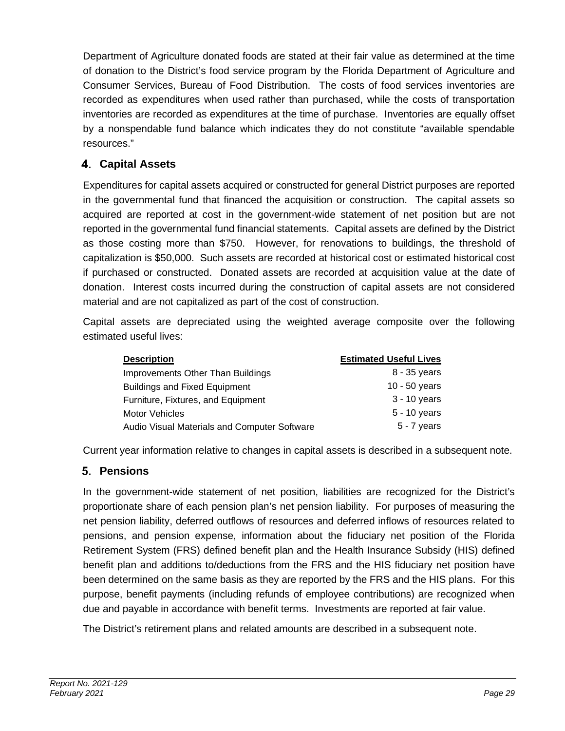Department of Agriculture donated foods are stated at their fair value as determined at the time of donation to the District's food service program by the Florida Department of Agriculture and Consumer Services, Bureau of Food Distribution. The costs of food services inventories are recorded as expenditures when used rather than purchased, while the costs of transportation inventories are recorded as expenditures at the time of purchase. Inventories are equally offset by a nonspendable fund balance which indicates they do not constitute "available spendable resources."

### 4. Capital Assets

Expenditures for capital assets acquired or constructed for general District purposes are reported in the governmental fund that financed the acquisition or construction. The capital assets so acquired are reported at cost in the government-wide statement of net position but are not reported in the governmental fund financial statements. Capital assets are defined by the District as those costing more than $750. However, for renovations to buildings, the threshold of capitalization is $50,000. Such assets are recorded at historical cost or estimated historical cost if purchased or constructed. Donated assets are recorded at acquisition value at the date of donation. Interest costs incurred during the construction of capital assets are not considered material and are not capitalized as part of the cost of construction.

Capital assets are depreciated using the weighted average composite over the following estimated useful lives:

| Description | Estimated Useful Lives |
| --- | --- |
| Improvements Other Than Buildings | 8 - 35 years |
| Buildings and Fixed Equipment | 10 - 50 years |
| Furniture, Fixtures, and Equipment | 3 - 10 years |
| Motor Vehicles | 5 - 10 years |
| Audio Visual Materials and Computer Software | 5 - 7 years |

Current year information relative to changes in capital assets is described in a subsequent note.

### 5. Pensions

In the government-wide statement of net position, liabilities are recognized for the District's proportionate share of each pension plan's net pension liability. For purposes of measuring the net pension liability, deferred outflows of resources and deferred inflows of resources related to pensions, and pension expense, information about the fiduciary net position of the Florida Retirement System (FRS) defined benefit plan and the Health Insurance Subsidy (HIS) defined benefit plan and additions to/deductions from the FRS and the HIS fiduciary net position have been determined on the same basis as they are reported by the FRS and the HIS plans. For this purpose, benefit payments (including refunds of employee contributions) are recognized when due and payable in accordance with benefit terms. Investments are reported at fair value.

The District's retirement plans and related amounts are described in a subsequent note.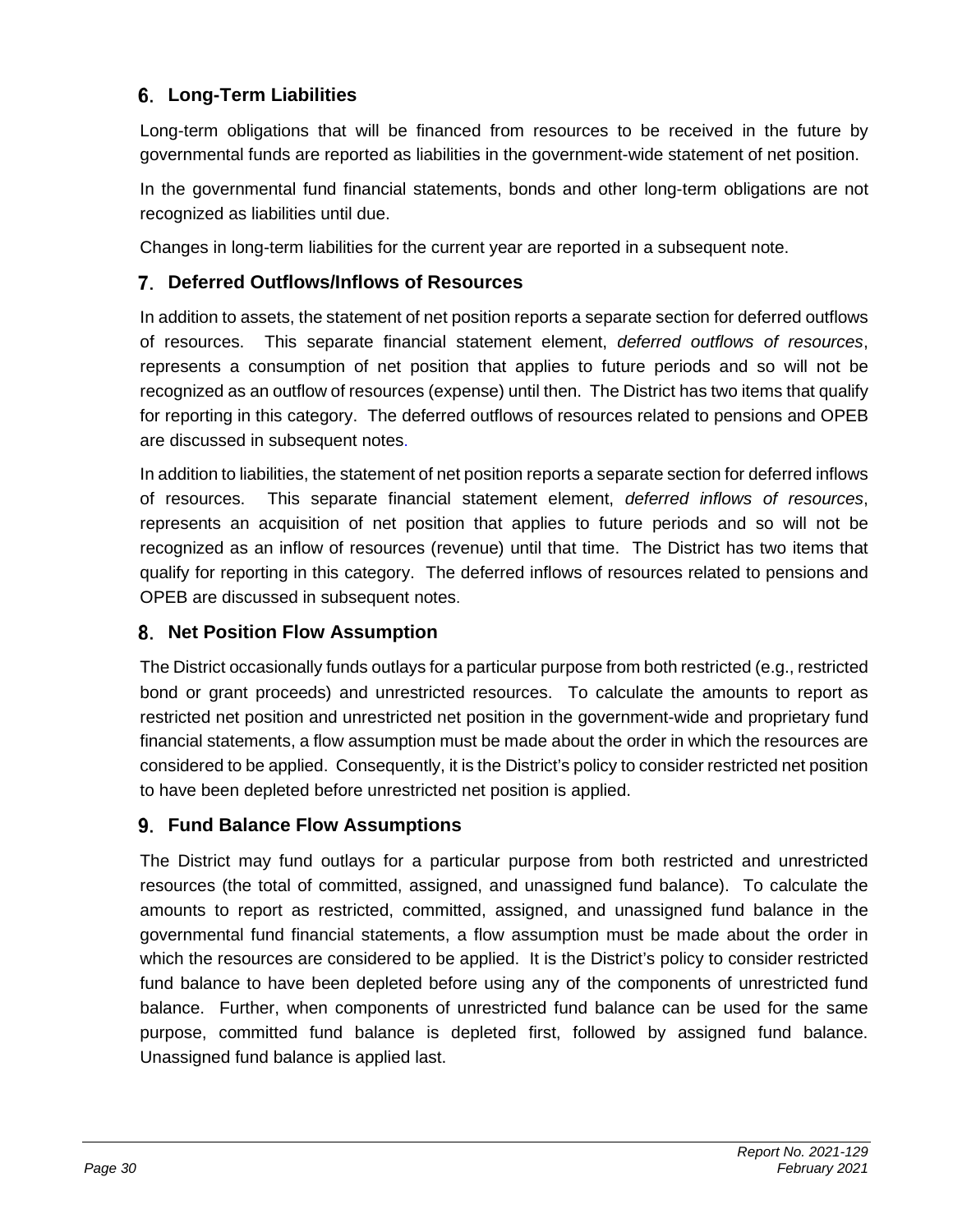## 6. Long-Term Liabilities

Long-term obligations that will be financed from resources to be received in the future by governmental funds are reported as liabilities in the government-wide statement of net position.

In the governmental fund financial statements, bonds and other long-term obligations are not recognized as liabilities until due.

Changes in long-term liabilities for the current year are reported in a subsequent note.

## 7. Deferred Outflows/Inflows of Resources

In addition to assets, the statement of net position reports a separate section for deferred outflows of resources. This separate financial statement element, *deferred outflows of resources*, represents a consumption of net position that applies to future periods and so will not be recognized as an outflow of resources (expense) until then. The District has two items that qualify for reporting in this category. The deferred outflows of resources related to pensions and OPEB are discussed in subsequent notes.

In addition to liabilities, the statement of net position reports a separate section for deferred inflows of resources. This separate financial statement element, *deferred inflows of resources*, represents an acquisition of net position that applies to future periods and so will not be recognized as an inflow of resources (revenue) until that time. The District has two items that qualify for reporting in this category. The deferred inflows of resources related to pensions and OPEB are discussed in subsequent notes.

## 8. Net Position Flow Assumption

The District occasionally funds outlays for a particular purpose from both restricted (e.g., restricted bond or grant proceeds) and unrestricted resources. To calculate the amounts to report as restricted net position and unrestricted net position in the government-wide and proprietary fund financial statements, a flow assumption must be made about the order in which the resources are considered to be applied. Consequently, it is the District's policy to consider restricted net position to have been depleted before unrestricted net position is applied.

## 9. Fund Balance Flow Assumptions

The District may fund outlays for a particular purpose from both restricted and unrestricted resources (the total of committed, assigned, and unassigned fund balance). To calculate the amounts to report as restricted, committed, assigned, and unassigned fund balance in the governmental fund financial statements, a flow assumption must be made about the order in which the resources are considered to be applied. It is the District's policy to consider restricted fund balance to have been depleted before using any of the components of unrestricted fund balance. Further, when components of unrestricted fund balance can be used for the same purpose, committed fund balance is depleted first, followed by assigned fund balance. Unassigned fund balance is applied last.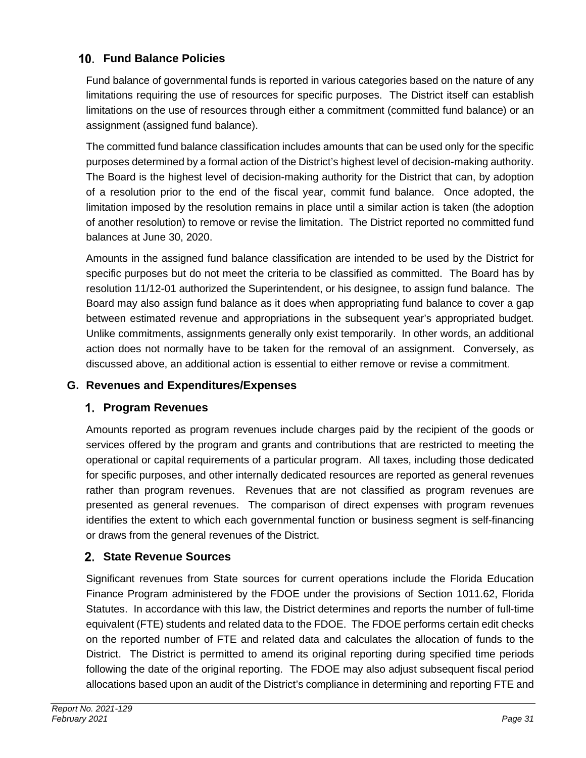### 10. Fund Balance Policies

Fund balance of governmental funds is reported in various categories based on the nature of any limitations requiring the use of resources for specific purposes. The District itself can establish limitations on the use of resources through either a commitment (committed fund balance) or an assignment (assigned fund balance).

The committed fund balance classification includes amounts that can be used only for the specific purposes determined by a formal action of the District's highest level of decision-making authority. The Board is the highest level of decision-making authority for the District that can, by adoption of a resolution prior to the end of the fiscal year, commit fund balance. Once adopted, the limitation imposed by the resolution remains in place until a similar action is taken (the adoption of another resolution) to remove or revise the limitation. The District reported no committed fund balances at June 30, 2020.

Amounts in the assigned fund balance classification are intended to be used by the District for specific purposes but do not meet the criteria to be classified as committed. The Board has by resolution 11/12-01 authorized the Superintendent, or his designee, to assign fund balance. The Board may also assign fund balance as it does when appropriating fund balance to cover a gap between estimated revenue and appropriations in the subsequent year's appropriated budget. Unlike commitments, assignments generally only exist temporarily. In other words, an additional action does not normally have to be taken for the removal of an assignment. Conversely, as discussed above, an additional action is essential to either remove or revise a commitment.

## G. Revenues and Expenditures/Expenses

### 1. Program Revenues

Amounts reported as program revenues include charges paid by the recipient of the goods or services offered by the program and grants and contributions that are restricted to meeting the operational or capital requirements of a particular program. All taxes, including those dedicated for specific purposes, and other internally dedicated resources are reported as general revenues rather than program revenues. Revenues that are not classified as program revenues are presented as general revenues. The comparison of direct expenses with program revenues identifies the extent to which each governmental function or business segment is self-financing or draws from the general revenues of the District.

### 2. State Revenue Sources

Significant revenues from State sources for current operations include the Florida Education Finance Program administered by the FDOE under the provisions of Section 1011.62, Florida Statutes. In accordance with this law, the District determines and reports the number of full-time equivalent (FTE) students and related data to the FDOE. The FDOE performs certain edit checks on the reported number of FTE and related data and calculates the allocation of funds to the District. The District is permitted to amend its original reporting during specified time periods following the date of the original reporting. The FDOE may also adjust subsequent fiscal period allocations based upon an audit of the District's compliance in determining and reporting FTE and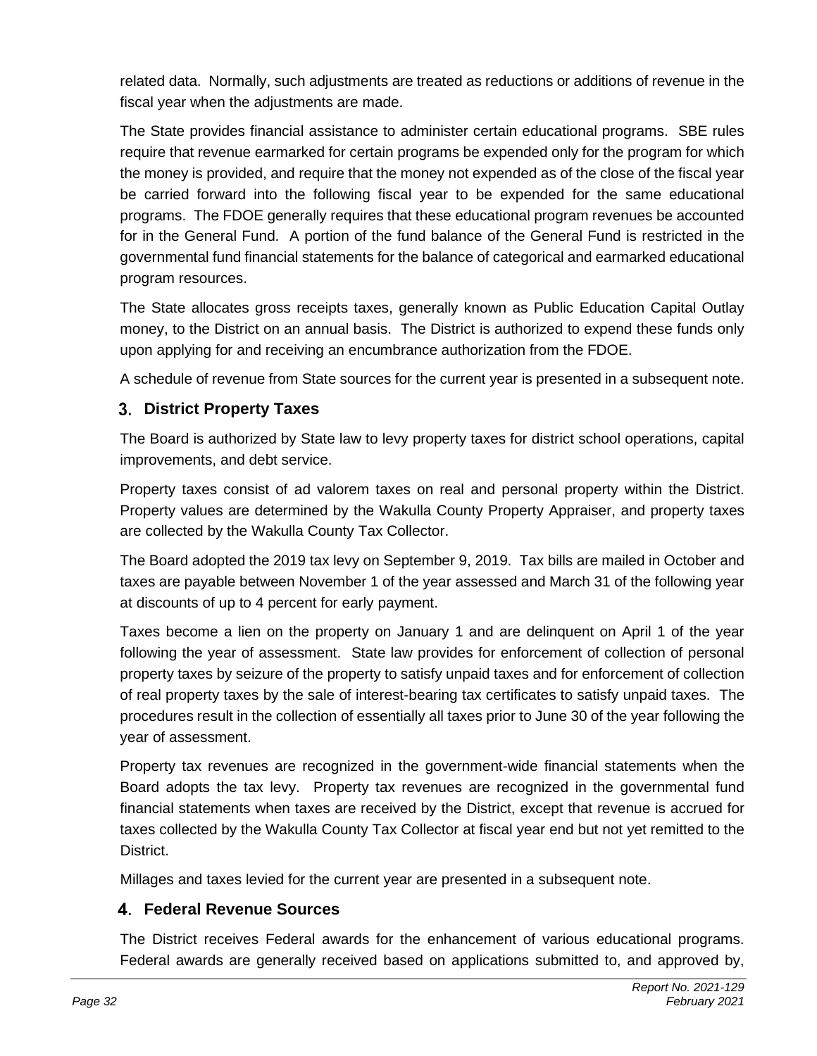related data. Normally, such adjustments are treated as reductions or additions of revenue in the fiscal year when the adjustments are made.

The State provides financial assistance to administer certain educational programs. SBE rules require that revenue earmarked for certain programs be expended only for the program for which the money is provided, and require that the money not expended as of the close of the fiscal year be carried forward into the following fiscal year to be expended for the same educational programs. The FDOE generally requires that these educational program revenues be accounted for in the General Fund. A portion of the fund balance of the General Fund is restricted in the governmental fund financial statements for the balance of categorical and earmarked educational program resources.

The State allocates gross receipts taxes, generally known as Public Education Capital Outlay money, to the District on an annual basis. The District is authorized to expend these funds only upon applying for and receiving an encumbrance authorization from the FDOE.

A schedule of revenue from State sources for the current year is presented in a subsequent note.

### 3. District Property Taxes

The Board is authorized by State law to levy property taxes for district school operations, capital improvements, and debt service.

Property taxes consist of ad valorem taxes on real and personal property within the District. Property values are determined by the Wakulla County Property Appraiser, and property taxes are collected by the Wakulla County Tax Collector.

The Board adopted the 2019 tax levy on September 9, 2019. Tax bills are mailed in October and taxes are payable between November 1 of the year assessed and March 31 of the following year at discounts of up to 4 percent for early payment.

Taxes become a lien on the property on January 1 and are delinquent on April 1 of the year following the year of assessment. State law provides for enforcement of collection of personal property taxes by seizure of the property to satisfy unpaid taxes and for enforcement of collection of real property taxes by the sale of interest-bearing tax certificates to satisfy unpaid taxes. The procedures result in the collection of essentially all taxes prior to June 30 of the year following the year of assessment.

Property tax revenues are recognized in the government-wide financial statements when the Board adopts the tax levy. Property tax revenues are recognized in the governmental fund financial statements when taxes are received by the District, except that revenue is accrued for taxes collected by the Wakulla County Tax Collector at fiscal year end but not yet remitted to the District.

Millages and taxes levied for the current year are presented in a subsequent note.

### 4. Federal Revenue Sources

The District receives Federal awards for the enhancement of various educational programs. Federal awards are generally received based on applications submitted to, and approved by,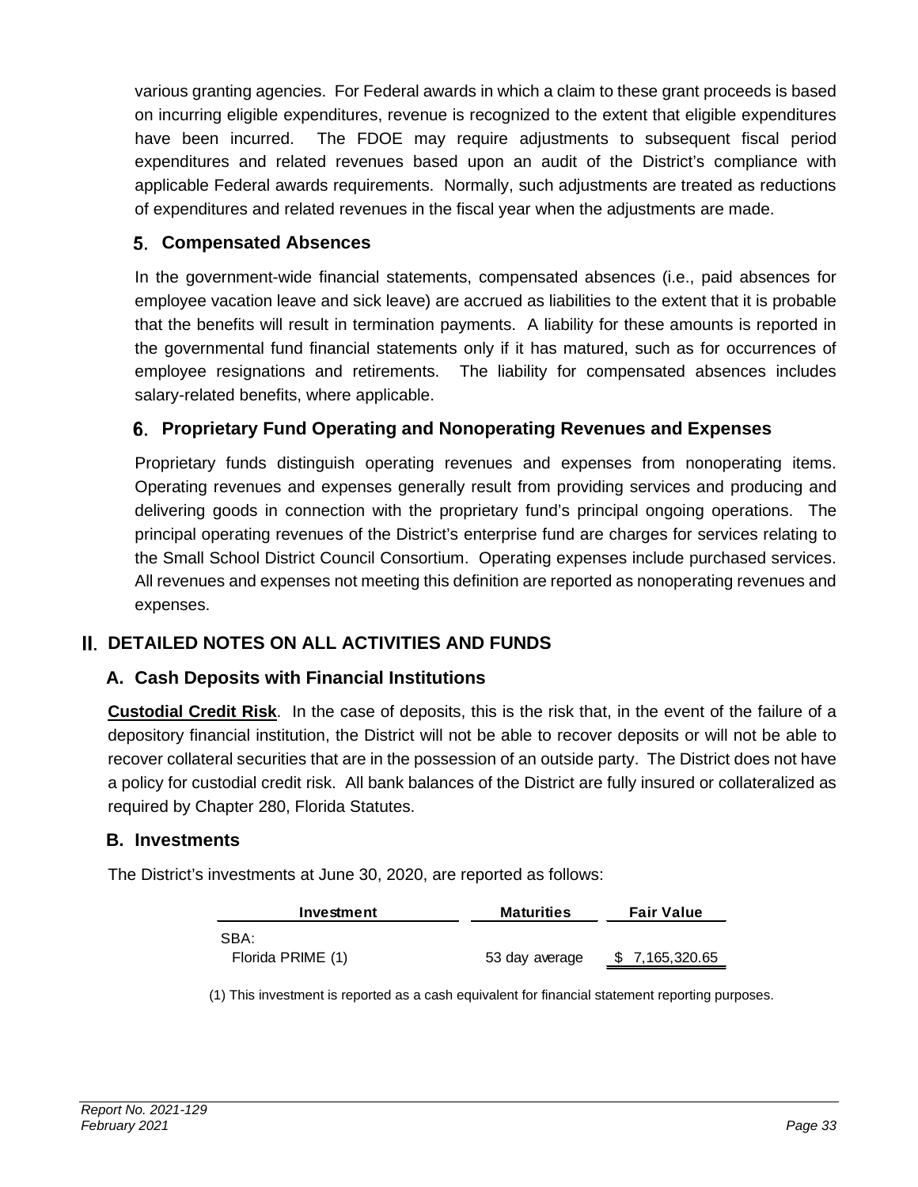various granting agencies. For Federal awards in which a claim to these grant proceeds is based on incurring eligible expenditures, revenue is recognized to the extent that eligible expenditures have been incurred. The FDOE may require adjustments to subsequent fiscal period expenditures and related revenues based upon an audit of the District's compliance with applicable Federal awards requirements. Normally, such adjustments are treated as reductions of expenditures and related revenues in the fiscal year when the adjustments are made.

### 5. Compensated Absences

In the government-wide financial statements, compensated absences (i.e., paid absences for employee vacation leave and sick leave) are accrued as liabilities to the extent that it is probable that the benefits will result in termination payments. A liability for these amounts is reported in the governmental fund financial statements only if it has matured, such as for occurrences of employee resignations and retirements. The liability for compensated absences includes salary-related benefits, where applicable.

### 6. Proprietary Fund Operating and Nonoperating Revenues and Expenses

Proprietary funds distinguish operating revenues and expenses from nonoperating items. Operating revenues and expenses generally result from providing services and producing and delivering goods in connection with the proprietary fund's principal ongoing operations. The principal operating revenues of the District's enterprise fund are charges for services relating to the Small School District Council Consortium. Operating expenses include purchased services. All revenues and expenses not meeting this definition are reported as nonoperating revenues and expenses.

## II. DETAILED NOTES ON ALL ACTIVITIES AND FUNDS

### A. Cash Deposits with Financial Institutions

**Custodial Credit Risk**. In the case of deposits, this is the risk that, in the event of the failure of a depository financial institution, the District will not be able to recover deposits or will not be able to recover collateral securities that are in the possession of an outside party. The District does not have a policy for custodial credit risk. All bank balances of the District are fully insured or collateralized as required by Chapter 280, Florida Statutes.

### B. Investments

The District's investments at June 30, 2020, are reported as follows:

| Investment | Maturities | Fair Value |
|---|---|---|
| SBA: | | |
| Florida PRIME (1) | 53 day average | $ 7,165,320.65 |

(1) This investment is reported as a cash equivalent for financial statement reporting purposes.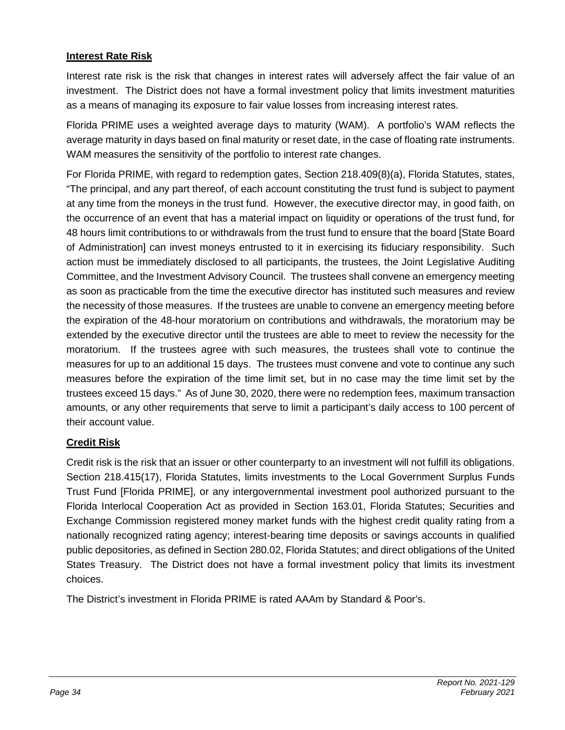**Interest Rate Risk**

Interest rate risk is the risk that changes in interest rates will adversely affect the fair value of an investment. The District does not have a formal investment policy that limits investment maturities as a means of managing its exposure to fair value losses from increasing interest rates.

Florida PRIME uses a weighted average days to maturity (WAM). A portfolio's WAM reflects the average maturity in days based on final maturity or reset date, in the case of floating rate instruments. WAM measures the sensitivity of the portfolio to interest rate changes.

For Florida PRIME, with regard to redemption gates, Section 218.409(8)(a), Florida Statutes, states, "The principal, and any part thereof, of each account constituting the trust fund is subject to payment at any time from the moneys in the trust fund. However, the executive director may, in good faith, on the occurrence of an event that has a material impact on liquidity or operations of the trust fund, for 48 hours limit contributions to or withdrawals from the trust fund to ensure that the board [State Board of Administration] can invest moneys entrusted to it in exercising its fiduciary responsibility. Such action must be immediately disclosed to all participants, the trustees, the Joint Legislative Auditing Committee, and the Investment Advisory Council. The trustees shall convene an emergency meeting as soon as practicable from the time the executive director has instituted such measures and review the necessity of those measures. If the trustees are unable to convene an emergency meeting before the expiration of the 48-hour moratorium on contributions and withdrawals, the moratorium may be extended by the executive director until the trustees are able to meet to review the necessity for the moratorium. If the trustees agree with such measures, the trustees shall vote to continue the measures for up to an additional 15 days. The trustees must convene and vote to continue any such measures before the expiration of the time limit set, but in no case may the time limit set by the trustees exceed 15 days." As of June 30, 2020, there were no redemption fees, maximum transaction amounts, or any other requirements that serve to limit a participant's daily access to 100 percent of their account value.

**Credit Risk**

Credit risk is the risk that an issuer or other counterparty to an investment will not fulfill its obligations. Section 218.415(17), Florida Statutes, limits investments to the Local Government Surplus Funds Trust Fund [Florida PRIME], or any intergovernmental investment pool authorized pursuant to the Florida Interlocal Cooperation Act as provided in Section 163.01, Florida Statutes; Securities and Exchange Commission registered money market funds with the highest credit quality rating from a nationally recognized rating agency; interest-bearing time deposits or savings accounts in qualified public depositories, as defined in Section 280.02, Florida Statutes; and direct obligations of the United States Treasury. The District does not have a formal investment policy that limits its investment choices.

The District's investment in Florida PRIME is rated AAAm by Standard & Poor's.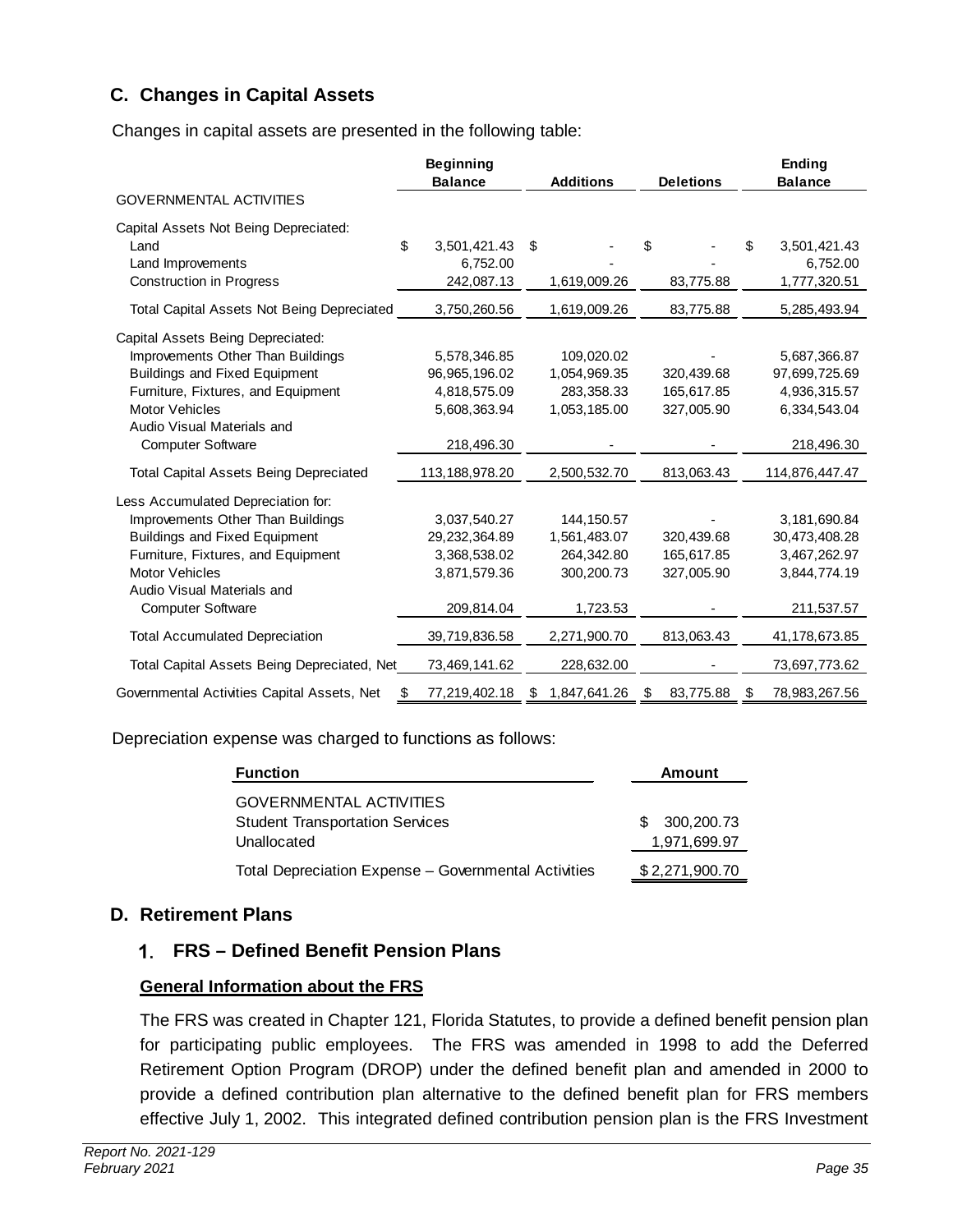## C. Changes in Capital Assets

Changes in capital assets are presented in the following table:

| | Beginning Balance | Additions | Deletions | Ending Balance |
|---|---|---|---|---|
| GOVERNMENTAL ACTIVITIES | | | | |
| Capital Assets Not Being Depreciated: | | | | |
| Land | $ 3,501,421.43 | $ - | $ - | $ 3,501,421.43 |
| Land Improvements | 6,752.00 | - | - | 6,752.00 |
| Construction in Progress | 242,087.13 | 1,619,009.26 | 83,775.88 | 1,777,320.51 |
| Total Capital Assets Not Being Depreciated | 3,750,260.56 | 1,619,009.26 | 83,775.88 | 5,285,493.94 |
| Capital Assets Being Depreciated: | | | | |
| Improvements Other Than Buildings | 5,578,346.85 | 109,020.02 | - | 5,687,366.87 |
| Buildings and Fixed Equipment | 96,965,196.02 | 1,054,969.35 | 320,439.68 | 97,699,725.69 |
| Furniture, Fixtures, and Equipment | 4,818,575.09 | 283,358.33 | 165,617.85 | 4,936,315.57 |
| Motor Vehicles | 5,608,363.94 | 1,053,185.00 | 327,005.90 | 6,334,543.04 |
| Audio Visual Materials and Computer Software | 218,496.30 | - | - | 218,496.30 |
| Total Capital Assets Being Depreciated | 113,188,978.20 | 2,500,532.70 | 813,063.43 | 114,876,447.47 |
| Less Accumulated Depreciation for: | | | | |
| Improvements Other Than Buildings | 3,037,540.27 | 144,150.57 | - | 3,181,690.84 |
| Buildings and Fixed Equipment | 29,232,364.89 | 1,561,483.07 | 320,439.68 | 30,473,408.28 |
| Furniture, Fixtures, and Equipment | 3,368,538.02 | 264,342.80 | 165,617.85 | 3,467,262.97 |
| Motor Vehicles | 3,871,579.36 | 300,200.73 | 327,005.90 | 3,844,774.19 |
| Audio Visual Materials and Computer Software | 209,814.04 | 1,723.53 | - | 211,537.57 |
| Total Accumulated Depreciation | 39,719,836.58 | 2,271,900.70 | 813,063.43 | 41,178,673.85 |
| Total Capital Assets Being Depreciated, Net | 73,469,141.62 | 228,632.00 | - | 73,697,773.62 |
| Governmental Activities Capital Assets, Net | $ 77,219,402.18 | $ 1,847,641.26 | $ 83,775.88 | $ 78,983,267.56 |

Depreciation expense was charged to functions as follows:

| Function | Amount |
|---|---|
| GOVERNMENTAL ACTIVITIES | |
| Student Transportation Services | $ 300,200.73 |
| Unallocated | 1,971,699.97 |
| Total Depreciation Expense – Governmental Activities | $ 2,271,900.70 |

## D. Retirement Plans

### 1. FRS – Defined Benefit Pension Plans

**General Information about the FRS**

The FRS was created in Chapter 121, Florida Statutes, to provide a defined benefit pension plan for participating public employees. The FRS was amended in 1998 to add the Deferred Retirement Option Program (DROP) under the defined benefit plan and amended in 2000 to provide a defined contribution plan alternative to the defined benefit plan for FRS members effective July 1, 2002. This integrated defined contribution pension plan is the FRS Investment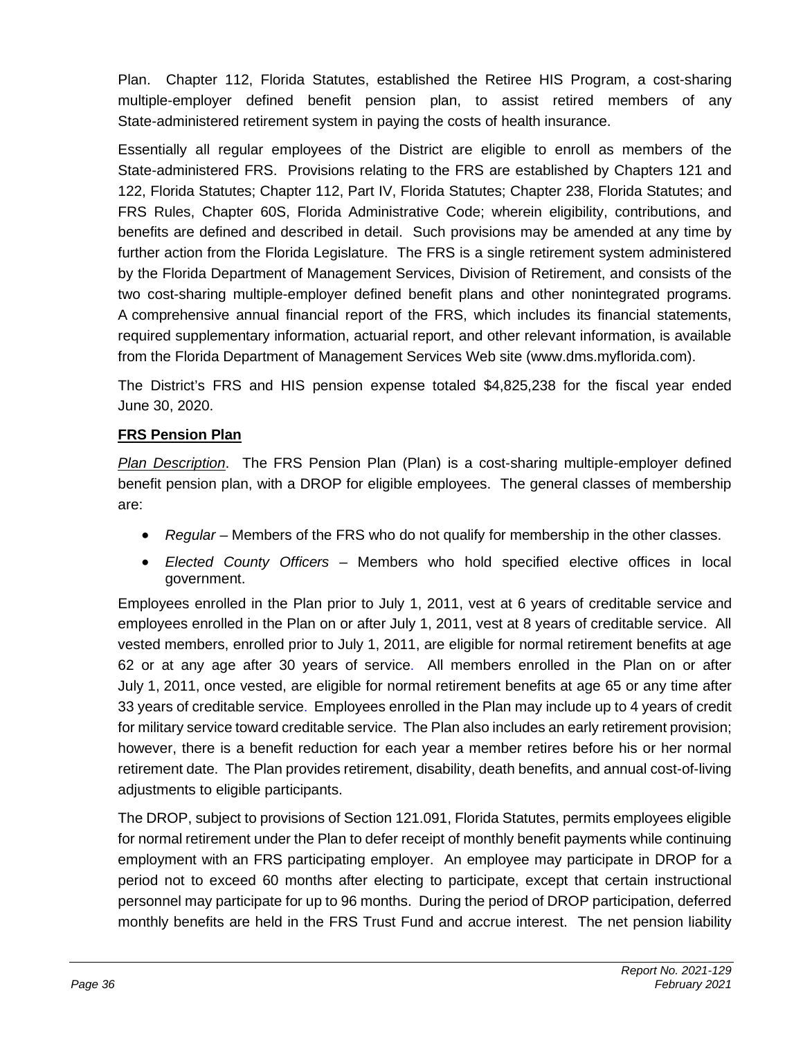Plan. Chapter 112, Florida Statutes, established the Retiree HIS Program, a cost-sharing multiple-employer defined benefit pension plan, to assist retired members of any State-administered retirement system in paying the costs of health insurance.

Essentially all regular employees of the District are eligible to enroll as members of the State-administered FRS. Provisions relating to the FRS are established by Chapters 121 and 122, Florida Statutes; Chapter 112, Part IV, Florida Statutes; Chapter 238, Florida Statutes; and FRS Rules, Chapter 60S, Florida Administrative Code; wherein eligibility, contributions, and benefits are defined and described in detail. Such provisions may be amended at any time by further action from the Florida Legislature. The FRS is a single retirement system administered by the Florida Department of Management Services, Division of Retirement, and consists of the two cost-sharing multiple-employer defined benefit plans and other nonintegrated programs. A comprehensive annual financial report of the FRS, which includes its financial statements, required supplementary information, actuarial report, and other relevant information, is available from the Florida Department of Management Services Web site (www.dms.myflorida.com).

The District's FRS and HIS pension expense totaled $4,825,238 for the fiscal year ended June 30, 2020.

**FRS Pension Plan**

*Plan Description*. The FRS Pension Plan (Plan) is a cost-sharing multiple-employer defined benefit pension plan, with a DROP for eligible employees. The general classes of membership are:

- *Regular* – Members of the FRS who do not qualify for membership in the other classes.
- *Elected County Officers* – Members who hold specified elective offices in local government.

Employees enrolled in the Plan prior to July 1, 2011, vest at 6 years of creditable service and employees enrolled in the Plan on or after July 1, 2011, vest at 8 years of creditable service. All vested members, enrolled prior to July 1, 2011, are eligible for normal retirement benefits at age 62 or at any age after 30 years of service. All members enrolled in the Plan on or after July 1, 2011, once vested, are eligible for normal retirement benefits at age 65 or any time after 33 years of creditable service. Employees enrolled in the Plan may include up to 4 years of credit for military service toward creditable service. The Plan also includes an early retirement provision; however, there is a benefit reduction for each year a member retires before his or her normal retirement date. The Plan provides retirement, disability, death benefits, and annual cost-of-living adjustments to eligible participants.

The DROP, subject to provisions of Section 121.091, Florida Statutes, permits employees eligible for normal retirement under the Plan to defer receipt of monthly benefit payments while continuing employment with an FRS participating employer. An employee may participate in DROP for a period not to exceed 60 months after electing to participate, except that certain instructional personnel may participate for up to 96 months. During the period of DROP participation, deferred monthly benefits are held in the FRS Trust Fund and accrue interest. The net pension liability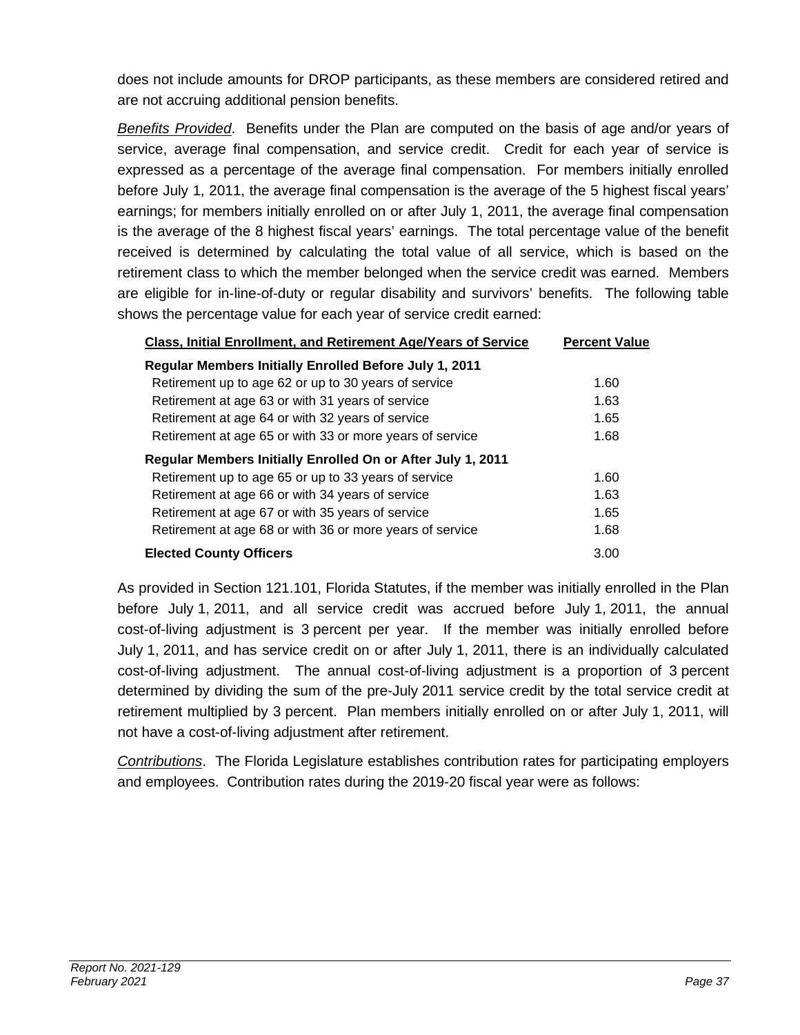does not include amounts for DROP participants, as these members are considered retired and are not accruing additional pension benefits.

*Benefits Provided*. Benefits under the Plan are computed on the basis of age and/or years of service, average final compensation, and service credit. Credit for each year of service is expressed as a percentage of the average final compensation. For members initially enrolled before July 1, 2011, the average final compensation is the average of the 5 highest fiscal years' earnings; for members initially enrolled on or after July 1, 2011, the average final compensation is the average of the 8 highest fiscal years' earnings. The total percentage value of the benefit received is determined by calculating the total value of all service, which is based on the retirement class to which the member belonged when the service credit was earned. Members are eligible for in-line-of-duty or regular disability and survivors' benefits. The following table shows the percentage value for each year of service credit earned:

| Class, Initial Enrollment, and Retirement Age/Years of Service | Percent Value |
|---|---|
| **Regular Members Initially Enrolled Before July 1, 2011** | |
| Retirement up to age 62 or up to 30 years of service | 1.60 |
| Retirement at age 63 or with 31 years of service | 1.63 |
| Retirement at age 64 or with 32 years of service | 1.65 |
| Retirement at age 65 or with 33 or more years of service | 1.68 |
| **Regular Members Initially Enrolled On or After July 1, 2011** | |
| Retirement up to age 65 or up to 33 years of service | 1.60 |
| Retirement at age 66 or with 34 years of service | 1.63 |
| Retirement at age 67 or with 35 years of service | 1.65 |
| Retirement at age 68 or with 36 or more years of service | 1.68 |
| **Elected County Officers** | 3.00 |

As provided in Section 121.101, Florida Statutes, if the member was initially enrolled in the Plan before July 1, 2011, and all service credit was accrued before July 1, 2011, the annual cost-of-living adjustment is 3 percent per year. If the member was initially enrolled before July 1, 2011, and has service credit on or after July 1, 2011, there is an individually calculated cost-of-living adjustment. The annual cost-of-living adjustment is a proportion of 3 percent determined by dividing the sum of the pre-July 2011 service credit by the total service credit at retirement multiplied by 3 percent. Plan members initially enrolled on or after July 1, 2011, will not have a cost-of-living adjustment after retirement.

*Contributions*. The Florida Legislature establishes contribution rates for participating employers and employees. Contribution rates during the 2019-20 fiscal year were as follows: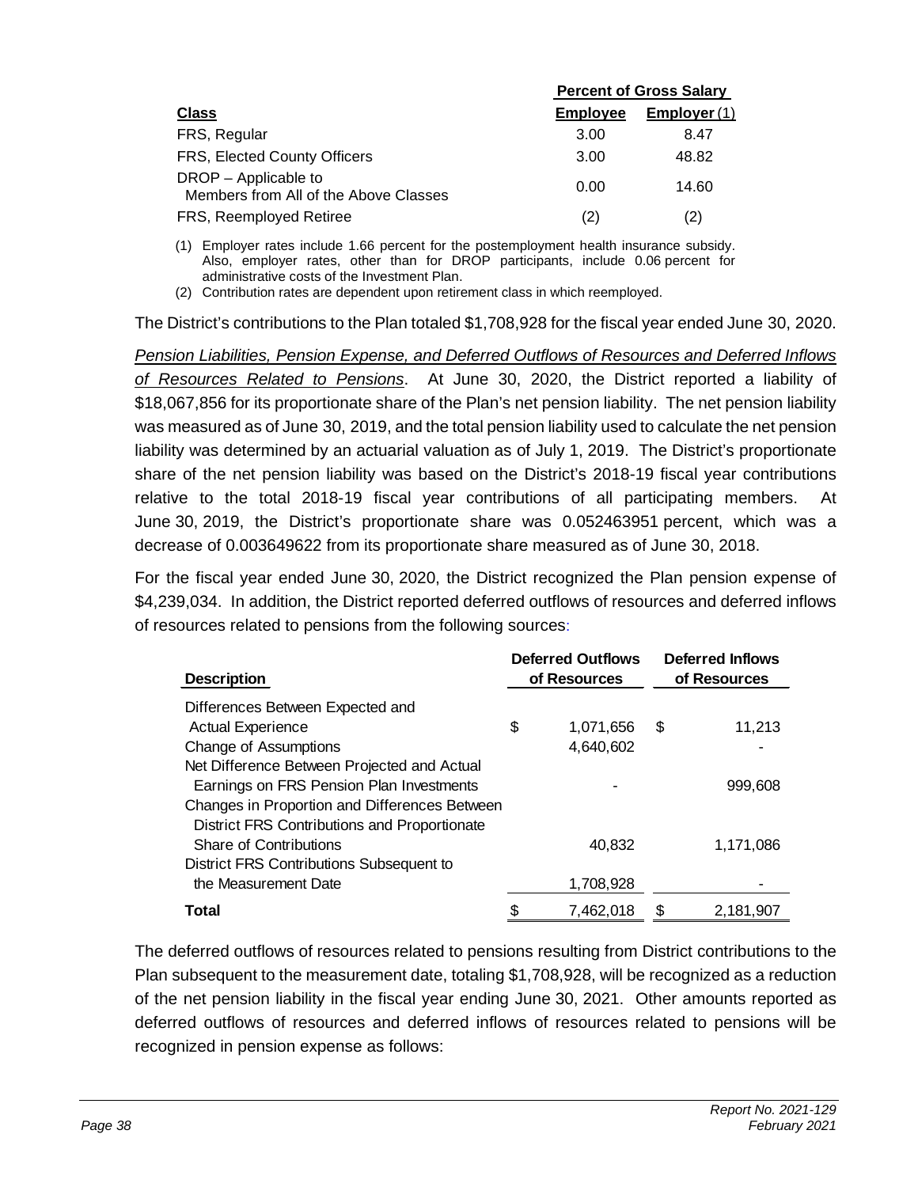| Class | Percent of Gross Salary | |
|---|---|---|
| | **Employee** | **Employer** (1) |
| FRS, Regular | 3.00 | 8.47 |
| FRS, Elected County Officers | 3.00 | 48.82 |
| DROP – Applicable to Members from All of the Above Classes | 0.00 | 14.60 |
| FRS, Reemployed Retiree | (2) | (2) |

(1) Employer rates include 1.66 percent for the postemployment health insurance subsidy. Also, employer rates, other than for DROP participants, include 0.06 percent for administrative costs of the Investment Plan.

(2) Contribution rates are dependent upon retirement class in which reemployed.

The District's contributions to the Plan totaled $1,708,928 for the fiscal year ended June 30, 2020.

*Pension Liabilities, Pension Expense, and Deferred Outflows of Resources and Deferred Inflows of Resources Related to Pensions*. At June 30, 2020, the District reported a liability of $18,067,856 for its proportionate share of the Plan's net pension liability. The net pension liability was measured as of June 30, 2019, and the total pension liability used to calculate the net pension liability was determined by an actuarial valuation as of July 1, 2019. The District's proportionate share of the net pension liability was based on the District's 2018-19 fiscal year contributions relative to the total 2018-19 fiscal year contributions of all participating members. At June 30, 2019, the District's proportionate share was 0.052463951 percent, which was a decrease of 0.003649622 from its proportionate share measured as of June 30, 2018.

For the fiscal year ended June 30, 2020, the District recognized the Plan pension expense of $4,239,034. In addition, the District reported deferred outflows of resources and deferred inflows of resources related to pensions from the following sources:

| Description | Deferred Outflows of Resources | Deferred Inflows of Resources |
|---|---|---|
| Differences Between Expected and Actual Experience | $ 1,071,656 | $ 11,213 |
| Change of Assumptions | 4,640,602 | - |
| Net Difference Between Projected and Actual Earnings on FRS Pension Plan Investments | - | 999,608 |
| Changes in Proportion and Differences Between District FRS Contributions and Proportionate Share of Contributions | 40,832 | 1,171,086 |
| District FRS Contributions Subsequent to the Measurement Date | 1,708,928 | - |
| **Total** | $ 7,462,018 | $ 2,181,907 |

The deferred outflows of resources related to pensions resulting from District contributions to the Plan subsequent to the measurement date, totaling $1,708,928, will be recognized as a reduction of the net pension liability in the fiscal year ending June 30, 2021. Other amounts reported as deferred outflows of resources and deferred inflows of resources related to pensions will be recognized in pension expense as follows: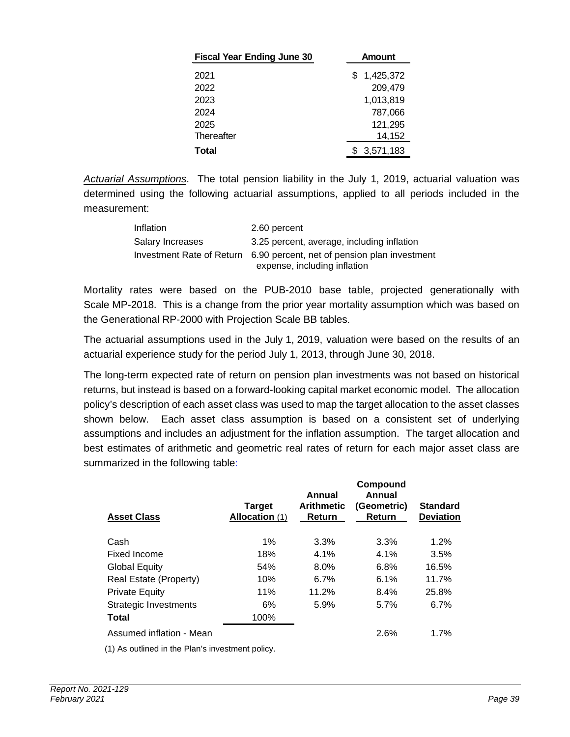| Fiscal Year Ending June 30 | Amount |
|---|---|
| 2021 | $ 1,425,372 |
| 2022 | 209,479 |
| 2023 | 1,013,819 |
| 2024 | 787,066 |
| 2025 | 121,295 |
| Thereafter | 14,152 |
| **Total** | $ 3,571,183 |

*Actuarial Assumptions*. The total pension liability in the July 1, 2019, actuarial valuation was determined using the following actuarial assumptions, applied to all periods included in the measurement:

| | |
|---|---|
| Inflation | 2.60 percent |
| Salary Increases | 3.25 percent, average, including inflation |
| Investment Rate of Return | 6.90 percent, net of pension plan investment expense, including inflation |

Mortality rates were based on the PUB-2010 base table, projected generationally with Scale MP-2018. This is a change from the prior year mortality assumption which was based on the Generational RP-2000 with Projection Scale BB tables.

The actuarial assumptions used in the July 1, 2019, valuation were based on the results of an actuarial experience study for the period July 1, 2013, through June 30, 2018.

The long-term expected rate of return on pension plan investments was not based on historical returns, but instead is based on a forward-looking capital market economic model. The allocation policy's description of each asset class was used to map the target allocation to the asset classes shown below. Each asset class assumption is based on a consistent set of underlying assumptions and includes an adjustment for the inflation assumption. The target allocation and best estimates of arithmetic and geometric real rates of return for each major asset class are summarized in the following table:

| Asset Class | Target Allocation (1) | Annual Arithmetic Return | Compound Annual (Geometric) Return | Standard Deviation |
|---|---|---|---|---|
| Cash | 1% | 3.3% | 3.3% | 1.2% |
| Fixed Income | 18% | 4.1% | 4.1% | 3.5% |
| Global Equity | 54% | 8.0% | 6.8% | 16.5% |
| Real Estate (Property) | 10% | 6.7% | 6.1% | 11.7% |
| Private Equity | 11% | 11.2% | 8.4% | 25.8% |
| Strategic Investments | 6% | 5.9% | 5.7% | 6.7% |
| **Total** | 100% | | | |
| Assumed inflation - Mean | | | 2.6% | 1.7% |

(1) As outlined in the Plan's investment policy.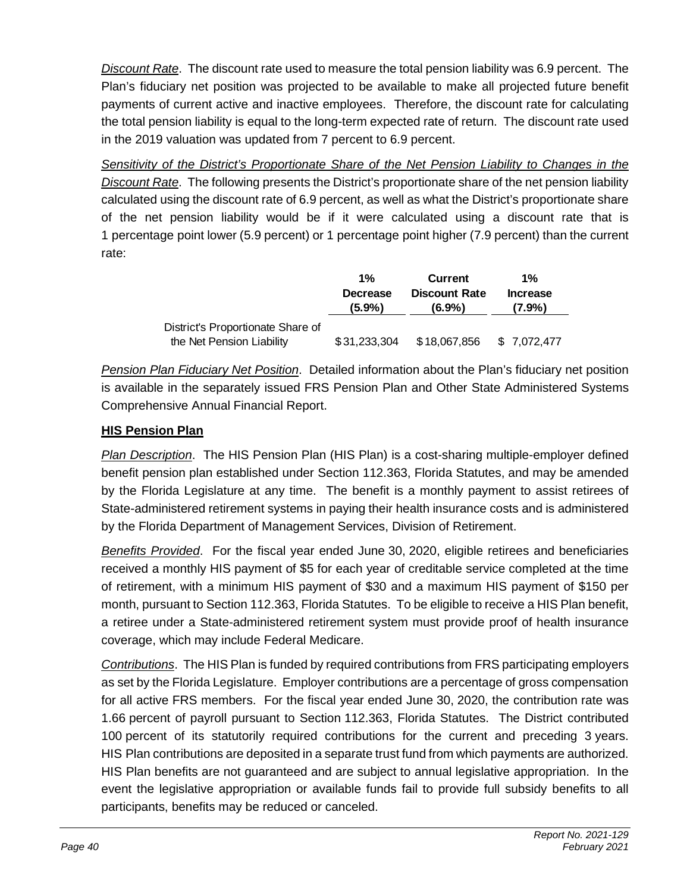*Discount Rate*. The discount rate used to measure the total pension liability was 6.9 percent. The Plan's fiduciary net position was projected to be available to make all projected future benefit payments of current active and inactive employees. Therefore, the discount rate for calculating the total pension liability is equal to the long-term expected rate of return. The discount rate used in the 2019 valuation was updated from 7 percent to 6.9 percent.

*Sensitivity of the District's Proportionate Share of the Net Pension Liability to Changes in the Discount Rate*. The following presents the District's proportionate share of the net pension liability calculated using the discount rate of 6.9 percent, as well as what the District's proportionate share of the net pension liability would be if it were calculated using a discount rate that is 1 percentage point lower (5.9 percent) or 1 percentage point higher (7.9 percent) than the current rate:

| | 1% Decrease (5.9%) | Current Discount Rate (6.9%) | 1% Increase (7.9%) |
|---|---|---|---|
| District's Proportionate Share of the Net Pension Liability | $31,233,304 | $18,067,856 | $ 7,072,477 |

*Pension Plan Fiduciary Net Position*. Detailed information about the Plan's fiduciary net position is available in the separately issued FRS Pension Plan and Other State Administered Systems Comprehensive Annual Financial Report.

**HIS Pension Plan**

*Plan Description*. The HIS Pension Plan (HIS Plan) is a cost-sharing multiple-employer defined benefit pension plan established under Section 112.363, Florida Statutes, and may be amended by the Florida Legislature at any time. The benefit is a monthly payment to assist retirees of State-administered retirement systems in paying their health insurance costs and is administered by the Florida Department of Management Services, Division of Retirement.

*Benefits Provided*. For the fiscal year ended June 30, 2020, eligible retirees and beneficiaries received a monthly HIS payment of $5 for each year of creditable service completed at the time of retirement, with a minimum HIS payment of $30 and a maximum HIS payment of $150 per month, pursuant to Section 112.363, Florida Statutes. To be eligible to receive a HIS Plan benefit, a retiree under a State-administered retirement system must provide proof of health insurance coverage, which may include Federal Medicare.

*Contributions*. The HIS Plan is funded by required contributions from FRS participating employers as set by the Florida Legislature. Employer contributions are a percentage of gross compensation for all active FRS members. For the fiscal year ended June 30, 2020, the contribution rate was 1.66 percent of payroll pursuant to Section 112.363, Florida Statutes. The District contributed 100 percent of its statutorily required contributions for the current and preceding 3 years. HIS Plan contributions are deposited in a separate trust fund from which payments are authorized. HIS Plan benefits are not guaranteed and are subject to annual legislative appropriation. In the event the legislative appropriation or available funds fail to provide full subsidy benefits to all participants, benefits may be reduced or canceled.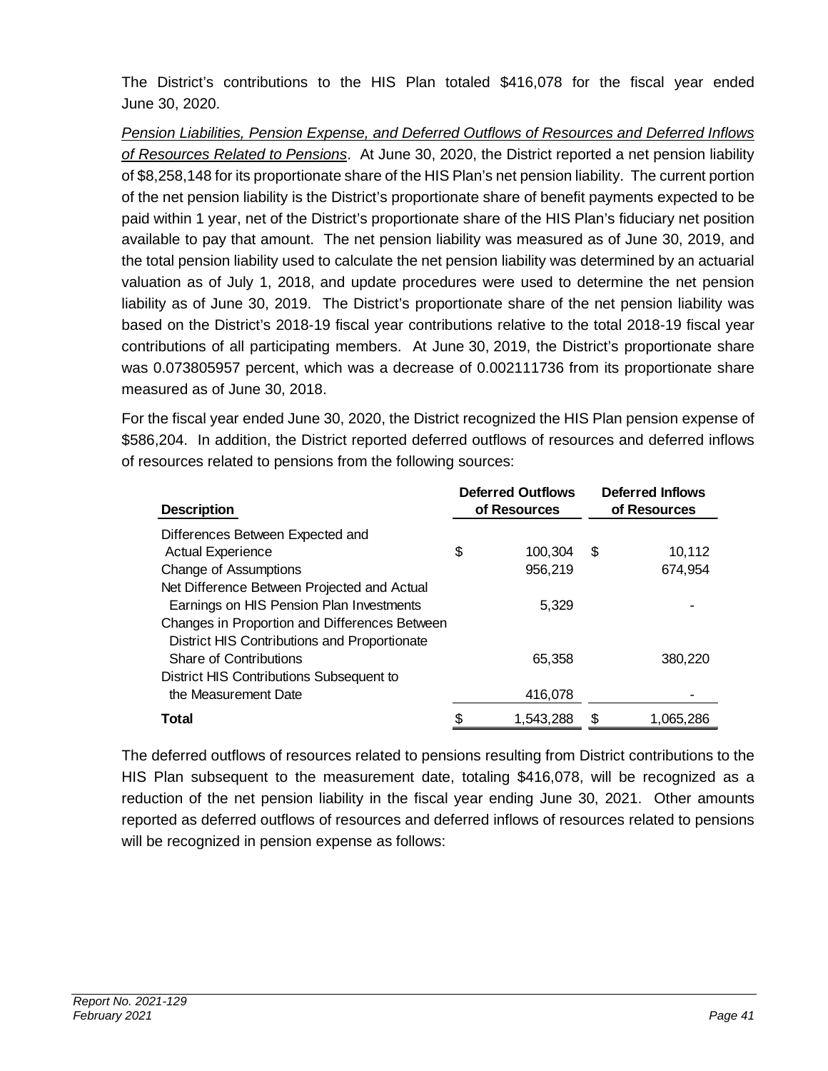The District's contributions to the HIS Plan totaled $416,078 for the fiscal year ended June 30, 2020.

*Pension Liabilities, Pension Expense, and Deferred Outflows of Resources and Deferred Inflows of Resources Related to Pensions*. At June 30, 2020, the District reported a net pension liability of $8,258,148 for its proportionate share of the HIS Plan's net pension liability. The current portion of the net pension liability is the District's proportionate share of benefit payments expected to be paid within 1 year, net of the District's proportionate share of the HIS Plan's fiduciary net position available to pay that amount. The net pension liability was measured as of June 30, 2019, and the total pension liability used to calculate the net pension liability was determined by an actuarial valuation as of July 1, 2018, and update procedures were used to determine the net pension liability as of June 30, 2019. The District's proportionate share of the net pension liability was based on the District's 2018-19 fiscal year contributions relative to the total 2018-19 fiscal year contributions of all participating members. At June 30, 2019, the District's proportionate share was 0.073805957 percent, which was a decrease of 0.002111736 from its proportionate share measured as of June 30, 2018.

For the fiscal year ended June 30, 2020, the District recognized the HIS Plan pension expense of $586,204. In addition, the District reported deferred outflows of resources and deferred inflows of resources related to pensions from the following sources:

| Description | Deferred Outflows of Resources | Deferred Inflows of Resources |
|---|---|---|
| Differences Between Expected and Actual Experience | $ 100,304 | $ 10,112 |
| Change of Assumptions | 956,219 | 674,954 |
| Net Difference Between Projected and Actual Earnings on HIS Pension Plan Investments | 5,329 | - |
| Changes in Proportion and Differences Between District HIS Contributions and Proportionate Share of Contributions | 65,358 | 380,220 |
| District HIS Contributions Subsequent to the Measurement Date | 416,078 | - |
| **Total** | $ 1,543,288 | $ 1,065,286 |

The deferred outflows of resources related to pensions resulting from District contributions to the HIS Plan subsequent to the measurement date, totaling $416,078, will be recognized as a reduction of the net pension liability in the fiscal year ending June 30, 2021. Other amounts reported as deferred outflows of resources and deferred inflows of resources related to pensions will be recognized in pension expense as follows: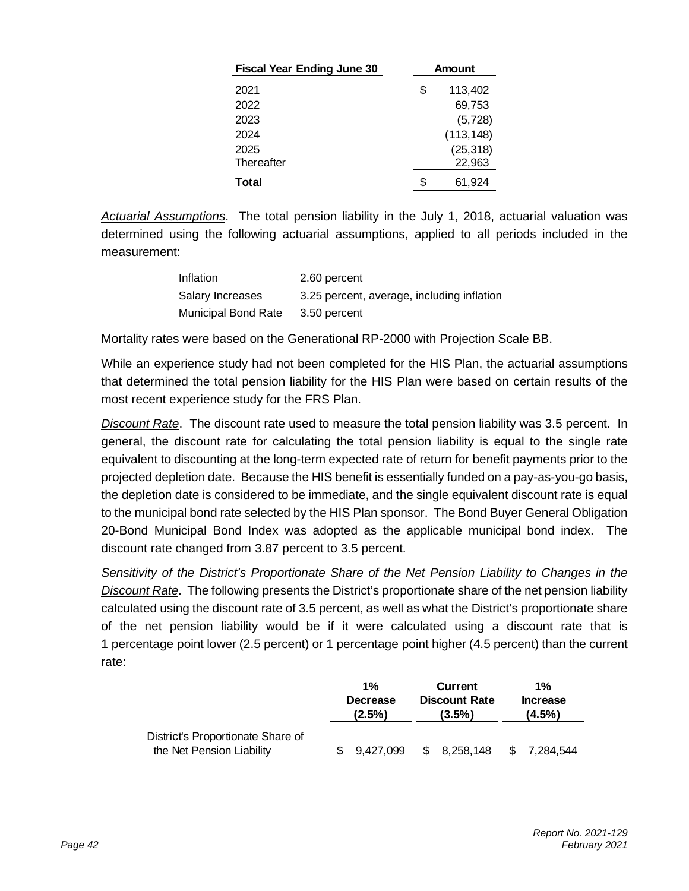| Fiscal Year Ending June 30 | Amount |
| --- | --- |
| 2021 | $ 113,402 |
| 2022 | 69,753 |
| 2023 | (5,728) |
| 2024 | (113,148) |
| 2025 | (25,318) |
| Thereafter | 22,963 |
| **Total** | $ 61,924 |

*Actuarial Assumptions*. The total pension liability in the July 1, 2018, actuarial valuation was determined using the following actuarial assumptions, applied to all periods included in the measurement:

| | |
| --- | --- |
| Inflation | 2.60 percent |
| Salary Increases | 3.25 percent, average, including inflation |
| Municipal Bond Rate | 3.50 percent |

Mortality rates were based on the Generational RP-2000 with Projection Scale BB.

While an experience study had not been completed for the HIS Plan, the actuarial assumptions that determined the total pension liability for the HIS Plan were based on certain results of the most recent experience study for the FRS Plan.

*Discount Rate*. The discount rate used to measure the total pension liability was 3.5 percent. In general, the discount rate for calculating the total pension liability is equal to the single rate equivalent to discounting at the long-term expected rate of return for benefit payments prior to the projected depletion date. Because the HIS benefit is essentially funded on a pay-as-you-go basis, the depletion date is considered to be immediate, and the single equivalent discount rate is equal to the municipal bond rate selected by the HIS Plan sponsor. The Bond Buyer General Obligation 20-Bond Municipal Bond Index was adopted as the applicable municipal bond index. The discount rate changed from 3.87 percent to 3.5 percent.

*Sensitivity of the District's Proportionate Share of the Net Pension Liability to Changes in the Discount Rate*. The following presents the District's proportionate share of the net pension liability calculated using the discount rate of 3.5 percent, as well as what the District's proportionate share of the net pension liability would be if it were calculated using a discount rate that is 1 percentage point lower (2.5 percent) or 1 percentage point higher (4.5 percent) than the current rate:

| | 1% Decrease (2.5%) | Current Discount Rate (3.5%) | 1% Increase (4.5%) |
| --- | --- | --- | --- |
| District's Proportionate Share of the Net Pension Liability | $ 9,427,099 | $ 8,258,148 | $ 7,284,544 |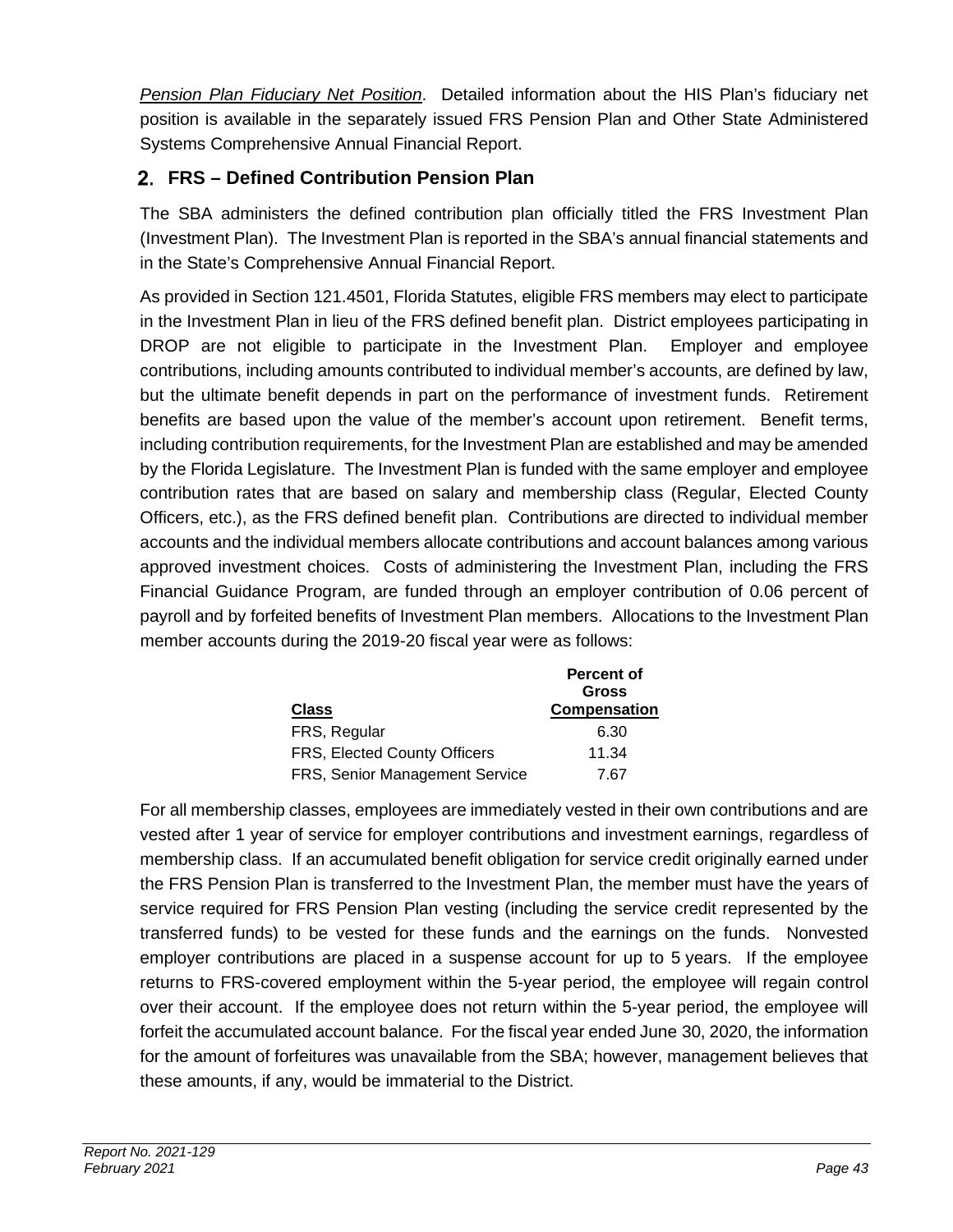*Pension Plan Fiduciary Net Position*. Detailed information about the HIS Plan's fiduciary net position is available in the separately issued FRS Pension Plan and Other State Administered Systems Comprehensive Annual Financial Report.

## 2. FRS – Defined Contribution Pension Plan

The SBA administers the defined contribution plan officially titled the FRS Investment Plan (Investment Plan). The Investment Plan is reported in the SBA's annual financial statements and in the State's Comprehensive Annual Financial Report.

As provided in Section 121.4501, Florida Statutes, eligible FRS members may elect to participate in the Investment Plan in lieu of the FRS defined benefit plan. District employees participating in DROP are not eligible to participate in the Investment Plan. Employer and employee contributions, including amounts contributed to individual member's accounts, are defined by law, but the ultimate benefit depends in part on the performance of investment funds. Retirement benefits are based upon the value of the member's account upon retirement. Benefit terms, including contribution requirements, for the Investment Plan are established and may be amended by the Florida Legislature. The Investment Plan is funded with the same employer and employee contribution rates that are based on salary and membership class (Regular, Elected County Officers, etc.), as the FRS defined benefit plan. Contributions are directed to individual member accounts and the individual members allocate contributions and account balances among various approved investment choices. Costs of administering the Investment Plan, including the FRS Financial Guidance Program, are funded through an employer contribution of 0.06 percent of payroll and by forfeited benefits of Investment Plan members. Allocations to the Investment Plan member accounts during the 2019-20 fiscal year were as follows:

| **Class** | **Percent of Gross Compensation** |
|---|---|
| FRS, Regular | 6.30 |
| FRS, Elected County Officers | 11.34 |
| FRS, Senior Management Service | 7.67 |

For all membership classes, employees are immediately vested in their own contributions and are vested after 1 year of service for employer contributions and investment earnings, regardless of membership class. If an accumulated benefit obligation for service credit originally earned under the FRS Pension Plan is transferred to the Investment Plan, the member must have the years of service required for FRS Pension Plan vesting (including the service credit represented by the transferred funds) to be vested for these funds and the earnings on the funds. Nonvested employer contributions are placed in a suspense account for up to 5 years. If the employee returns to FRS-covered employment within the 5-year period, the employee will regain control over their account. If the employee does not return within the 5-year period, the employee will forfeit the accumulated account balance. For the fiscal year ended June 30, 2020, the information for the amount of forfeitures was unavailable from the SBA; however, management believes that these amounts, if any, would be immaterial to the District.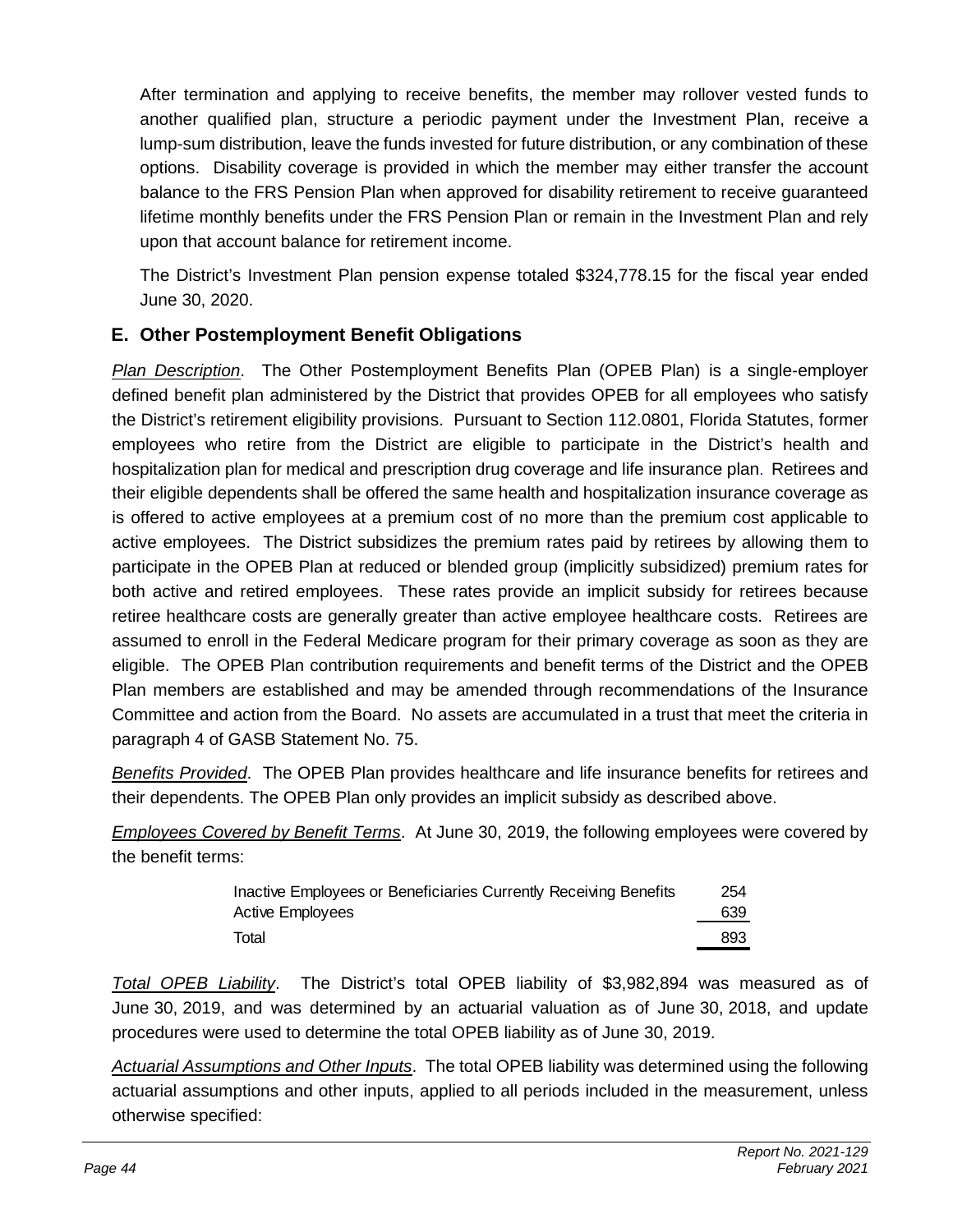After termination and applying to receive benefits, the member may rollover vested funds to another qualified plan, structure a periodic payment under the Investment Plan, receive a lump-sum distribution, leave the funds invested for future distribution, or any combination of these options. Disability coverage is provided in which the member may either transfer the account balance to the FRS Pension Plan when approved for disability retirement to receive guaranteed lifetime monthly benefits under the FRS Pension Plan or remain in the Investment Plan and rely upon that account balance for retirement income.

The District's Investment Plan pension expense totaled $324,778.15 for the fiscal year ended June 30, 2020.

## E. Other Postemployment Benefit Obligations

*Plan Description*. The Other Postemployment Benefits Plan (OPEB Plan) is a single-employer defined benefit plan administered by the District that provides OPEB for all employees who satisfy the District's retirement eligibility provisions. Pursuant to Section 112.0801, Florida Statutes, former employees who retire from the District are eligible to participate in the District's health and hospitalization plan for medical and prescription drug coverage and life insurance plan. Retirees and their eligible dependents shall be offered the same health and hospitalization insurance coverage as is offered to active employees at a premium cost of no more than the premium cost applicable to active employees. The District subsidizes the premium rates paid by retirees by allowing them to participate in the OPEB Plan at reduced or blended group (implicitly subsidized) premium rates for both active and retired employees. These rates provide an implicit subsidy for retirees because retiree healthcare costs are generally greater than active employee healthcare costs. Retirees are assumed to enroll in the Federal Medicare program for their primary coverage as soon as they are eligible. The OPEB Plan contribution requirements and benefit terms of the District and the OPEB Plan members are established and may be amended through recommendations of the Insurance Committee and action from the Board. No assets are accumulated in a trust that meet the criteria in paragraph 4 of GASB Statement No. 75.

*Benefits Provided*. The OPEB Plan provides healthcare and life insurance benefits for retirees and their dependents. The OPEB Plan only provides an implicit subsidy as described above.

*Employees Covered by Benefit Terms*. At June 30, 2019, the following employees were covered by the benefit terms:

| | |
|---|---|
| Inactive Employees or Beneficiaries Currently Receiving Benefits | 254 |
| Active Employees | 639 |
| Total | 893 |

*Total OPEB Liability*. The District's total OPEB liability of $3,982,894 was measured as of June 30, 2019, and was determined by an actuarial valuation as of June 30, 2018, and update procedures were used to determine the total OPEB liability as of June 30, 2019.

*Actuarial Assumptions and Other Inputs*. The total OPEB liability was determined using the following actuarial assumptions and other inputs, applied to all periods included in the measurement, unless otherwise specified: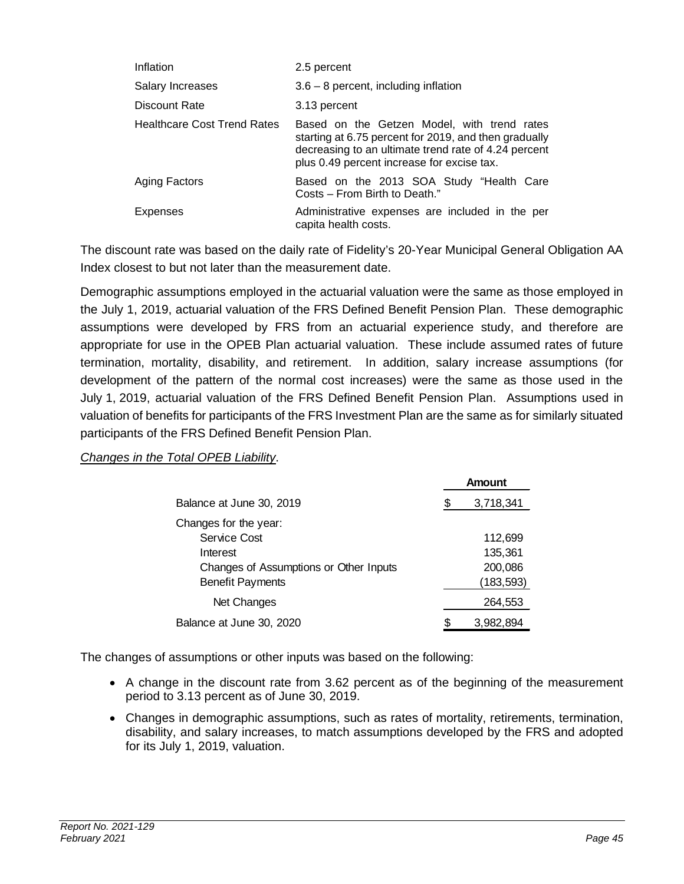| | |
|---|---|
| Inflation | 2.5 percent |
| Salary Increases | 3.6 – 8 percent, including inflation |
| Discount Rate | 3.13 percent |
| Healthcare Cost Trend Rates | Based on the Getzen Model, with trend rates starting at 6.75 percent for 2019, and then gradually decreasing to an ultimate trend rate of 4.24 percent plus 0.49 percent increase for excise tax. |
| Aging Factors | Based on the 2013 SOA Study "Health Care Costs – From Birth to Death." |
| Expenses | Administrative expenses are included in the per capita health costs. |

The discount rate was based on the daily rate of Fidelity's 20-Year Municipal General Obligation AA Index closest to but not later than the measurement date.

Demographic assumptions employed in the actuarial valuation were the same as those employed in the July 1, 2019, actuarial valuation of the FRS Defined Benefit Pension Plan. These demographic assumptions were developed by FRS from an actuarial experience study, and therefore are appropriate for use in the OPEB Plan actuarial valuation. These include assumed rates of future termination, mortality, disability, and retirement. In addition, salary increase assumptions (for development of the pattern of the normal cost increases) were the same as those used in the July 1, 2019, actuarial valuation of the FRS Defined Benefit Pension Plan. Assumptions used in valuation of benefits for participants of the FRS Investment Plan are the same as for similarly situated participants of the FRS Defined Benefit Pension Plan.

*Changes in the Total OPEB Liability*.

| | Amount |
|---|---|
| Balance at June 30, 2019 | $ 3,718,341 |
| Changes for the year: | |
| Service Cost | 112,699 |
| Interest | 135,361 |
| Changes of Assumptions or Other Inputs | 200,086 |
| Benefit Payments | (183,593) |
| Net Changes | 264,553 |
| Balance at June 30, 2020 | $ 3,982,894 |

The changes of assumptions or other inputs was based on the following:

- A change in the discount rate from 3.62 percent as of the beginning of the measurement period to 3.13 percent as of June 30, 2019.
- Changes in demographic assumptions, such as rates of mortality, retirements, termination, disability, and salary increases, to match assumptions developed by the FRS and adopted for its July 1, 2019, valuation.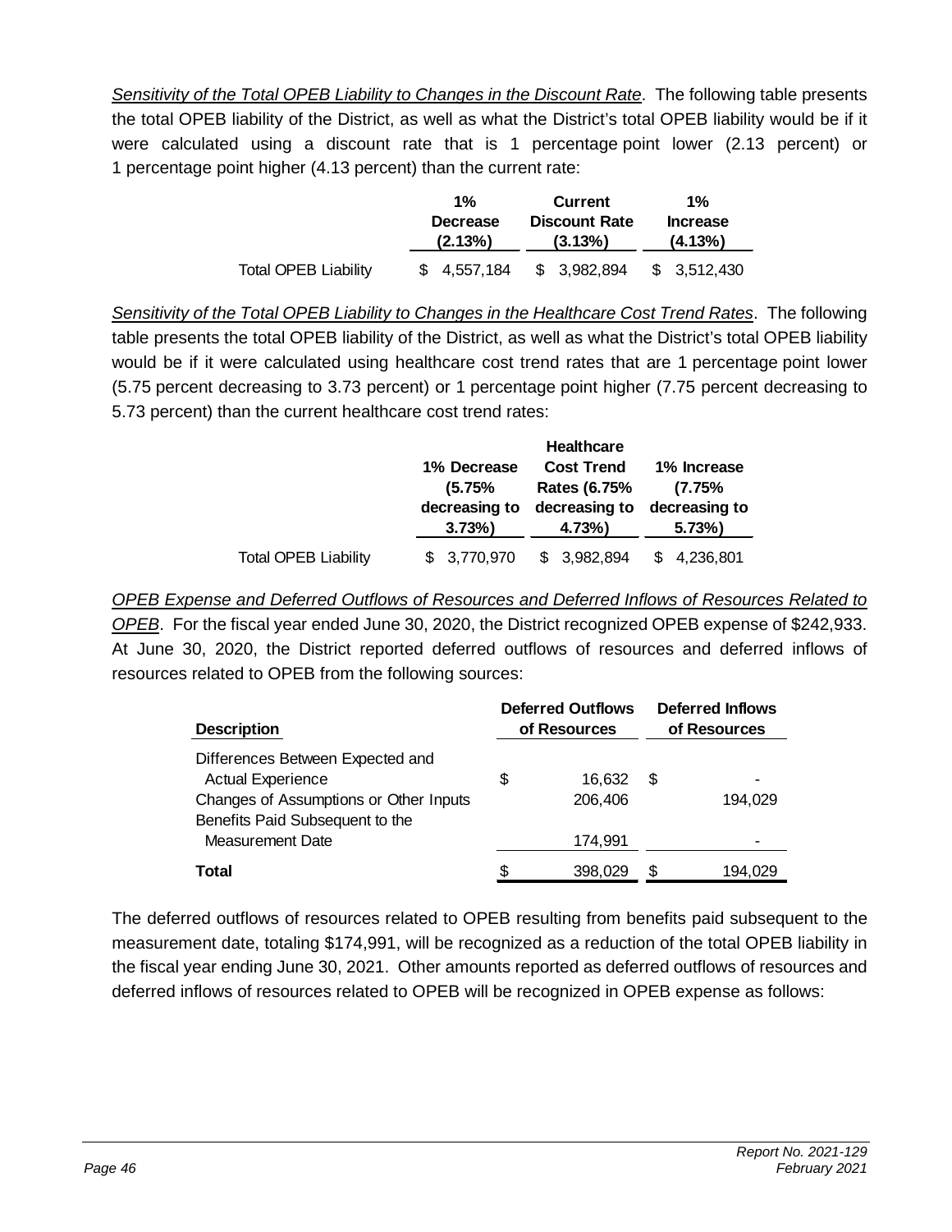*Sensitivity of the Total OPEB Liability to Changes in the Discount Rate*. The following table presents the total OPEB liability of the District, as well as what the District's total OPEB liability would be if it were calculated using a discount rate that is 1 percentage point lower (2.13 percent) or 1 percentage point higher (4.13 percent) than the current rate:

| | 1% Decrease (2.13%) | Current Discount Rate (3.13%) | 1% Increase (4.13%) |
|---|---|---|---|
| Total OPEB Liability | $ 4,557,184 | $ 3,982,894 | $ 3,512,430 |

*Sensitivity of the Total OPEB Liability to Changes in the Healthcare Cost Trend Rates*. The following table presents the total OPEB liability of the District, as well as what the District's total OPEB liability would be if it were calculated using healthcare cost trend rates that are 1 percentage point lower (5.75 percent decreasing to 3.73 percent) or 1 percentage point higher (7.75 percent decreasing to 5.73 percent) than the current healthcare cost trend rates:

| | 1% Decrease (5.75% decreasing to 3.73%) | Healthcare Cost Trend Rates (6.75% decreasing to 4.73%) | 1% Increase (7.75% decreasing to 5.73%) |
|---|---|---|---|
| Total OPEB Liability | $ 3,770,970 | $ 3,982,894 | $ 4,236,801 |

*OPEB Expense and Deferred Outflows of Resources and Deferred Inflows of Resources Related to OPEB*. For the fiscal year ended June 30, 2020, the District recognized OPEB expense of $242,933. At June 30, 2020, the District reported deferred outflows of resources and deferred inflows of resources related to OPEB from the following sources:

| Description | Deferred Outflows of Resources | Deferred Inflows of Resources |
|---|---|---|
| Differences Between Expected and Actual Experience | $ 16,632 | $ - |
| Changes of Assumptions or Other Inputs | 206,406 | 194,029 |
| Benefits Paid Subsequent to the Measurement Date | 174,991 | - |
| **Total** | $ 398,029 | $ 194,029 |

The deferred outflows of resources related to OPEB resulting from benefits paid subsequent to the measurement date, totaling $174,991, will be recognized as a reduction of the total OPEB liability in the fiscal year ending June 30, 2021. Other amounts reported as deferred outflows of resources and deferred inflows of resources related to OPEB will be recognized in OPEB expense as follows: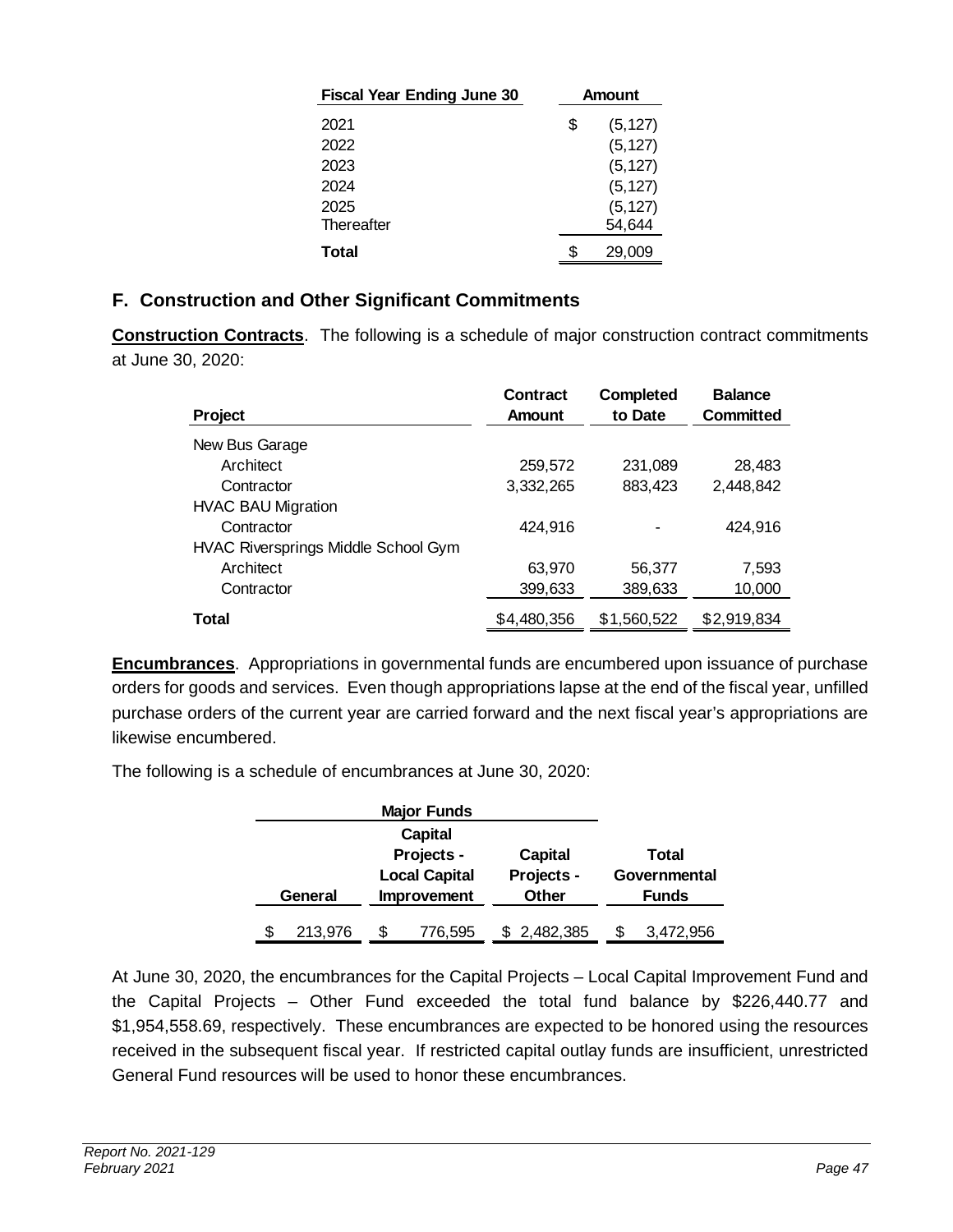| Fiscal Year Ending June 30 | Amount |
|---|---|
| 2021 | $ (5,127) |
| 2022 | (5,127) |
| 2023 | (5,127) |
| 2024 | (5,127) |
| 2025 | (5,127) |
| Thereafter | 54,644 |
| **Total** | $ 29,009 |

## F. Construction and Other Significant Commitments

**Construction Contracts**. The following is a schedule of major construction contract commitments at June 30, 2020:

| Project | Contract Amount | Completed to Date | Balance Committed |
|---|---|---|---|
| New Bus Garage | | | |
| Architect | 259,572 | 231,089 | 28,483 |
| Contractor | 3,332,265 | 883,423 | 2,448,842 |
| HVAC BAU Migration | | | |
| Contractor | 424,916 | - | 424,916 |
| HVAC Riversprings Middle School Gym | | | |
| Architect | 63,970 | 56,377 | 7,593 |
| Contractor | 399,633 | 389,633 | 10,000 |
| **Total** | $4,480,356 | $1,560,522 | $2,919,834 |

**Encumbrances**. Appropriations in governmental funds are encumbered upon issuance of purchase orders for goods and services. Even though appropriations lapse at the end of the fiscal year, unfilled purchase orders of the current year are carried forward and the next fiscal year's appropriations are likewise encumbered.

The following is a schedule of encumbrances at June 30, 2020:

| Major Funds | | | |
|---|---|---|---|
| General | Capital Projects - Local Capital Improvement | Capital Projects - Other | Total Governmental Funds |
| $ 213,976 | $ 776,595 | $ 2,482,385 | $ 3,472,956 |

At June 30, 2020, the encumbrances for the Capital Projects – Local Capital Improvement Fund and the Capital Projects – Other Fund exceeded the total fund balance by $226,440.77 and $1,954,558.69, respectively. These encumbrances are expected to be honored using the resources received in the subsequent fiscal year. If restricted capital outlay funds are insufficient, unrestricted General Fund resources will be used to honor these encumbrances.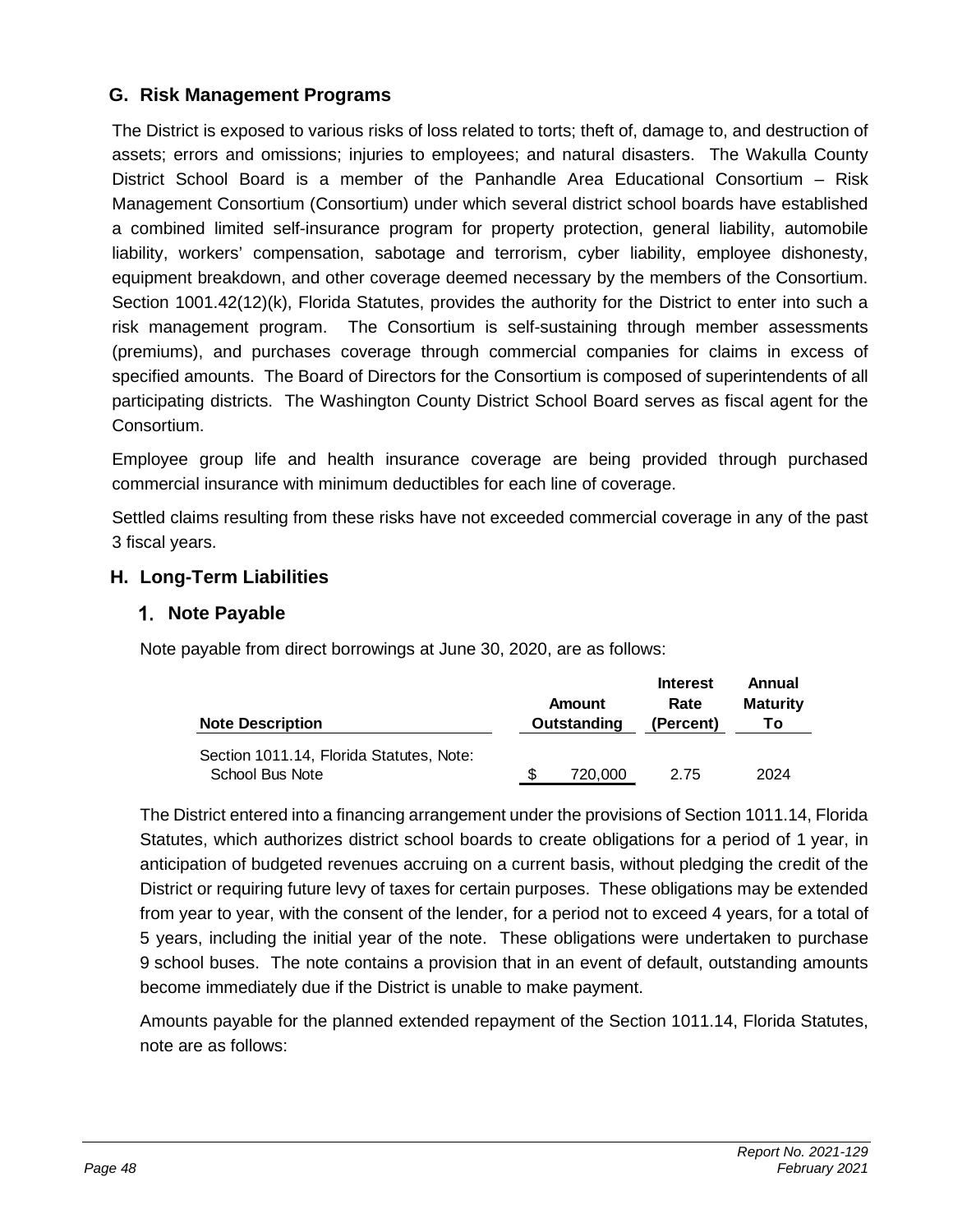## G. Risk Management Programs

The District is exposed to various risks of loss related to torts; theft of, damage to, and destruction of assets; errors and omissions; injuries to employees; and natural disasters. The Wakulla County District School Board is a member of the Panhandle Area Educational Consortium – Risk Management Consortium (Consortium) under which several district school boards have established a combined limited self-insurance program for property protection, general liability, automobile liability, workers' compensation, sabotage and terrorism, cyber liability, employee dishonesty, equipment breakdown, and other coverage deemed necessary by the members of the Consortium. Section 1001.42(12)(k), Florida Statutes, provides the authority for the District to enter into such a risk management program. The Consortium is self-sustaining through member assessments (premiums), and purchases coverage through commercial companies for claims in excess of specified amounts. The Board of Directors for the Consortium is composed of superintendents of all participating districts. The Washington County District School Board serves as fiscal agent for the Consortium.

Employee group life and health insurance coverage are being provided through purchased commercial insurance with minimum deductibles for each line of coverage.

Settled claims resulting from these risks have not exceeded commercial coverage in any of the past 3 fiscal years.

## H. Long-Term Liabilities

### 1. Note Payable

Note payable from direct borrowings at June 30, 2020, are as follows:

| Note Description | Amount Outstanding | Interest Rate (Percent) | Annual Maturity To |
|---|---|---|---|
| Section 1011.14, Florida Statutes, Note: School Bus Note | $ 720,000 | 2.75 | 2024 |

The District entered into a financing arrangement under the provisions of Section 1011.14, Florida Statutes, which authorizes district school boards to create obligations for a period of 1 year, in anticipation of budgeted revenues accruing on a current basis, without pledging the credit of the District or requiring future levy of taxes for certain purposes. These obligations may be extended from year to year, with the consent of the lender, for a period not to exceed 4 years, for a total of 5 years, including the initial year of the note. These obligations were undertaken to purchase 9 school buses. The note contains a provision that in an event of default, outstanding amounts become immediately due if the District is unable to make payment.

Amounts payable for the planned extended repayment of the Section 1011.14, Florida Statutes, note are as follows: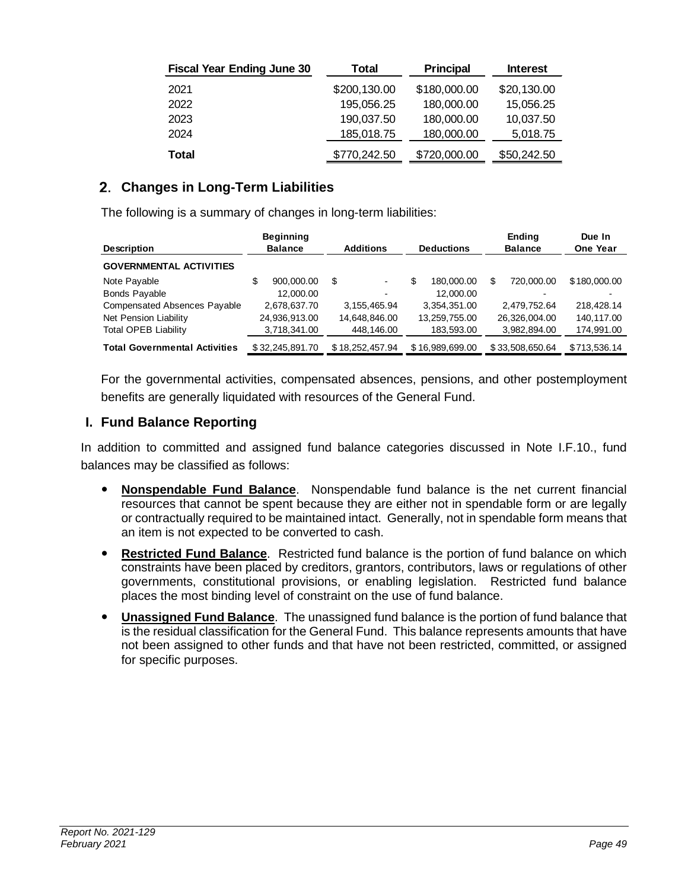| Fiscal Year Ending June 30 | Total | Principal | Interest |
|---|---|---|---|
| 2021 | $200,130.00 | $180,000.00 | $20,130.00 |
| 2022 | 195,056.25 | 180,000.00 | 15,056.25 |
| 2023 | 190,037.50 | 180,000.00 | 10,037.50 |
| 2024 | 185,018.75 | 180,000.00 | 5,018.75 |
| **Total** | $770,242.50 | $720,000.00 | $50,242.50 |

## 2. Changes in Long-Term Liabilities

The following is a summary of changes in long-term liabilities:

| Description | Beginning Balance | Additions | Deductions | Ending Balance | Due In One Year |
|---|---|---|---|---|---|
| **GOVERNMENTAL ACTIVITIES** | | | | | |
| Note Payable | $ 900,000.00 | $ - | $ 180,000.00 | $ 720,000.00 | $180,000.00 |
| Bonds Payable | 12,000.00 | - | 12,000.00 | - | - |
| Compensated Absences Payable | 2,678,637.70 | 3,155,465.94 | 3,354,351.00 | 2,479,752.64 | 218,428.14 |
| Net Pension Liability | 24,936,913.00 | 14,648,846.00 | 13,259,755.00 | 26,326,004.00 | 140,117.00 |
| Total OPEB Liability | 3,718,341.00 | 448,146.00 | 183,593.00 | 3,982,894.00 | 174,991.00 |
| **Total Governmental Activities** | $ 32,245,891.70 | $ 18,252,457.94 | $ 16,989,699.00 | $ 33,508,650.64 | $713,536.14 |

For the governmental activities, compensated absences, pensions, and other postemployment benefits are generally liquidated with resources of the General Fund.

## I. Fund Balance Reporting

In addition to committed and assigned fund balance categories discussed in Note I.F.10., fund balances may be classified as follows:

- **Nonspendable Fund Balance**. Nonspendable fund balance is the net current financial resources that cannot be spent because they are either not in spendable form or are legally or contractually required to be maintained intact. Generally, not in spendable form means that an item is not expected to be converted to cash.
- **Restricted Fund Balance**. Restricted fund balance is the portion of fund balance on which constraints have been placed by creditors, grantors, contributors, laws or regulations of other governments, constitutional provisions, or enabling legislation. Restricted fund balance places the most binding level of constraint on the use of fund balance.
- **Unassigned Fund Balance**. The unassigned fund balance is the portion of fund balance that is the residual classification for the General Fund. This balance represents amounts that have not been assigned to other funds and that have not been restricted, committed, or assigned for specific purposes.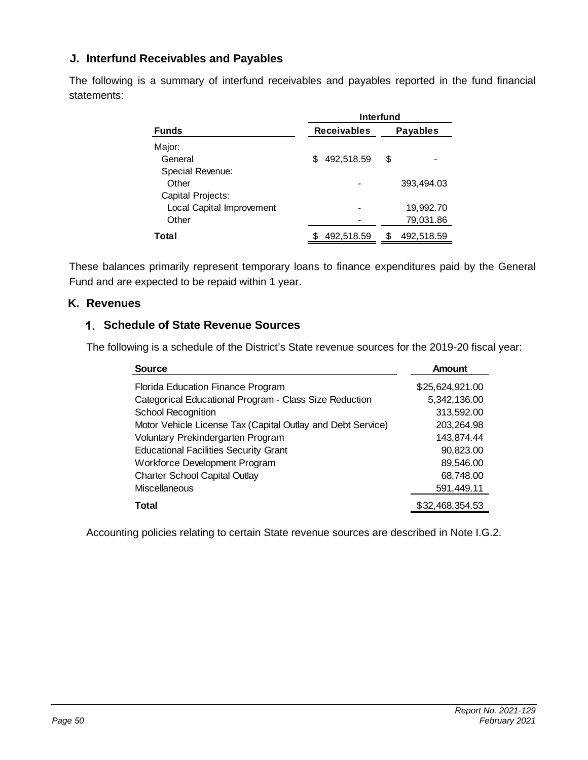## J. Interfund Receivables and Payables

The following is a summary of interfund receivables and payables reported in the fund financial statements:

| Funds | Interfund | |
|---|---|---|
| | Receivables | Payables |
| Major: | | |
| General | $ 492,518.59 | $ - |
| Special Revenue: | | |
| Other | - | 393,494.03 |
| Capital Projects: | | |
| Local Capital Improvement | - | 19,992.70 |
| Other | - | 79,031.86 |
| **Total** | $ 492,518.59 | $ 492,518.59 |

These balances primarily represent temporary loans to finance expenditures paid by the General Fund and are expected to be repaid within 1 year.

## K. Revenues

### 1. Schedule of State Revenue Sources

The following is a schedule of the District's State revenue sources for the 2019-20 fiscal year:

| Source | Amount |
|---|---|
| Florida Education Finance Program | $25,624,921.00 |
| Categorical Educational Program - Class Size Reduction | 5,342,136.00 |
| School Recognition | 313,592.00 |
| Motor Vehicle License Tax (Capital Outlay and Debt Service) | 203,264.98 |
| Voluntary Prekindergarten Program | 143,874.44 |
| Educational Facilities Security Grant | 90,823.00 |
| Workforce Development Program | 89,546.00 |
| Charter School Capital Outlay | 68,748.00 |
| Miscellaneous | 591,449.11 |
| **Total** | $32,468,354.53 |

Accounting policies relating to certain State revenue sources are described in Note I.G.2.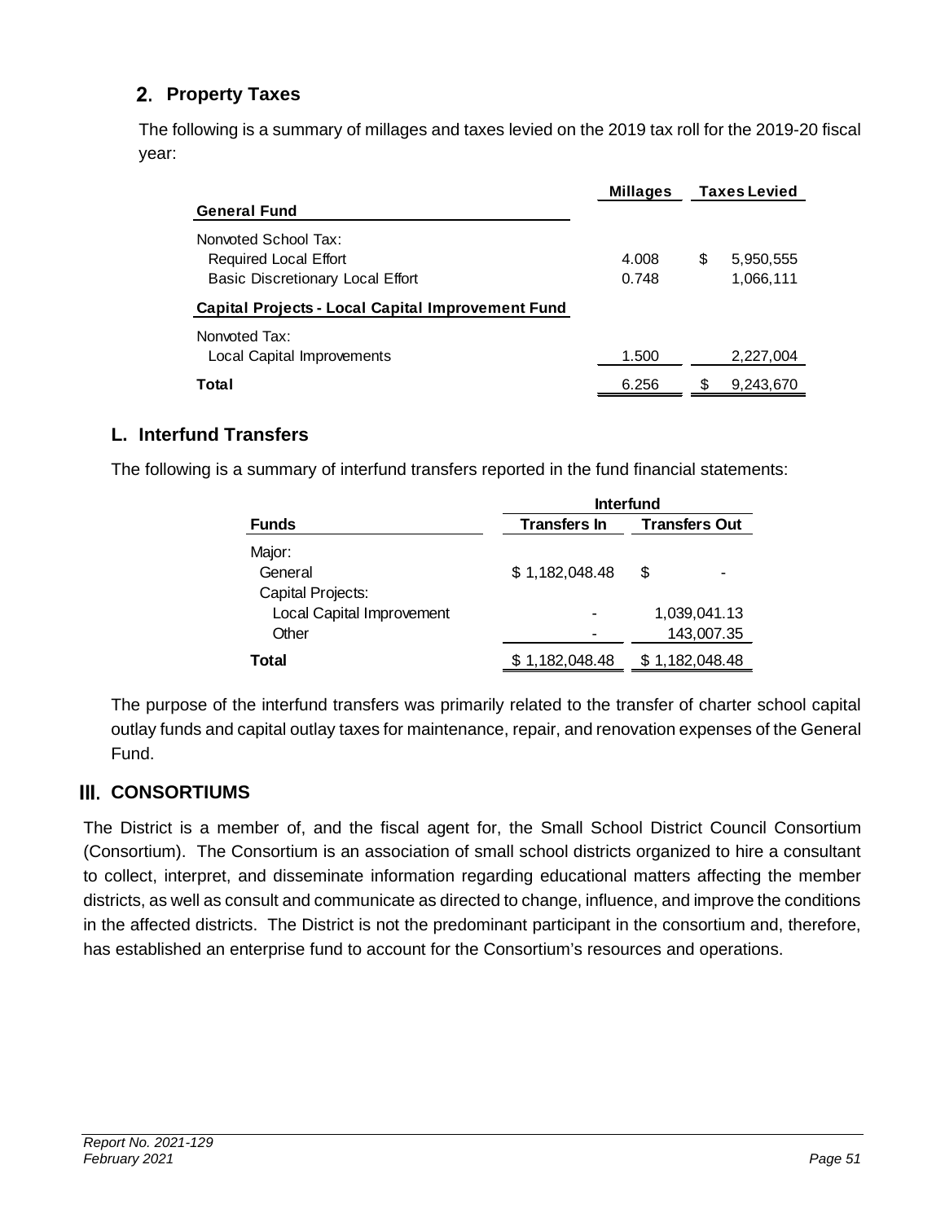## 2. Property Taxes

The following is a summary of millages and taxes levied on the 2019 tax roll for the 2019-20 fiscal year:

| | Millages | Taxes Levied |
|---|---|---|
| **General Fund** | | |
| Nonvoted School Tax: | | |
| Required Local Effort | 4.008 | $ 5,950,555 |
| Basic Discretionary Local Effort | 0.748 | 1,066,111 |
| **Capital Projects - Local Capital Improvement Fund** | | |
| Nonvoted Tax: | | |
| Local Capital Improvements | 1.500 | 2,227,004 |
| **Total** | 6.256 | $ 9,243,670 |

## L. Interfund Transfers

The following is a summary of interfund transfers reported in the fund financial statements:

| | Interfund | |
|---|---|---|
| **Funds** | **Transfers In** | **Transfers Out** |
| Major: | | |
| General | $ 1,182,048.48 | $ - |
| Capital Projects: | | |
| Local Capital Improvement | - | 1,039,041.13 |
| Other | - | 143,007.35 |
| **Total** | $ 1,182,048.48 | $ 1,182,048.48 |

The purpose of the interfund transfers was primarily related to the transfer of charter school capital outlay funds and capital outlay taxes for maintenance, repair, and renovation expenses of the General Fund.

# III. CONSORTIUMS

The District is a member of, and the fiscal agent for, the Small School District Council Consortium (Consortium). The Consortium is an association of small school districts organized to hire a consultant to collect, interpret, and disseminate information regarding educational matters affecting the member districts, as well as consult and communicate as directed to change, influence, and improve the conditions in the affected districts. The District is not the predominant participant in the consortium and, therefore, has established an enterprise fund to account for the Consortium's resources and operations.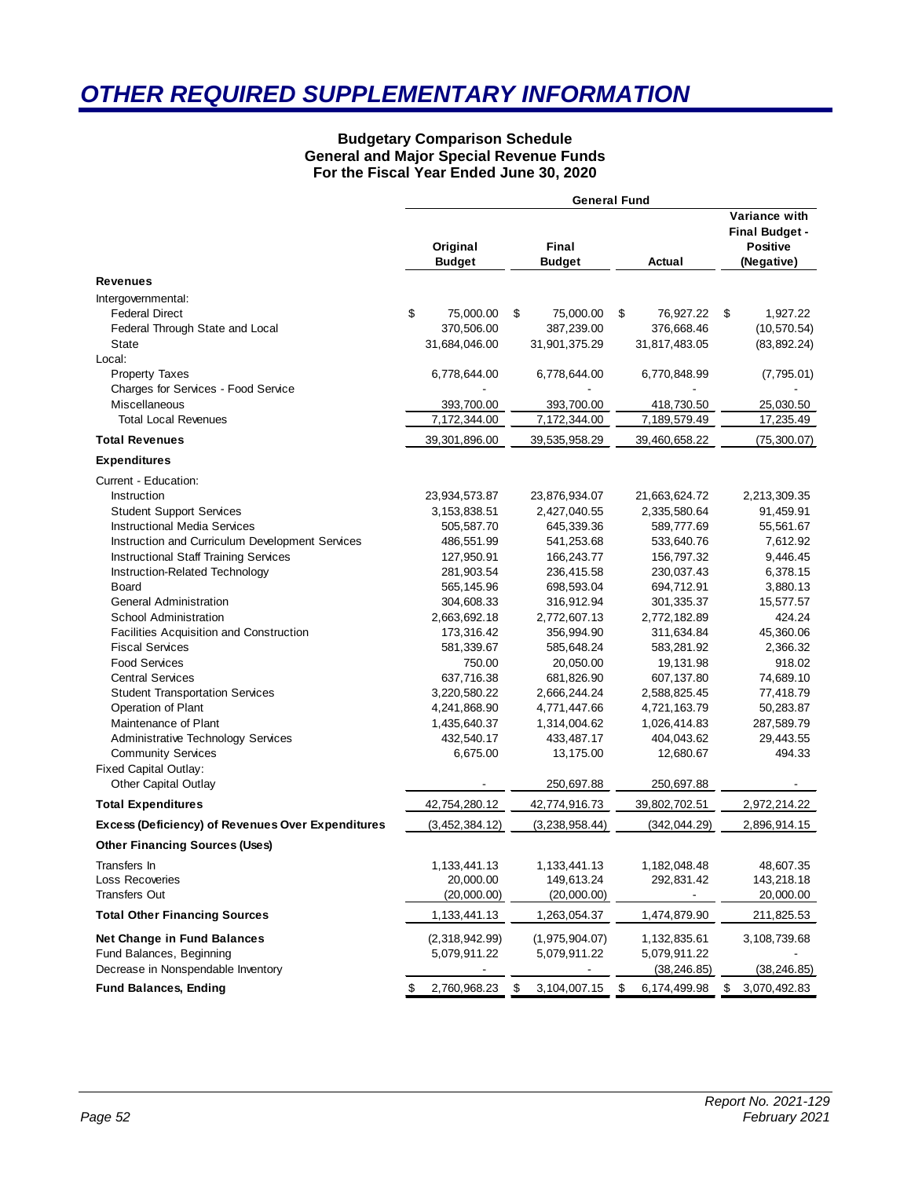# OTHER REQUIRED SUPPLEMENTARY INFORMATION

**Budgetary Comparison Schedule**
**General and Major Special Revenue Funds**
**For the Fiscal Year Ended June 30, 2020**

| | General Fund | | | |
|---|---|---|---|---|
| | **Original Budget** | **Final Budget** | **Actual** | **Variance with Final Budget - Positive (Negative)** |
| **Revenues** | | | | |
| Intergovernmental: | | | | |
| Federal Direct | $ 75,000.00 | $ 75,000.00 | $ 76,927.22 | $ 1,927.22 |
| Federal Through State and Local | 370,506.00 | 387,239.00 | 376,668.46 | (10,570.54) |
| State | 31,684,046.00 | 31,901,375.29 | 31,817,483.05 | (83,892.24) |
| Local: | | | | |
| Property Taxes | 6,778,644.00 | 6,778,644.00 | 6,770,848.99 | (7,795.01) |
| Charges for Services - Food Service | - | - | - | - |
| Miscellaneous | 393,700.00 | 393,700.00 | 418,730.50 | 25,030.50 |
| Total Local Revenues | 7,172,344.00 | 7,172,344.00 | 7,189,579.49 | 17,235.49 |
| **Total Revenues** | 39,301,896.00 | 39,535,958.29 | 39,460,658.22 | (75,300.07) |
| **Expenditures** | | | | |
| Current - Education: | | | | |
| Instruction | 23,934,573.87 | 23,876,934.07 | 21,663,624.72 | 2,213,309.35 |
| Student Support Services | 3,153,838.51 | 2,427,040.55 | 2,335,580.64 | 91,459.91 |
| Instructional Media Services | 505,587.70 | 645,339.36 | 589,777.69 | 55,561.67 |
| Instruction and Curriculum Development Services | 486,551.99 | 541,253.68 | 533,640.76 | 7,612.92 |
| Instructional Staff Training Services | 127,950.91 | 166,243.77 | 156,797.32 | 9,446.45 |
| Instruction-Related Technology | 281,903.54 | 236,415.58 | 230,037.43 | 6,378.15 |
| Board | 565,145.96 | 698,593.04 | 694,712.91 | 3,880.13 |
| General Administration | 304,608.33 | 316,912.94 | 301,335.37 | 15,577.57 |
| School Administration | 2,663,692.18 | 2,772,607.13 | 2,772,182.89 | 424.24 |
| Facilities Acquisition and Construction | 173,316.42 | 356,994.90 | 311,634.84 | 45,360.06 |
| Fiscal Services | 581,339.67 | 585,648.24 | 583,281.92 | 2,366.32 |
| Food Services | 750.00 | 20,050.00 | 19,131.98 | 918.02 |
| Central Services | 637,716.38 | 681,826.90 | 607,137.80 | 74,689.10 |
| Student Transportation Services | 3,220,580.22 | 2,666,244.24 | 2,588,825.45 | 77,418.79 |
| Operation of Plant | 4,241,868.90 | 4,771,447.66 | 4,721,163.79 | 50,283.87 |
| Maintenance of Plant | 1,435,640.37 | 1,314,004.62 | 1,026,414.83 | 287,589.79 |
| Administrative Technology Services | 432,540.17 | 433,487.17 | 404,043.62 | 29,443.55 |
| Community Services | 6,675.00 | 13,175.00 | 12,680.67 | 494.33 |
| Fixed Capital Outlay: | | | | |
| Other Capital Outlay | - | 250,697.88 | 250,697.88 | - |
| **Total Expenditures** | 42,754,280.12 | 42,774,916.73 | 39,802,702.51 | 2,972,214.22 |
| **Excess (Deficiency) of Revenues Over Expenditures** | (3,452,384.12) | (3,238,958.44) | (342,044.29) | 2,896,914.15 |
| **Other Financing Sources (Uses)** | | | | |
| Transfers In | 1,133,441.13 | 1,133,441.13 | 1,182,048.48 | 48,607.35 |
| Loss Recoveries | 20,000.00 | 149,613.24 | 292,831.42 | 143,218.18 |
| Transfers Out | (20,000.00) | (20,000.00) | - | 20,000.00 |
| **Total Other Financing Sources** | 1,133,441.13 | 1,263,054.37 | 1,474,879.90 | 211,825.53 |
| **Net Change in Fund Balances** | (2,318,942.99) | (1,975,904.07) | 1,132,835.61 | 3,108,739.68 |
| Fund Balances, Beginning | 5,079,911.22 | 5,079,911.22 | 5,079,911.22 | - |
| Decrease in Nonspendable Inventory | - | - | (38,246.85) | (38,246.85) |
| **Fund Balances, Ending** | $ 2,760,968.23 | $ 3,104,007.15 | $ 6,174,499.98 | $ 3,070,492.83 |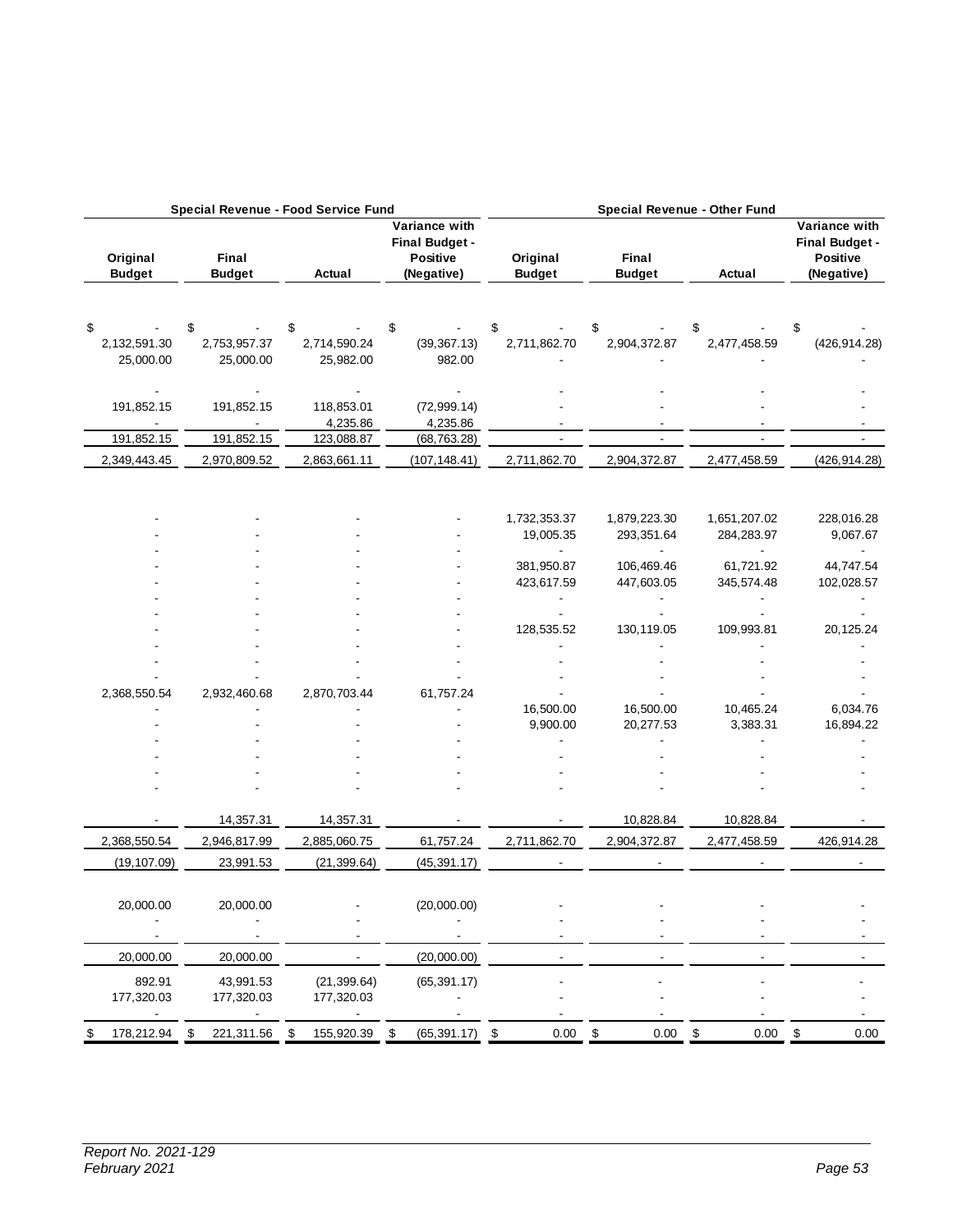| Special Revenue - Food Service Fund | | | | Special Revenue - Other Fund | | | |
|---|---|---|---|---|---|---|---|
| Original Budget | Final Budget | Actual | Variance with Final Budget - Positive (Negative) | Original Budget | Final Budget | Actual | Variance with Final Budget - Positive (Negative) |
| $ - | $ - | $ - | $ - | $ - | $ - | $ - | $ - |
| 2,132,591.30 | 2,753,957.37 | 2,714,590.24 | (39,367.13) | 2,711,862.70 | 2,904,372.87 | 2,477,458.59 | (426,914.28) |
| 25,000.00 | 25,000.00 | 25,982.00 | 982.00 | - | - | - | - |
| - | - | - | - | - | - | - | - |
| 191,852.15 | 191,852.15 | 118,853.01 | (72,999.14) | - | - | - | - |
| - | - | 4,235.86 | 4,235.86 | - | - | - | - |
| 191,852.15 | 191,852.15 | 123,088.87 | (68,763.28) | - | - | - | - |
| 2,349,443.45 | 2,970,809.52 | 2,863,661.11 | (107,148.41) | 2,711,862.70 | 2,904,372.87 | 2,477,458.59 | (426,914.28) |
| - | - | - | - | 1,732,353.37 | 1,879,223.30 | 1,651,207.02 | 228,016.28 |
| - | - | - | - | 19,005.35 | 293,351.64 | 284,283.97 | 9,067.67 |
| - | - | - | - | - | - | - | - |
| - | - | - | - | 381,950.87 | 106,469.46 | 61,721.92 | 44,747.54 |
| - | - | - | - | 423,617.59 | 447,603.05 | 345,574.48 | 102,028.57 |
| - | - | - | - | - | - | - | - |
| - | - | - | - | - | - | - | - |
| - | - | - | - | 128,535.52 | 130,119.05 | 109,993.81 | 20,125.24 |
| - | - | - | - | - | - | - | - |
| - | - | - | - | - | - | - | - |
| - | - | - | - | - | - | - | - |
| 2,368,550.54 | 2,932,460.68 | 2,870,703.44 | 61,757.24 | - | - | - | - |
| - | - | - | - | 16,500.00 | 16,500.00 | 10,465.24 | 6,034.76 |
| - | - | - | - | 9,900.00 | 20,277.53 | 3,383.31 | 16,894.22 |
| - | - | - | - | - | - | - | - |
| - | - | - | - | - | - | - | - |
| - | - | - | - | - | - | - | - |
| - | - | - | - | - | - | - | - |
| - | 14,357.31 | 14,357.31 | - | - | 10,828.84 | 10,828.84 | - |
| 2,368,550.54 | 2,946,817.99 | 2,885,060.75 | 61,757.24 | 2,711,862.70 | 2,904,372.87 | 2,477,458.59 | 426,914.28 |
| (19,107.09) | 23,991.53 | (21,399.64) | (45,391.17) | - | - | - | - |
| 20,000.00 | 20,000.00 | - | (20,000.00) | - | - | - | - |
| - | - | - | - | - | - | - | - |
| - | - | - | - | - | - | - | - |
| 20,000.00 | 20,000.00 | - | (20,000.00) | - | - | - | - |
| 892.91 | 43,991.53 | (21,399.64) | (65,391.17) | - | - | - | - |
| 177,320.03 | 177,320.03 | 177,320.03 | - | - | - | - | - |
| - | - | - | - | - | - | - | - |
| $ 178,212.94 | $ 221,311.56 | $ 155,920.39 | $ (65,391.17) | $ 0.00 | $ 0.00 | $ 0.00 | $ 0.00 |

*Report No. 2021-129*
*February 2021*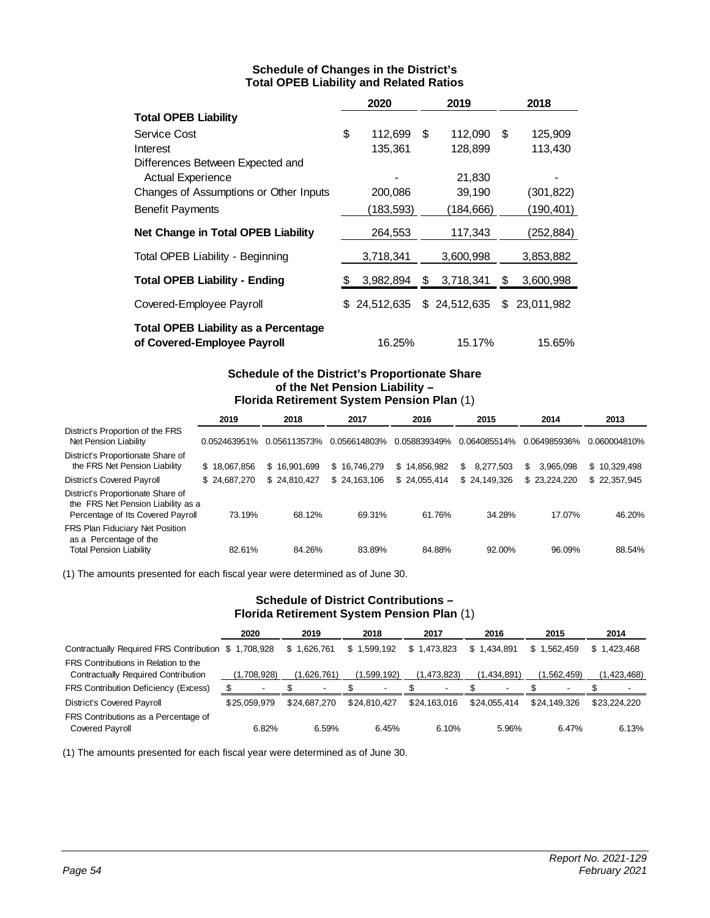## Schedule of Changes in the District's Total OPEB Liability and Related Ratios

| | 2020 | 2019 | 2018 |
|---|---|---|---|
| **Total OPEB Liability** | | | |
| Service Cost | $ 112,699 | $ 112,090 | $ 125,909 |
| Interest | 135,361 | 128,899 | 113,430 |
| Differences Between Expected and Actual Experience | - | 21,830 | - |
| Changes of Assumptions or Other Inputs | 200,086 | 39,190 | (301,822) |
| Benefit Payments | (183,593) | (184,666) | (190,401) |
| **Net Change in Total OPEB Liability** | 264,553 | 117,343 | (252,884) |
| Total OPEB Liability - Beginning | 3,718,341 | 3,600,998 | 3,853,882 |
| **Total OPEB Liability - Ending** | $ 3,982,894 | $ 3,718,341 | $ 3,600,998 |
| Covered-Employee Payroll | $ 24,512,635 | $ 24,512,635 | $ 23,011,982 |
| **Total OPEB Liability as a Percentage of Covered-Employee Payroll** | 16.25% | 15.17% | 15.65% |

## Schedule of the District's Proportionate Share of the Net Pension Liability – Florida Retirement System Pension Plan (1)

| | 2019 | 2018 | 2017 | 2016 | 2015 | 2014 | 2013 |
|---|---|---|---|---|---|---|---|
| District's Proportion of the FRS Net Pension Liability | 0.052463951% | 0.056113573% | 0.056614803% | 0.058839349% | 0.064085514% | 0.064985936% | 0.060004810% |
| District's Proportionate Share of the FRS Net Pension Liability | $ 18,067,856 | $ 16,901,699 | $ 16,746,279 | $ 14,856,982 | $ 8,277,503 | $ 3,965,098 | $ 10,329,498 |
| District's Covered Payroll | $ 24,687,270 | $ 24,810,427 | $ 24,163,106 | $ 24,055,414 | $ 24,149,326 | $ 23,224,220 | $ 22,357,945 |
| District's Proportionate Share of the FRS Net Pension Liability as a Percentage of Its Covered Payroll | 73.19% | 68.12% | 69.31% | 61.76% | 34.28% | 17.07% | 46.20% |
| FRS Plan Fiduciary Net Position as a Percentage of the Total Pension Liability | 82.61% | 84.26% | 83.89% | 84.88% | 92.00% | 96.09% | 88.54% |

(1) The amounts presented for each fiscal year were determined as of June 30.

## Schedule of District Contributions – Florida Retirement System Pension Plan (1)

| | 2020 | 2019 | 2018 | 2017 | 2016 | 2015 | 2014 |
|---|---|---|---|---|---|---|---|
| Contractually Required FRS Contribution | $ 1,708,928 | $ 1,626,761 | $ 1,599,192 | $ 1,473,823 | $ 1,434,891 | $ 1,562,459 | $ 1,423,468 |
| FRS Contributions in Relation to the Contractually Required Contribution | (1,708,928) | (1,626,761) | (1,599,192) | (1,473,823) | (1,434,891) | (1,562,459) | (1,423,468) |
| FRS Contribution Deficiency (Excess) | $ - | $ - | $ - | $ - | $ - | $ - | $ - |
| District's Covered Payroll | $25,059,979 | $24,687,270 | $24,810,427 | $24,163,016 | $24,055,414 | $24,149,326 | $23,224,220 |
| FRS Contributions as a Percentage of Covered Payroll | 6.82% | 6.59% | 6.45% | 6.10% | 5.96% | 6.47% | 6.13% |

(1) The amounts presented for each fiscal year were determined as of June 30.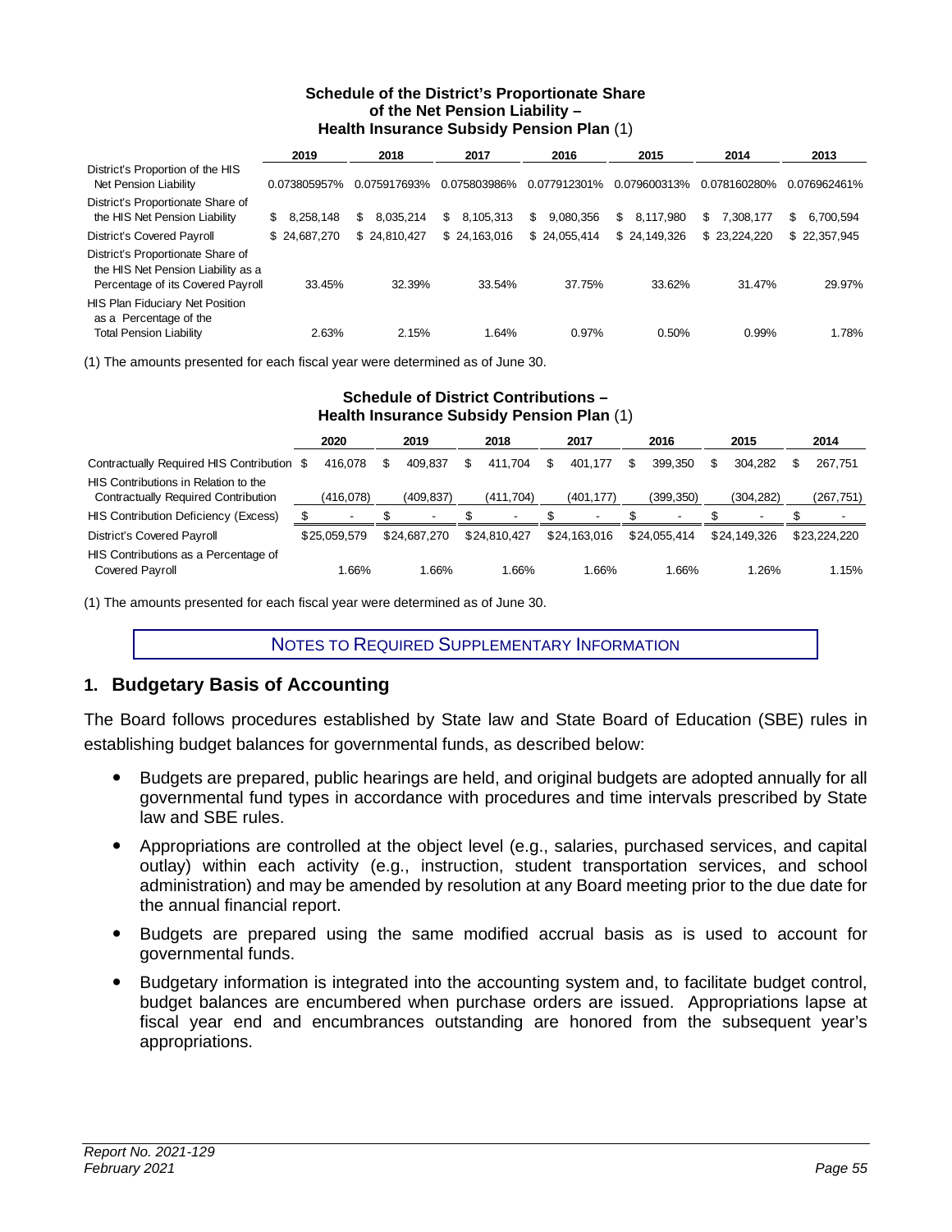### Schedule of the District's Proportionate Share of the Net Pension Liability – Health Insurance Subsidy Pension Plan (1)

| | 2019 | 2018 | 2017 | 2016 | 2015 | 2014 | 2013 |
|---|---|---|---|---|---|---|---|
| District's Proportion of the HIS Net Pension Liability | 0.073805957% | 0.075917693% | 0.075803986% | 0.077912301% | 0.079600313% | 0.078160280% | 0.076962461% |
| District's Proportionate Share of the HIS Net Pension Liability | $ 8,258,148 | $ 8,035,214 | $ 8,105,313 | $ 9,080,356 | $ 8,117,980 | $ 7,308,177 | $ 6,700,594 |
| District's Covered Payroll | $ 24,687,270 | $ 24,810,427 | $ 24,163,016 | $ 24,055,414 | $ 24,149,326 | $ 23,224,220 | $ 22,357,945 |
| District's Proportionate Share of the HIS Net Pension Liability as a Percentage of its Covered Payroll | 33.45% | 32.39% | 33.54% | 37.75% | 33.62% | 31.47% | 29.97% |
| HIS Plan Fiduciary Net Position as a Percentage of the Total Pension Liability | 2.63% | 2.15% | 1.64% | 0.97% | 0.50% | 0.99% | 1.78% |

(1) The amounts presented for each fiscal year were determined as of June 30.

### Schedule of District Contributions – Health Insurance Subsidy Pension Plan (1)

| | 2020 | 2019 | 2018 | 2017 | 2016 | 2015 | 2014 |
|---|---|---|---|---|---|---|---|
| Contractually Required HIS Contribution | $ 416,078 | $ 409,837 | $ 411,704 | $ 401,177 | $ 399,350 | $ 304,282 | $ 267,751 |
| HIS Contributions in Relation to the Contractually Required Contribution | (416,078) | (409,837) | (411,704) | (401,177) | (399,350) | (304,282) | (267,751) |
| HIS Contribution Deficiency (Excess) | $ - | $ - | $ - | $ - | $ - | $ - | $ - |
| District's Covered Payroll | $25,059,579 | $24,687,270 | $24,810,427 | $24,163,016 | $24,055,414 | $24,149,326 | $23,224,220 |
| HIS Contributions as a Percentage of Covered Payroll | 1.66% | 1.66% | 1.66% | 1.66% | 1.66% | 1.26% | 1.15% |

(1) The amounts presented for each fiscal year were determined as of June 30.

## NOTES TO REQUIRED SUPPLEMENTARY INFORMATION

## 1. Budgetary Basis of Accounting

The Board follows procedures established by State law and State Board of Education (SBE) rules in establishing budget balances for governmental funds, as described below:

- Budgets are prepared, public hearings are held, and original budgets are adopted annually for all governmental fund types in accordance with procedures and time intervals prescribed by State law and SBE rules.
- Appropriations are controlled at the object level (e.g., salaries, purchased services, and capital outlay) within each activity (e.g., instruction, student transportation services, and school administration) and may be amended by resolution at any Board meeting prior to the due date for the annual financial report.
- Budgets are prepared using the same modified accrual basis as is used to account for governmental funds.
- Budgetary information is integrated into the accounting system and, to facilitate budget control, budget balances are encumbered when purchase orders are issued. Appropriations lapse at fiscal year end and encumbrances outstanding are honored from the subsequent year's appropriations.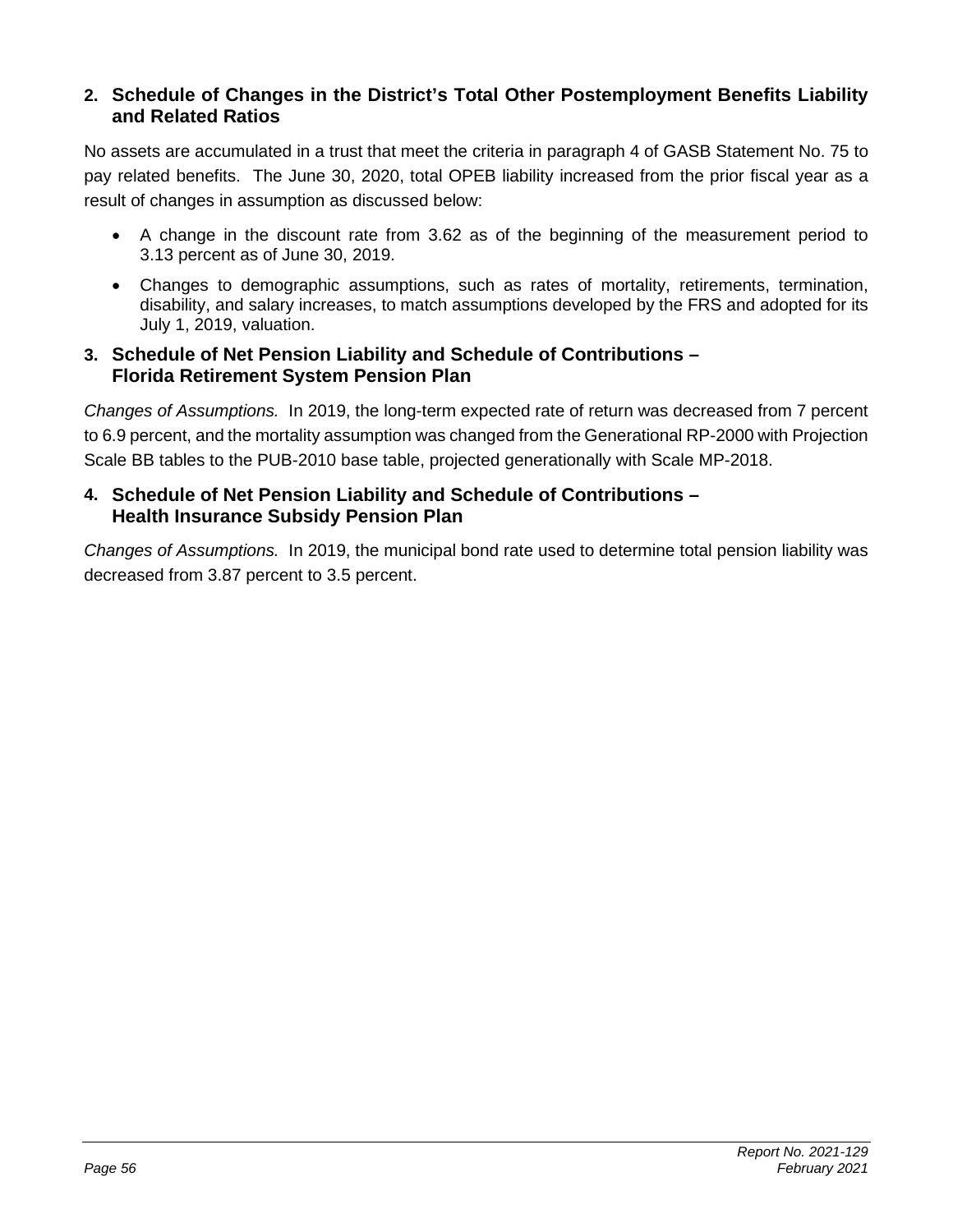## 2. Schedule of Changes in the District's Total Other Postemployment Benefits Liability and Related Ratios

No assets are accumulated in a trust that meet the criteria in paragraph 4 of GASB Statement No. 75 to pay related benefits. The June 30, 2020, total OPEB liability increased from the prior fiscal year as a result of changes in assumption as discussed below:

- A change in the discount rate from 3.62 as of the beginning of the measurement period to 3.13 percent as of June 30, 2019.
- Changes to demographic assumptions, such as rates of mortality, retirements, termination, disability, and salary increases, to match assumptions developed by the FRS and adopted for its July 1, 2019, valuation.

## 3. Schedule of Net Pension Liability and Schedule of Contributions – Florida Retirement System Pension Plan

*Changes of Assumptions.* In 2019, the long-term expected rate of return was decreased from 7 percent to 6.9 percent, and the mortality assumption was changed from the Generational RP-2000 with Projection Scale BB tables to the PUB-2010 base table, projected generationally with Scale MP-2018.

## 4. Schedule of Net Pension Liability and Schedule of Contributions – Health Insurance Subsidy Pension Plan

*Changes of Assumptions.* In 2019, the municipal bond rate used to determine total pension liability was decreased from 3.87 percent to 3.5 percent.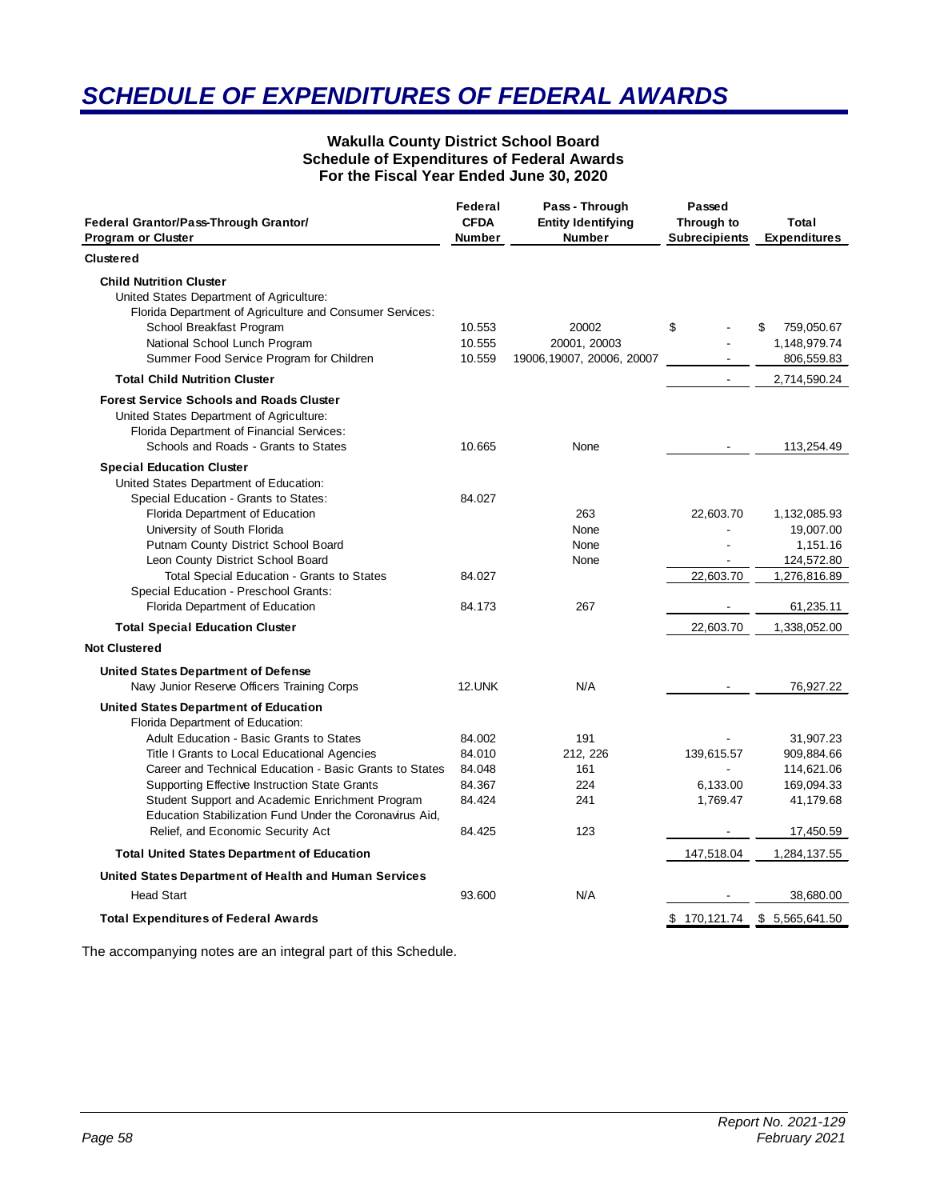# SCHEDULE OF EXPENDITURES OF FEDERAL AWARDS

**Wakulla County District School Board**
**Schedule of Expenditures of Federal Awards**
**For the Fiscal Year Ended June 30, 2020**

| Federal Grantor/Pass-Through Grantor/ Program or Cluster | Federal CFDA Number | Pass - Through Entity Identifying Number | Passed Through to Subrecipients | Total Expenditures |
|---|---|---|---|---|
| **Clustered** | | | | |
| **Child Nutrition Cluster** | | | | |
| United States Department of Agriculture: | | | | |
| Florida Department of Agriculture and Consumer Services: | | | | |
| School Breakfast Program | 10.553 | 20002 | $ - | $ 759,050.67 |
| National School Lunch Program | 10.555 | 20001, 20003 | - | 1,148,979.74 |
| Summer Food Service Program for Children | 10.559 | 19006,19007, 20006, 20007 | - | 806,559.83 |
| **Total Child Nutrition Cluster** | | | - | 2,714,590.24 |
| **Forest Service Schools and Roads Cluster** | | | | |
| United States Department of Agriculture: | | | | |
| Florida Department of Financial Services: | | | | |
| Schools and Roads - Grants to States | 10.665 | None | - | 113,254.49 |
| **Special Education Cluster** | | | | |
| United States Department of Education: | | | | |
| Special Education - Grants to States: | 84.027 | | | |
| Florida Department of Education | | 263 | 22,603.70 | 1,132,085.93 |
| University of South Florida | | None | - | 19,007.00 |
| Putnam County District School Board | | None | - | 1,151.16 |
| Leon County District School Board | | None | - | 124,572.80 |
| Total Special Education - Grants to States | 84.027 | | 22,603.70 | 1,276,816.89 |
| Special Education - Preschool Grants: | | | | |
| Florida Department of Education | 84.173 | 267 | - | 61,235.11 |
| **Total Special Education Cluster** | | | 22,603.70 | 1,338,052.00 |
| **Not Clustered** | | | | |
| **United States Department of Defense** | | | | |
| Navy Junior Reserve Officers Training Corps | 12.UNK | N/A | - | 76,927.22 |
| **United States Department of Education** | | | | |
| Florida Department of Education: | | | | |
| Adult Education - Basic Grants to States | 84.002 | 191 | - | 31,907.23 |
| Title I Grants to Local Educational Agencies | 84.010 | 212, 226 | 139,615.57 | 909,884.66 |
| Career and Technical Education - Basic Grants to States | 84.048 | 161 | - | 114,621.06 |
| Supporting Effective Instruction State Grants | 84.367 | 224 | 6,133.00 | 169,094.33 |
| Student Support and Academic Enrichment Program | 84.424 | 241 | 1,769.47 | 41,179.68 |
| Education Stabilization Fund Under the Coronavirus Aid, Relief, and Economic Security Act | 84.425 | 123 | - | 17,450.59 |
| **Total United States Department of Education** | | | 147,518.04 | 1,284,137.55 |
| **United States Department of Health and Human Services** | | | | |
| Head Start | 93.600 | N/A | - | 38,680.00 |
| **Total Expenditures of Federal Awards** | | | $ 170,121.74 | $ 5,565,641.50 |

The accompanying notes are an integral part of this Schedule.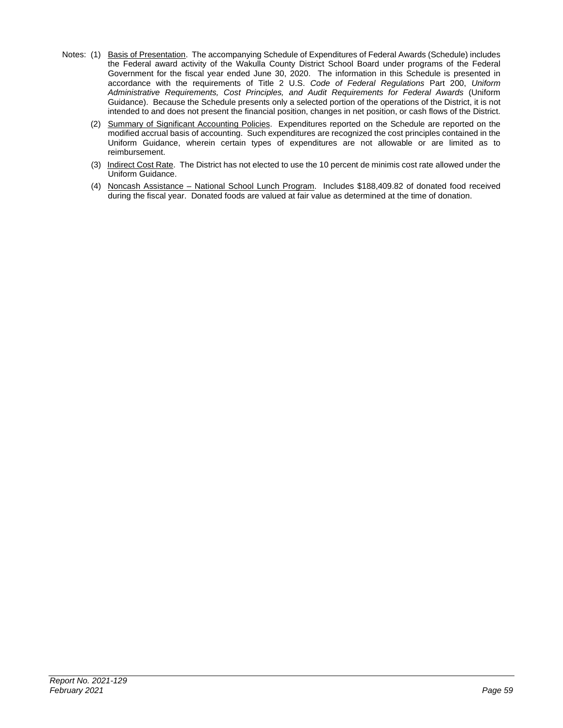Notes: (1) Basis of Presentation. The accompanying Schedule of Expenditures of Federal Awards (Schedule) includes the Federal award activity of the Wakulla County District School Board under programs of the Federal Government for the fiscal year ended June 30, 2020. The information in this Schedule is presented in accordance with the requirements of Title 2 U.S. *Code of Federal Regulations* Part 200, *Uniform Administrative Requirements, Cost Principles, and Audit Requirements for Federal Awards* (Uniform Guidance). Because the Schedule presents only a selected portion of the operations of the District, it is not intended to and does not present the financial position, changes in net position, or cash flows of the District.

(2) Summary of Significant Accounting Policies. Expenditures reported on the Schedule are reported on the modified accrual basis of accounting. Such expenditures are recognized the cost principles contained in the Uniform Guidance, wherein certain types of expenditures are not allowable or are limited as to reimbursement.

(3) Indirect Cost Rate. The District has not elected to use the 10 percent de minimis cost rate allowed under the Uniform Guidance.

(4) Noncash Assistance – National School Lunch Program. Includes $188,409.82 of donated food received during the fiscal year. Donated foods are valued at fair value as determined at the time of donation.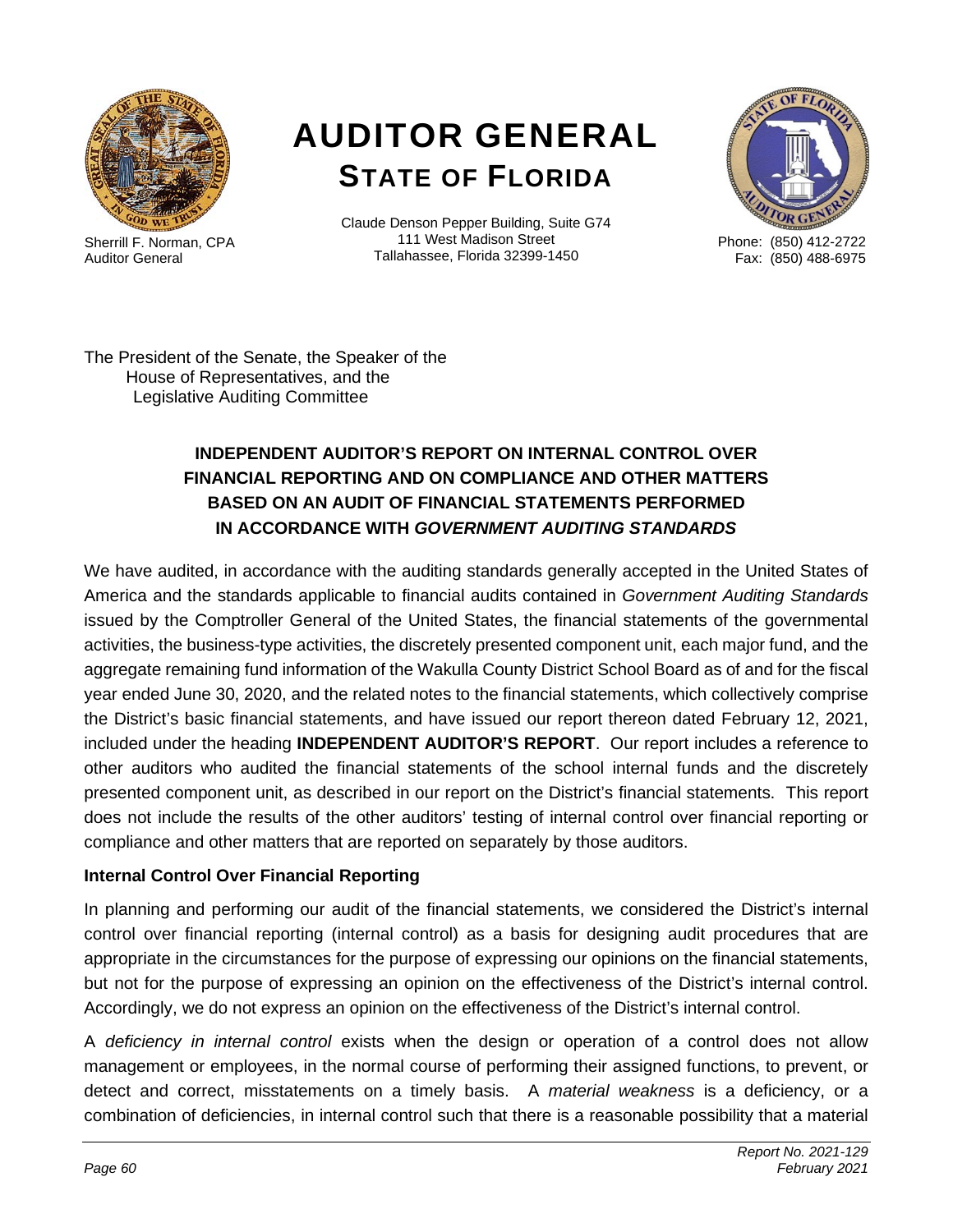# AUDITOR GENERAL
## STATE OF FLORIDA

Sherrill F. Norman, CPA
Auditor General

Claude Denson Pepper Building, Suite G74
111 West Madison Street
Tallahassee, Florida 32399-1450

Phone: (850) 412-2722
Fax: (850) 488-6975

The President of the Senate, the Speaker of the
House of Representatives, and the
Legislative Auditing Committee

### INDEPENDENT AUDITOR'S REPORT ON INTERNAL CONTROL OVER FINANCIAL REPORTING AND ON COMPLIANCE AND OTHER MATTERS BASED ON AN AUDIT OF FINANCIAL STATEMENTS PERFORMED IN ACCORDANCE WITH *GOVERNMENT AUDITING STANDARDS*

We have audited, in accordance with the auditing standards generally accepted in the United States of America and the standards applicable to financial audits contained in *Government Auditing Standards* issued by the Comptroller General of the United States, the financial statements of the governmental activities, the business-type activities, the discretely presented component unit, each major fund, and the aggregate remaining fund information of the Wakulla County District School Board as of and for the fiscal year ended June 30, 2020, and the related notes to the financial statements, which collectively comprise the District's basic financial statements, and have issued our report thereon dated February 12, 2021, included under the heading **INDEPENDENT AUDITOR'S REPORT**. Our report includes a reference to other auditors who audited the financial statements of the school internal funds and the discretely presented component unit, as described in our report on the District's financial statements. This report does not include the results of the other auditors' testing of internal control over financial reporting or compliance and other matters that are reported on separately by those auditors.

**Internal Control Over Financial Reporting**

In planning and performing our audit of the financial statements, we considered the District's internal control over financial reporting (internal control) as a basis for designing audit procedures that are appropriate in the circumstances for the purpose of expressing our opinions on the financial statements, but not for the purpose of expressing an opinion on the effectiveness of the District's internal control. Accordingly, we do not express an opinion on the effectiveness of the District's internal control.

A *deficiency in internal control* exists when the design or operation of a control does not allow management or employees, in the normal course of performing their assigned functions, to prevent, or detect and correct, misstatements on a timely basis. A *material weakness* is a deficiency, or a combination of deficiencies, in internal control such that there is a reasonable possibility that a material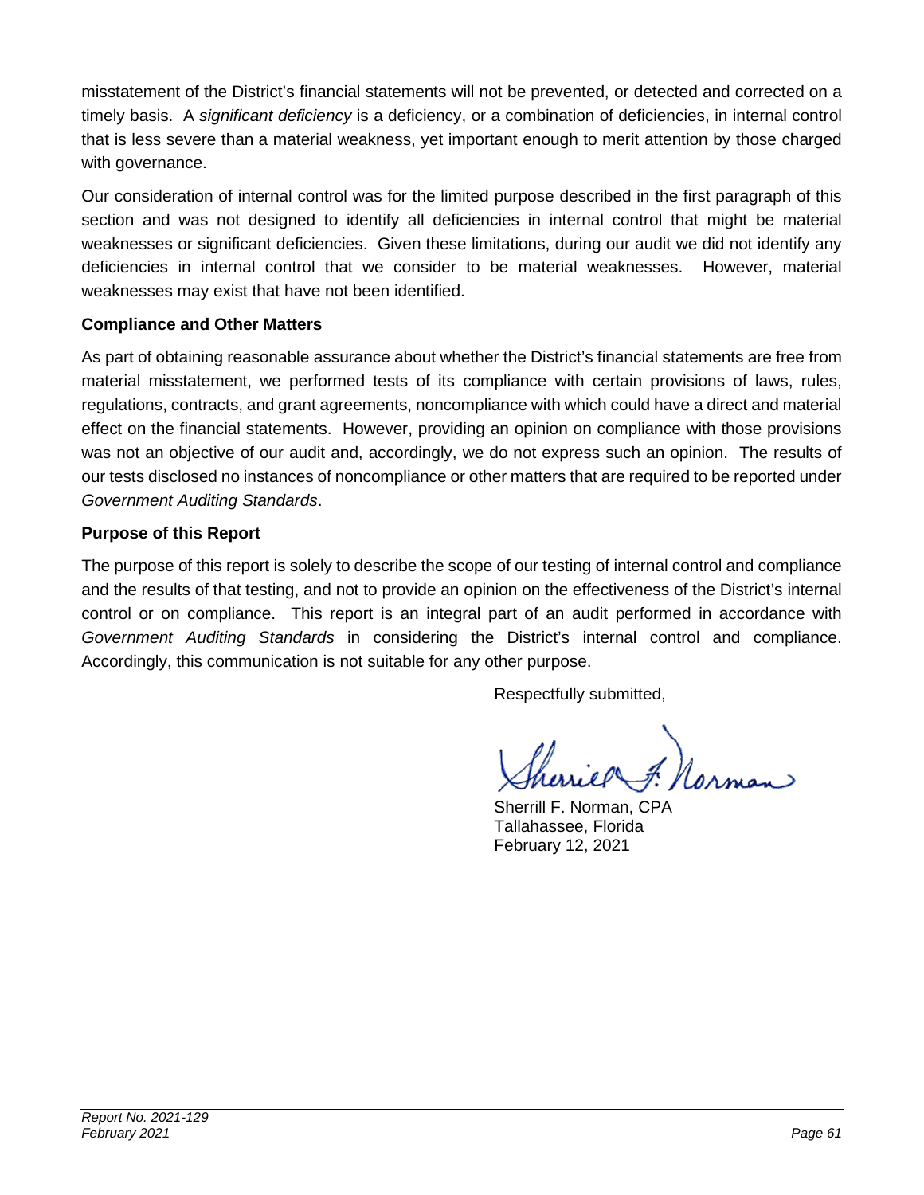misstatement of the District's financial statements will not be prevented, or detected and corrected on a timely basis. A *significant deficiency* is a deficiency, or a combination of deficiencies, in internal control that is less severe than a material weakness, yet important enough to merit attention by those charged with governance.

Our consideration of internal control was for the limited purpose described in the first paragraph of this section and was not designed to identify all deficiencies in internal control that might be material weaknesses or significant deficiencies. Given these limitations, during our audit we did not identify any deficiencies in internal control that we consider to be material weaknesses. However, material weaknesses may exist that have not been identified.

**Compliance and Other Matters**

As part of obtaining reasonable assurance about whether the District's financial statements are free from material misstatement, we performed tests of its compliance with certain provisions of laws, rules, regulations, contracts, and grant agreements, noncompliance with which could have a direct and material effect on the financial statements. However, providing an opinion on compliance with those provisions was not an objective of our audit and, accordingly, we do not express such an opinion. The results of our tests disclosed no instances of noncompliance or other matters that are required to be reported under *Government Auditing Standards*.

**Purpose of this Report**

The purpose of this report is solely to describe the scope of our testing of internal control and compliance and the results of that testing, and not to provide an opinion on the effectiveness of the District's internal control or on compliance. This report is an integral part of an audit performed in accordance with *Government Auditing Standards* in considering the District's internal control and compliance. Accordingly, this communication is not suitable for any other purpose.

Respectfully submitted,

Sherrill F. Norman, CPA
Tallahassee, Florida
February 12, 2021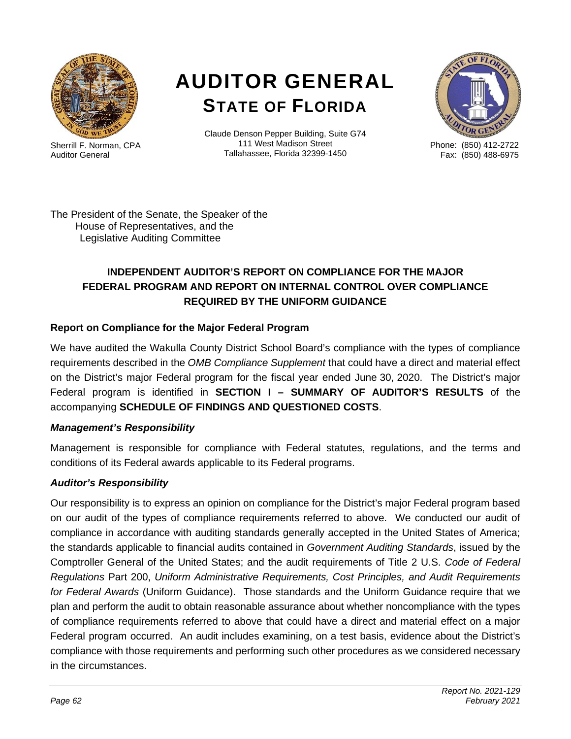# AUDITOR GENERAL
## STATE OF FLORIDA

Sherrill F. Norman, CPA
Auditor General

Claude Denson Pepper Building, Suite G74
111 West Madison Street
Tallahassee, Florida 32399-1450

Phone: (850) 412-2722
Fax: (850) 488-6975

The President of the Senate, the Speaker of the
House of Representatives, and the
Legislative Auditing Committee

### INDEPENDENT AUDITOR'S REPORT ON COMPLIANCE FOR THE MAJOR FEDERAL PROGRAM AND REPORT ON INTERNAL CONTROL OVER COMPLIANCE REQUIRED BY THE UNIFORM GUIDANCE

#### Report on Compliance for the Major Federal Program

We have audited the Wakulla County District School Board's compliance with the types of compliance requirements described in the *OMB Compliance Supplement* that could have a direct and material effect on the District's major Federal program for the fiscal year ended June 30, 2020. The District's major Federal program is identified in **SECTION I – SUMMARY OF AUDITOR'S RESULTS** of the accompanying **SCHEDULE OF FINDINGS AND QUESTIONED COSTS**.

#### *Management's Responsibility*

Management is responsible for compliance with Federal statutes, regulations, and the terms and conditions of its Federal awards applicable to its Federal programs.

#### *Auditor's Responsibility*

Our responsibility is to express an opinion on compliance for the District's major Federal program based on our audit of the types of compliance requirements referred to above. We conducted our audit of compliance in accordance with auditing standards generally accepted in the United States of America; the standards applicable to financial audits contained in *Government Auditing Standards*, issued by the Comptroller General of the United States; and the audit requirements of Title 2 U.S. *Code of Federal Regulations* Part 200, *Uniform Administrative Requirements, Cost Principles, and Audit Requirements for Federal Awards* (Uniform Guidance). Those standards and the Uniform Guidance require that we plan and perform the audit to obtain reasonable assurance about whether noncompliance with the types of compliance requirements referred to above that could have a direct and material effect on a major Federal program occurred. An audit includes examining, on a test basis, evidence about the District's compliance with those requirements and performing such other procedures as we considered necessary in the circumstances.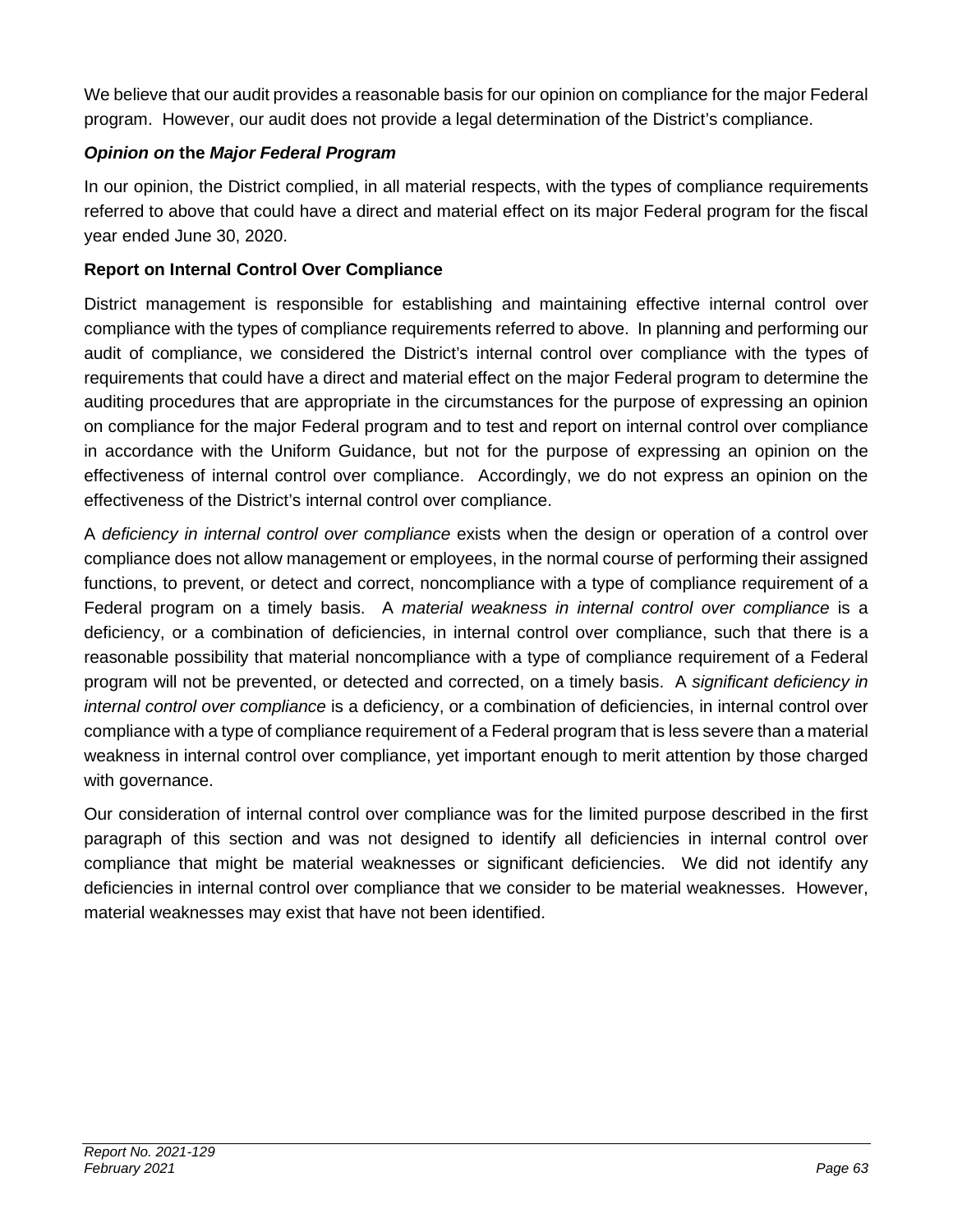We believe that our audit provides a reasonable basis for our opinion on compliance for the major Federal program. However, our audit does not provide a legal determination of the District's compliance.

### *Opinion on* the *Major Federal Program*

In our opinion, the District complied, in all material respects, with the types of compliance requirements referred to above that could have a direct and material effect on its major Federal program for the fiscal year ended June 30, 2020.

### Report on Internal Control Over Compliance

District management is responsible for establishing and maintaining effective internal control over compliance with the types of compliance requirements referred to above. In planning and performing our audit of compliance, we considered the District's internal control over compliance with the types of requirements that could have a direct and material effect on the major Federal program to determine the auditing procedures that are appropriate in the circumstances for the purpose of expressing an opinion on compliance for the major Federal program and to test and report on internal control over compliance in accordance with the Uniform Guidance, but not for the purpose of expressing an opinion on the effectiveness of internal control over compliance. Accordingly, we do not express an opinion on the effectiveness of the District's internal control over compliance.

A *deficiency in internal control over compliance* exists when the design or operation of a control over compliance does not allow management or employees, in the normal course of performing their assigned functions, to prevent, or detect and correct, noncompliance with a type of compliance requirement of a Federal program on a timely basis. A *material weakness in internal control over compliance* is a deficiency, or a combination of deficiencies, in internal control over compliance, such that there is a reasonable possibility that material noncompliance with a type of compliance requirement of a Federal program will not be prevented, or detected and corrected, on a timely basis. A *significant deficiency in internal control over compliance* is a deficiency, or a combination of deficiencies, in internal control over compliance with a type of compliance requirement of a Federal program that is less severe than a material weakness in internal control over compliance, yet important enough to merit attention by those charged with governance.

Our consideration of internal control over compliance was for the limited purpose described in the first paragraph of this section and was not designed to identify all deficiencies in internal control over compliance that might be material weaknesses or significant deficiencies. We did not identify any deficiencies in internal control over compliance that we consider to be material weaknesses. However, material weaknesses may exist that have not been identified.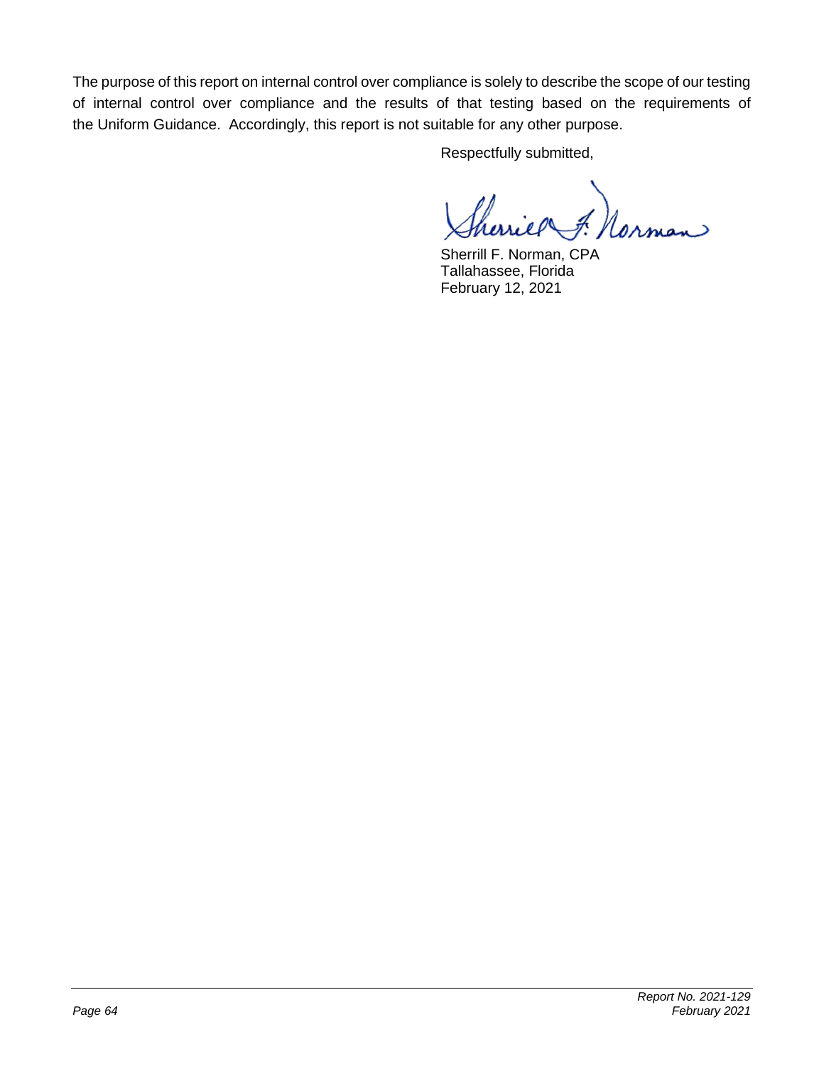The purpose of this report on internal control over compliance is solely to describe the scope of our testing of internal control over compliance and the results of that testing based on the requirements of the Uniform Guidance. Accordingly, this report is not suitable for any other purpose.

Respectfully submitted,

Sherrill F. Norman, CPA
Tallahassee, Florida
February 12, 2021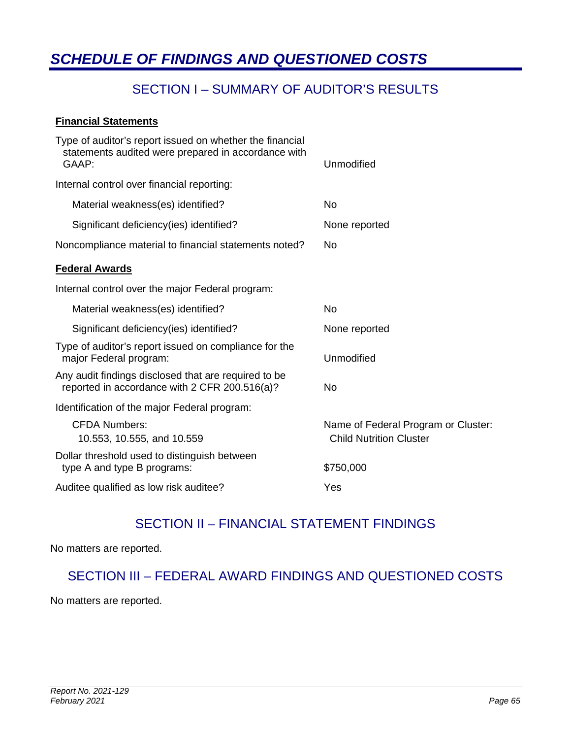# *SCHEDULE OF FINDINGS AND QUESTIONED COSTS*

## SECTION I – SUMMARY OF AUDITOR'S RESULTS

**Financial Statements**

| | |
|---|---|
| Type of auditor's report issued on whether the financial statements audited were prepared in accordance with GAAP: | Unmodified |
| Internal control over financial reporting: | |
| Material weakness(es) identified? | No |
| Significant deficiency(ies) identified? | None reported |
| Noncompliance material to financial statements noted? | No |

**Federal Awards**

| | |
|---|---|
| Internal control over the major Federal program: | |
| Material weakness(es) identified? | No |
| Significant deficiency(ies) identified? | None reported |
| Type of auditor's report issued on compliance for the major Federal program: | Unmodified |
| Any audit findings disclosed that are required to be reported in accordance with 2 CFR 200.516(a)? | No |
| Identification of the major Federal program: | |
| CFDA Numbers: 10.553, 10.555, and 10.559 | Name of Federal Program or Cluster: Child Nutrition Cluster |
| Dollar threshold used to distinguish between type A and type B programs: | $750,000 |
| Auditee qualified as low risk auditee? | Yes |

## SECTION II – FINANCIAL STATEMENT FINDINGS

No matters are reported.

## SECTION III – FEDERAL AWARD FINDINGS AND QUESTIONED COSTS

No matters are reported.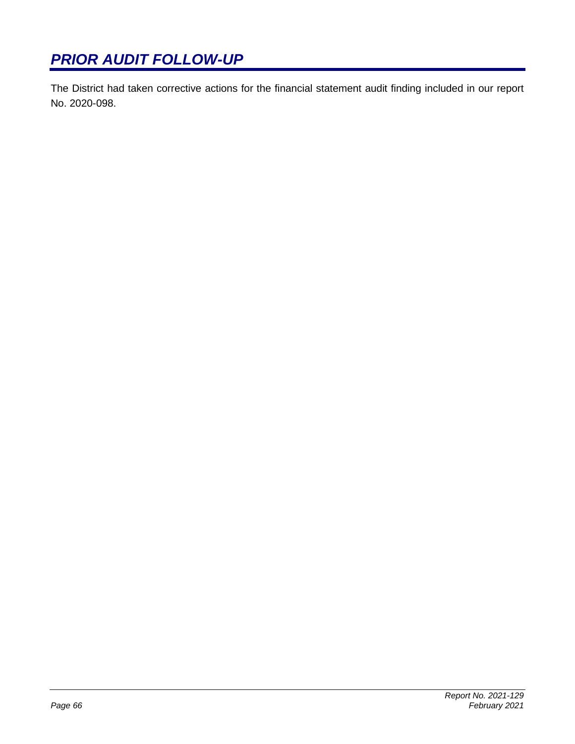# *PRIOR AUDIT FOLLOW-UP*

The District had taken corrective actions for the financial statement audit finding included in our report No. 2020-098.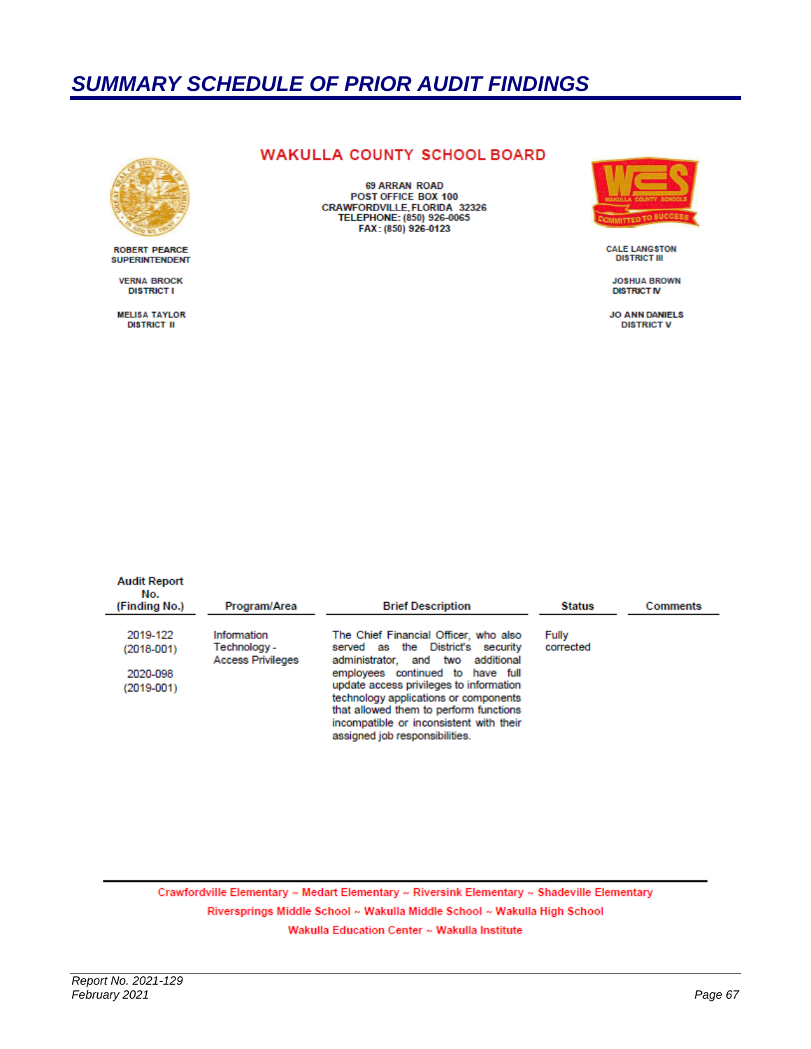# SUMMARY SCHEDULE OF PRIOR AUDIT FINDINGS

## WAKULLA COUNTY SCHOOL BOARD

69 ARRAN ROAD
POST OFFICE BOX 100
CRAWFORDVILLE, FLORIDA 32326
TELEPHONE: (850) 926-0065
FAX: (850) 926-0123

ROBERT PEARCE
SUPERINTENDENT

VERNA BROCK
DISTRICT I

MELISA TAYLOR
DISTRICT II

CALE LANGSTON
DISTRICT III

JOSHUA BROWN
DISTRICT IV

JO ANN DANIELS
DISTRICT V

| Audit Report No. (Finding No.) | Program/Area | Brief Description | Status | Comments |
|---|---|---|---|---|
| 2019-122 (2018-001)<br>2020-098 (2019-001) | Information Technology - Access Privileges | The Chief Financial Officer, who also served as the District's security administrator, and two additional employees continued to have full update access privileges to information technology applications or components that allowed them to perform functions incompatible or inconsistent with their assigned job responsibilities. | Fully corrected | |

Crawfordville Elementary ~ Medart Elementary ~ Riversink Elementary ~ Shadeville Elementary
Riversprings Middle School ~ Wakulla Middle School ~ Wakulla High School
Wakulla Education Center ~ Wakulla Institute